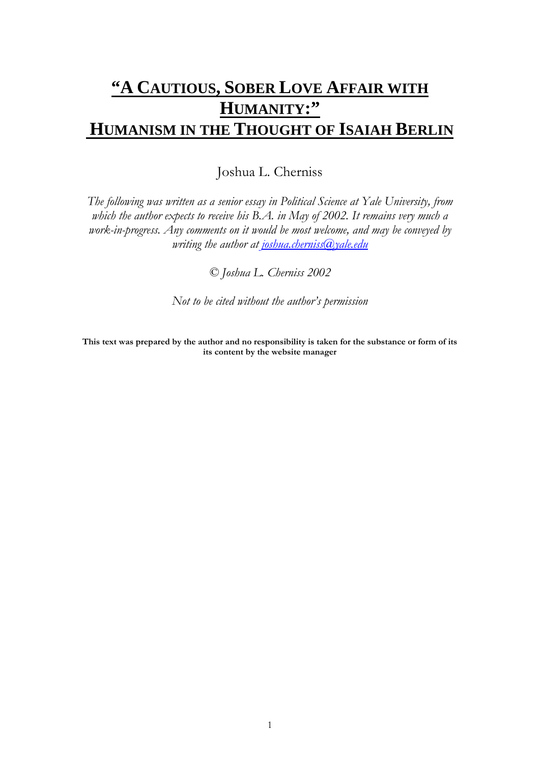# "A CAUTIOUS, SOBER LOVE AFFAIR WITH HUMANITY:" HUMANISM IN THE THOUGHT OF ISAIAH BERLIN

Joshua L. Cherniss

*The following was written as a senior essay in Political Science at Yale University, from which the author expects to receive his B.A. in May of 2002. It remains very much a work-in-progress. Any comments on it would be most welcome, and may be conveyed by writing the author at joshua.cherniss@yale.edu*

*© Joshua L. Cherniss 2002*

*Not to be cited without the author's permission*

**This text was prepared by the author and no responsibility is taken for the substance or form of its its content by the website manager**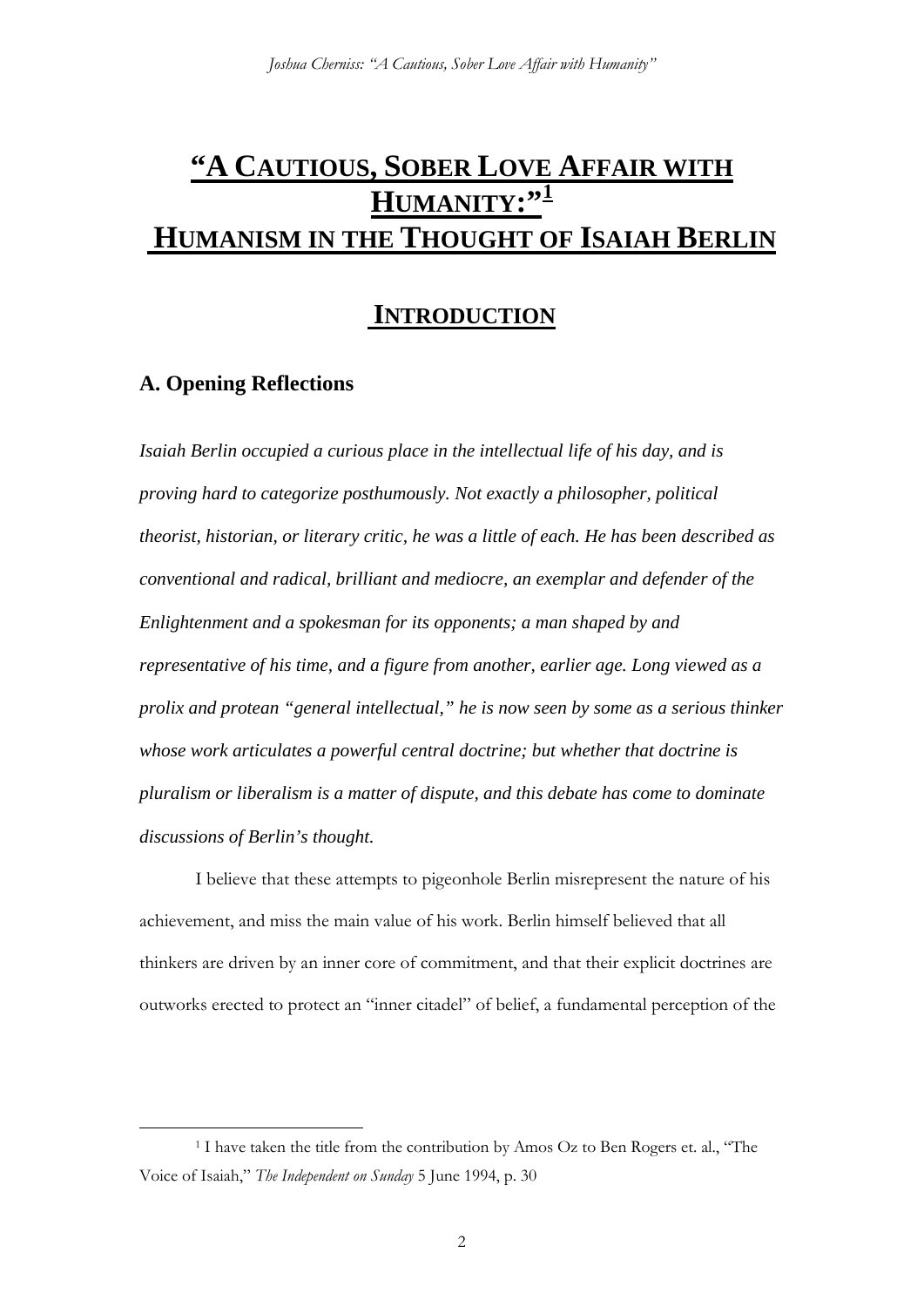# "A CAUTIOUS, SOBER LOVE AFFAIR WITH HUMANITY:"[1] HUMANISM IN THE THOUGHT OF ISAIAH BERLIN

## INTRODUCTION

### A. Opening Reflections

*Isaiah Berlin occupied a curious place in the intellectual life of his day, and is proving hard to categorize posthumously. Not exactly a philosopher, political theorist, historian, or literary critic, he was a little of each. He has been described as conventional and radical, brilliant and mediocre, an exemplar and defender of the Enlightenment and a spokesman for its opponents; a man shaped by and representative of his time, and a figure from another, earlier age. Long viewed as a prolix and protean "general intellectual," he is now seen by some as a serious thinker whose work articulates a powerful central doctrine; but whether that doctrine is pluralism or liberalism is a matter of dispute, and this debate has come to dominate discussions of Berlin's thought.*

I believe that these attempts to pigeonhole Berlin misrepresent the nature of his achievement, and miss the main value of his work. Berlin himself believed that all thinkers are driven by an inner core of commitment, and that their explicit doctrines are outworks erected to protect an "inner citadel" of belief, a fundamental perception of the

[1] I have taken the title from the contribution by Amos Oz to Ben Rogers et. al., "The Voice of Isaiah," *The Independent on Sunday* 5 June 1994, p. 30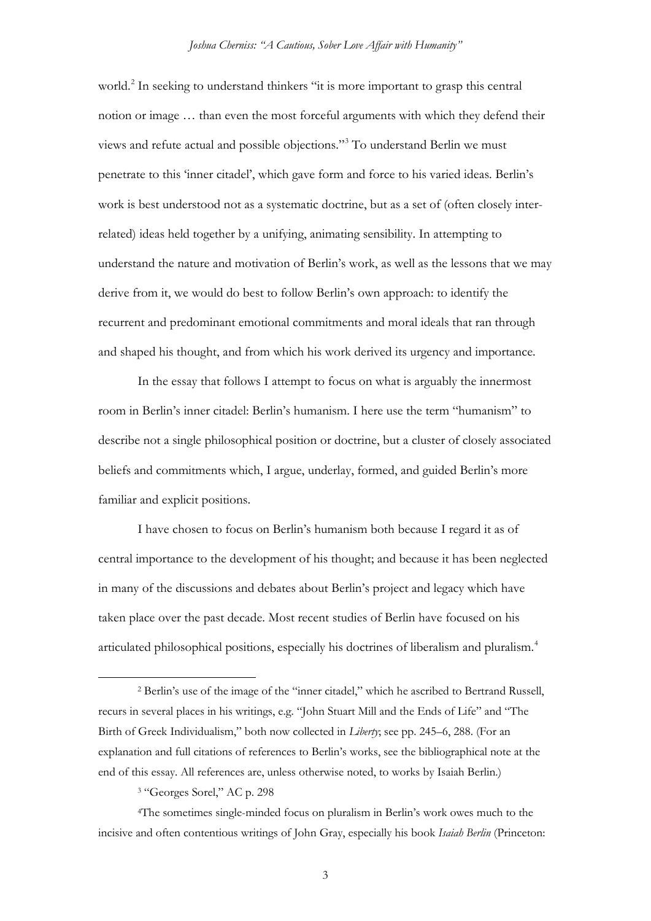world.[2] In seeking to understand thinkers "it is more important to grasp this central notion or image … than even the most forceful arguments with which they defend their views and refute actual and possible objections."[3] To understand Berlin we must penetrate to this 'inner citadel', which gave form and force to his varied ideas. Berlin's work is best understood not as a systematic doctrine, but as a set of (often closely inter-related) ideas held together by a unifying, animating sensibility. In attempting to understand the nature and motivation of Berlin's work, as well as the lessons that we may derive from it, we would do best to follow Berlin's own approach: to identify the recurrent and predominant emotional commitments and moral ideals that ran through and shaped his thought, and from which his work derived its urgency and importance.

In the essay that follows I attempt to focus on what is arguably the innermost room in Berlin's inner citadel: Berlin's humanism. I here use the term "humanism" to describe not a single philosophical position or doctrine, but a cluster of closely associated beliefs and commitments which, I argue, underlay, formed, and guided Berlin's more familiar and explicit positions.

I have chosen to focus on Berlin's humanism both because I regard it as of central importance to the development of his thought; and because it has been neglected in many of the discussions and debates about Berlin's project and legacy which have taken place over the past decade. Most recent studies of Berlin have focused on his articulated philosophical positions, especially his doctrines of liberalism and pluralism.[4]

---

[2] Berlin's use of the image of the "inner citadel," which he ascribed to Bertrand Russell, recurs in several places in his writings, e.g. "John Stuart Mill and the Ends of Life" and "The Birth of Greek Individualism," both now collected in *Liberty*; see pp. 245–6, 288. (For an explanation and full citations of references to Berlin's works, see the bibliographical note at the end of this essay. All references are, unless otherwise noted, to works by Isaiah Berlin.)

[3] "Georges Sorel," AC p. 298

[4] The sometimes single-minded focus on pluralism in Berlin's work owes much to the incisive and often contentious writings of John Gray, especially his book *Isaiah Berlin* (Princeton: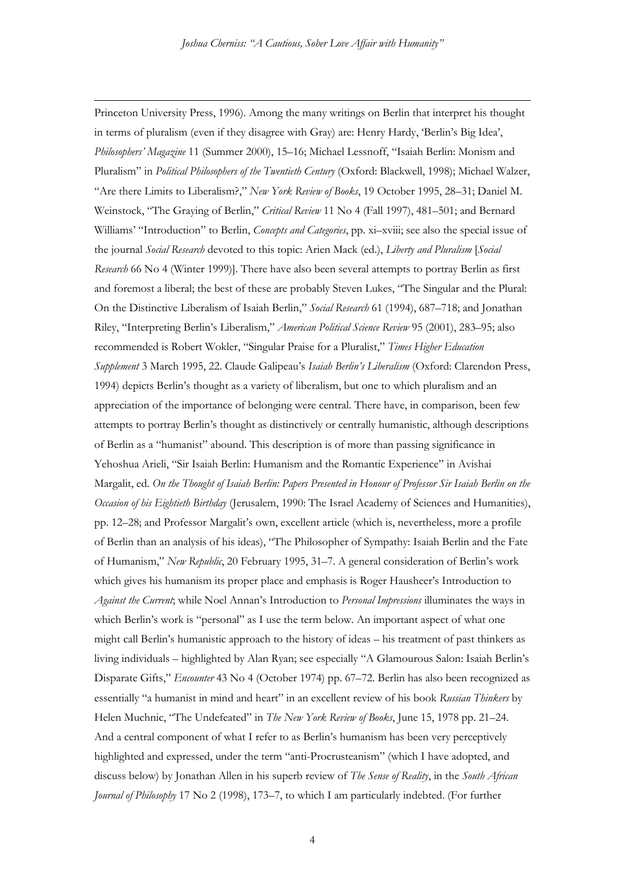Princeton University Press, 1996). Among the many writings on Berlin that interpret his thought in terms of pluralism (even if they disagree with Gray) are: Henry Hardy, 'Berlin's Big Idea', *Philosophers' Magazine* 11 (Summer 2000), 15–16; Michael Lessnoff, "Isaiah Berlin: Monism and Pluralism" in *Political Philosophers of the Twentieth Century* (Oxford: Blackwell, 1998); Michael Walzer, "Are there Limits to Liberalism?," *New York Review of Books*, 19 October 1995, 28–31; Daniel M. Weinstock, "The Graying of Berlin," *Critical Review* 11 No 4 (Fall 1997), 481–501; and Bernard Williams' "Introduction" to Berlin, *Concepts and Categories*, pp. xi–xviii; see also the special issue of the journal *Social Research* devoted to this topic: Arien Mack (ed.), *Liberty and Pluralism* [*Social Research* 66 No 4 (Winter 1999)]. There have also been several attempts to portray Berlin as first and foremost a liberal; the best of these are probably Steven Lukes, "The Singular and the Plural: On the Distinctive Liberalism of Isaiah Berlin," *Social Research* 61 (1994), 687–718; and Jonathan Riley, "Interpreting Berlin's Liberalism," *American Political Science Review* 95 (2001), 283–95; also recommended is Robert Wokler, "Singular Praise for a Pluralist," *Times Higher Education Supplement* 3 March 1995, 22. Claude Galipeau's *Isaiah Berlin's Liberalism* (Oxford: Clarendon Press, 1994) depicts Berlin's thought as a variety of liberalism, but one to which pluralism and an appreciation of the importance of belonging were central. There have, in comparison, been few attempts to portray Berlin's thought as distinctively or centrally humanistic, although descriptions of Berlin as a "humanist" abound. This description is of more than passing significance in Yehoshua Arieli, "Sir Isaiah Berlin: Humanism and the Romantic Experience" in Avishai Margalit, ed. *On the Thought of Isaiah Berlin: Papers Presented in Honour of Professor Sir Isaiah Berlin on the Occasion of his Eightieth Birthday* (Jerusalem, 1990: The Israel Academy of Sciences and Humanities), pp. 12–28; and Professor Margalit's own, excellent article (which is, nevertheless, more a profile of Berlin than an analysis of his ideas), "The Philosopher of Sympathy: Isaiah Berlin and the Fate of Humanism," *New Republic*, 20 February 1995, 31–7. A general consideration of Berlin's work which gives his humanism its proper place and emphasis is Roger Hausheer's Introduction to *Against the Current*; while Noel Annan's Introduction to *Personal Impressions* illuminates the ways in which Berlin's work is "personal" as I use the term below. An important aspect of what one might call Berlin's humanistic approach to the history of ideas – his treatment of past thinkers as living individuals – highlighted by Alan Ryan; see especially "A Glamourous Salon: Isaiah Berlin's Disparate Gifts," *Encounter* 43 No 4 (October 1974) pp. 67–72. Berlin has also been recognized as essentially "a humanist in mind and heart" in an excellent review of his book *Russian Thinkers* by Helen Muchnic, "The Undefeated" in *The New York Review of Books*, June 15, 1978 pp. 21–24. And a central component of what I refer to as Berlin's humanism has been very perceptively highlighted and expressed, under the term "anti-Procrusteanism" (which I have adopted, and discuss below) by Jonathan Allen in his superb review of *The Sense of Reality*, in the *South African Journal of Philosophy* 17 No 2 (1998), 173–7, to which I am particularly indebted. (For further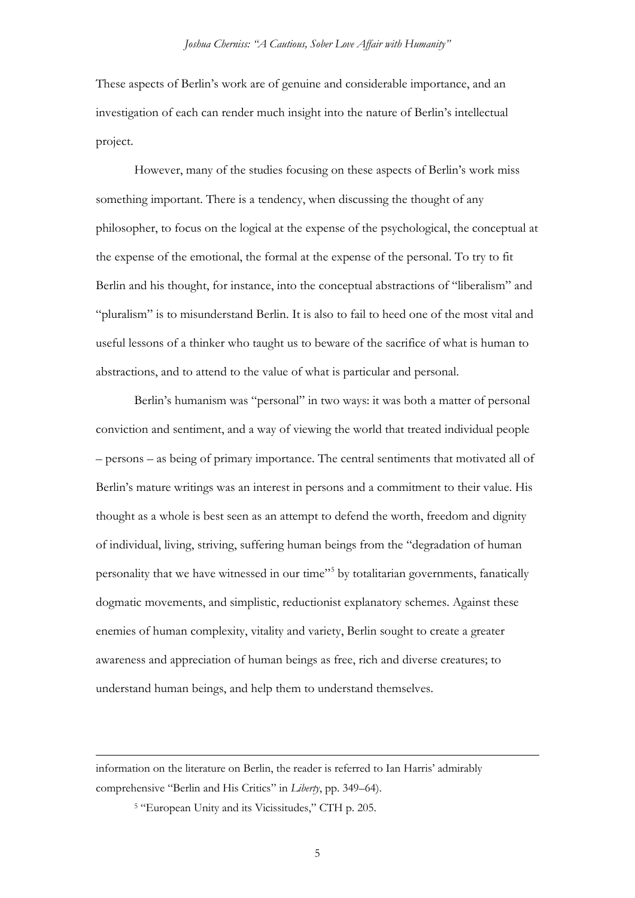These aspects of Berlin's work are of genuine and considerable importance, and an investigation of each can render much insight into the nature of Berlin's intellectual project.

However, many of the studies focusing on these aspects of Berlin's work miss something important. There is a tendency, when discussing the thought of any philosopher, to focus on the logical at the expense of the psychological, the conceptual at the expense of the emotional, the formal at the expense of the personal. To try to fit Berlin and his thought, for instance, into the conceptual abstractions of "liberalism" and "pluralism" is to misunderstand Berlin. It is also to fail to heed one of the most vital and useful lessons of a thinker who taught us to beware of the sacrifice of what is human to abstractions, and to attend to the value of what is particular and personal.

Berlin's humanism was "personal" in two ways: it was both a matter of personal conviction and sentiment, and a way of viewing the world that treated individual people – persons – as being of primary importance. The central sentiments that motivated all of Berlin's mature writings was an interest in persons and a commitment to their value. His thought as a whole is best seen as an attempt to defend the worth, freedom and dignity of individual, living, striving, suffering human beings from the "degradation of human personality that we have witnessed in our time"[5] by totalitarian governments, fanatically dogmatic movements, and simplistic, reductionist explanatory schemes. Against these enemies of human complexity, vitality and variety, Berlin sought to create a greater awareness and appreciation of human beings as free, rich and diverse creatures; to understand human beings, and help them to understand themselves.

---

information on the literature on Berlin, the reader is referred to Ian Harris' admirably comprehensive "Berlin and His Critics" in *Liberty*, pp. 349–64).

[5] "European Unity and its Vicissitudes," CTH p. 205.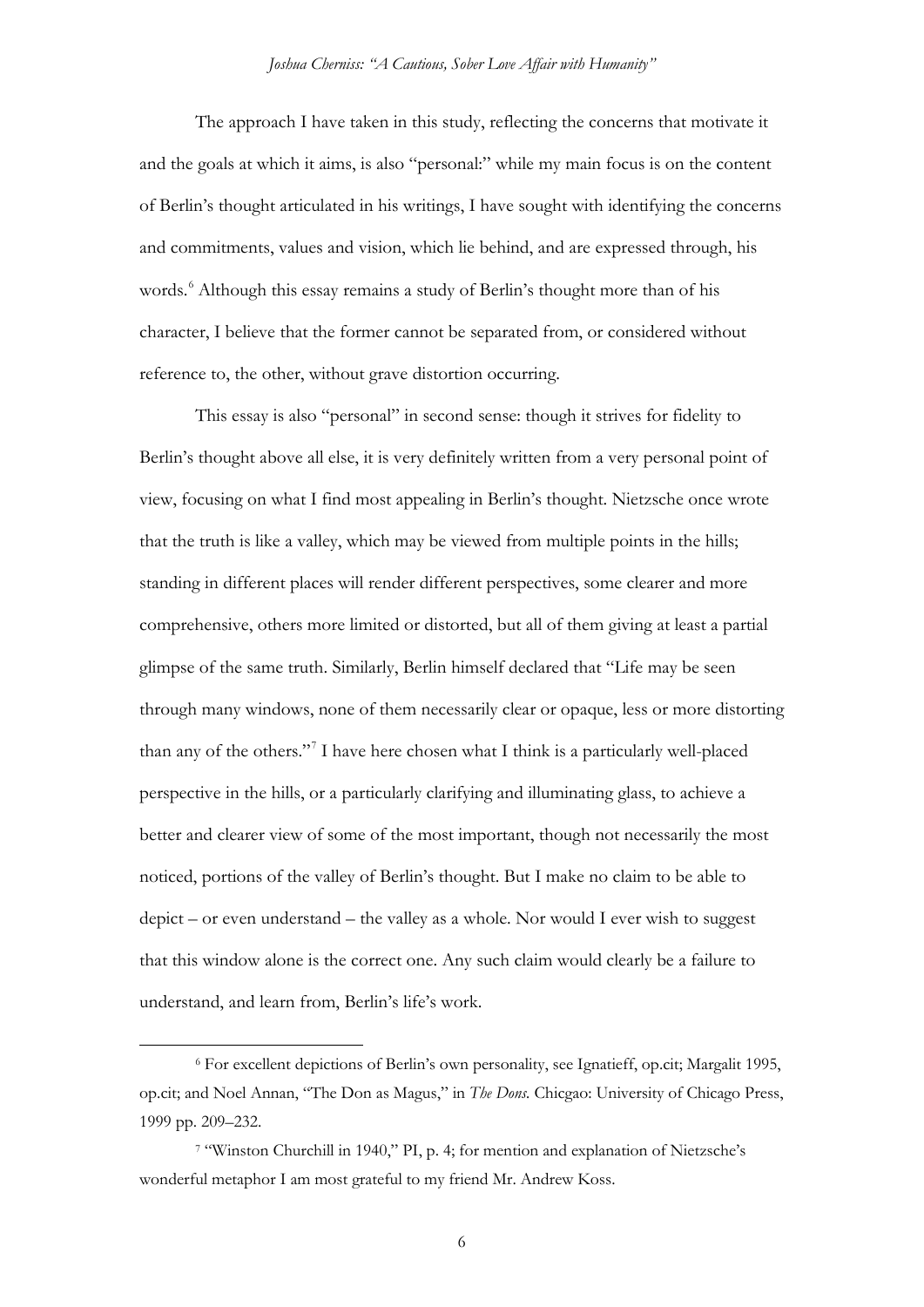The approach I have taken in this study, reflecting the concerns that motivate it and the goals at which it aims, is also "personal:" while my main focus is on the content of Berlin's thought articulated in his writings, I have sought with identifying the concerns and commitments, values and vision, which lie behind, and are expressed through, his words.[6] Although this essay remains a study of Berlin's thought more than of his character, I believe that the former cannot be separated from, or considered without reference to, the other, without grave distortion occurring.

This essay is also "personal" in second sense: though it strives for fidelity to Berlin's thought above all else, it is very definitely written from a very personal point of view, focusing on what I find most appealing in Berlin's thought. Nietzsche once wrote that the truth is like a valley, which may be viewed from multiple points in the hills; standing in different places will render different perspectives, some clearer and more comprehensive, others more limited or distorted, but all of them giving at least a partial glimpse of the same truth. Similarly, Berlin himself declared that "Life may be seen through many windows, none of them necessarily clear or opaque, less or more distorting than any of the others."[7] I have here chosen what I think is a particularly well-placed perspective in the hills, or a particularly clarifying and illuminating glass, to achieve a better and clearer view of some of the most important, though not necessarily the most noticed, portions of the valley of Berlin's thought. But I make no claim to be able to depict – or even understand – the valley as a whole. Nor would I ever wish to suggest that this window alone is the correct one. Any such claim would clearly be a failure to understand, and learn from, Berlin's life's work.

---

[6] For excellent depictions of Berlin's own personality, see Ignatieff, op.cit; Margalit 1995, op.cit; and Noel Annan, "The Don as Magus," in *The Dons.* Chicgao: University of Chicago Press, 1999 pp. 209–232.

[7] "Winston Churchill in 1940," PI, p. 4; for mention and explanation of Nietzsche's wonderful metaphor I am most grateful to my friend Mr. Andrew Koss.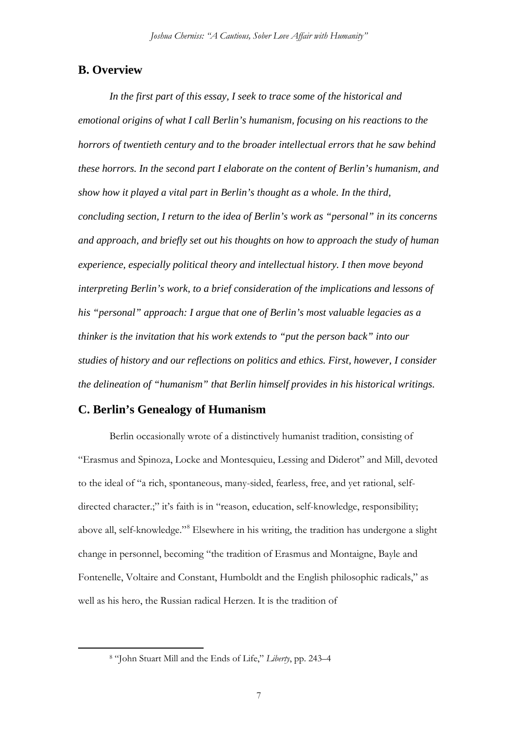## B. Overview

***In the first part of this essay, I seek to trace some of the historical and emotional origins of what I call Berlin's humanism, focusing on his reactions to the horrors of twentieth century and to the broader intellectual errors that he saw behind these horrors. In the second part I elaborate on the content of Berlin's humanism, and show how it played a vital part in Berlin's thought as a whole. In the third, concluding section, I return to the idea of Berlin's work as "personal" in its concerns and approach, and briefly set out his thoughts on how to approach the study of human experience, especially political theory and intellectual history. I then move beyond interpreting Berlin's work, to a brief consideration of the implications and lessons of his "personal" approach: I argue that one of Berlin's most valuable legacies as a thinker is the invitation that his work extends to "put the person back" into our studies of history and our reflections on politics and ethics. First, however, I consider the delineation of "humanism" that Berlin himself provides in his historical writings.***

## C. Berlin's Genealogy of Humanism

Berlin occasionally wrote of a distinctively humanist tradition, consisting of "Erasmus and Spinoza, Locke and Montesquieu, Lessing and Diderot" and Mill, devoted to the ideal of "a rich, spontaneous, many-sided, fearless, free, and yet rational, self-directed character.;" it's faith is in "reason, education, self-knowledge, responsibility; above all, self-knowledge."[8] Elsewhere in his writing, the tradition has undergone a slight change in personnel, becoming "the tradition of Erasmus and Montaigne, Bayle and Fontenelle, Voltaire and Constant, Humboldt and the English philosophic radicals," as well as his hero, the Russian radical Herzen. It is the tradition of

[8] "John Stuart Mill and the Ends of Life," *Liberty*, pp. 243–4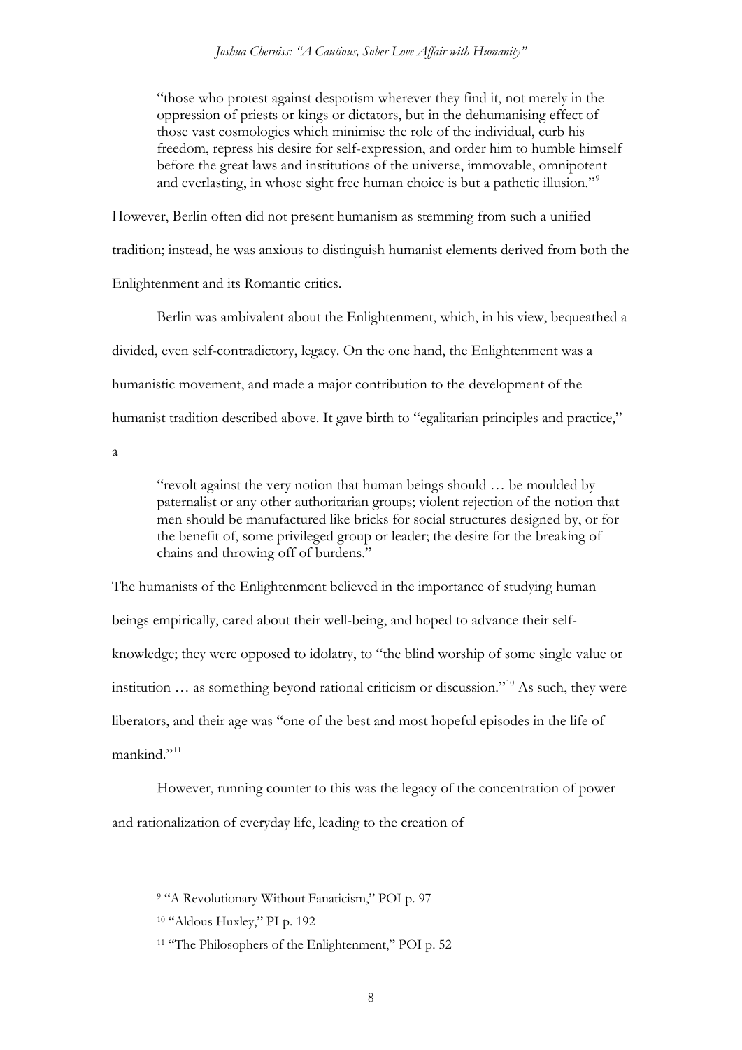> "those who protest against despotism wherever they find it, not merely in the oppression of priests or kings or dictators, but in the dehumanising effect of those vast cosmologies which minimise the role of the individual, curb his freedom, repress his desire for self-expression, and order him to humble himself before the great laws and institutions of the universe, immovable, omnipotent and everlasting, in whose sight free human choice is but a pathetic illusion."[9]

However, Berlin often did not present humanism as stemming from such a unified tradition; instead, he was anxious to distinguish humanist elements derived from both the Enlightenment and its Romantic critics.

Berlin was ambivalent about the Enlightenment, which, in his view, bequeathed a divided, even self-contradictory, legacy. On the one hand, the Enlightenment was a humanistic movement, and made a major contribution to the development of the humanist tradition described above. It gave birth to "egalitarian principles and practice," a

> "revolt against the very notion that human beings should … be moulded by paternalist or any other authoritarian groups; violent rejection of the notion that men should be manufactured like bricks for social structures designed by, or for the benefit of, some privileged group or leader; the desire for the breaking of chains and throwing off of burdens."

The humanists of the Enlightenment believed in the importance of studying human beings empirically, cared about their well-being, and hoped to advance their self-knowledge; they were opposed to idolatry, to "the blind worship of some single value or institution … as something beyond rational criticism or discussion."[10] As such, they were liberators, and their age was "one of the best and most hopeful episodes in the life of mankind."[11]

However, running counter to this was the legacy of the concentration of power and rationalization of everyday life, leading to the creation of

---

[9] "A Revolutionary Without Fanaticism," POI p. 97

[10] "Aldous Huxley," PI p. 192

[11] "The Philosophers of the Enlightenment," POI p. 52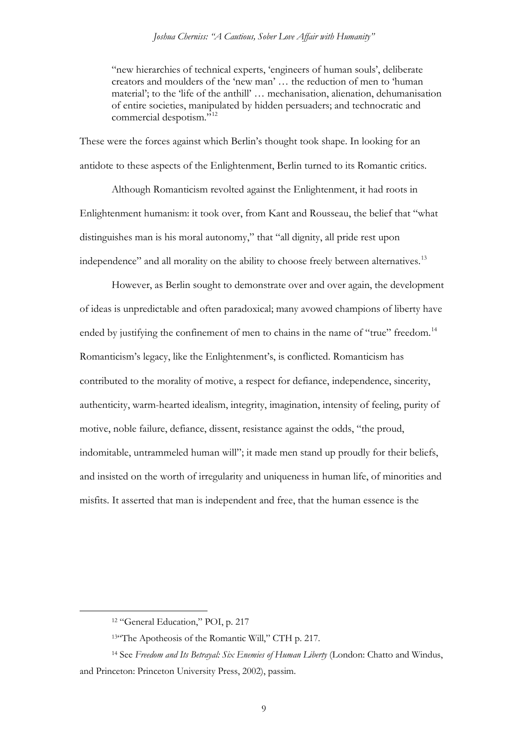> "new hierarchies of technical experts, 'engineers of human souls', deliberate creators and moulders of the 'new man' … the reduction of men to 'human material'; to the 'life of the anthill' … mechanisation, alienation, dehumanisation of entire societies, manipulated by hidden persuaders; and technocratic and commercial despotism."[12]

These were the forces against which Berlin's thought took shape. In looking for an antidote to these aspects of the Enlightenment, Berlin turned to its Romantic critics.

Although Romanticism revolted against the Enlightenment, it had roots in Enlightenment humanism: it took over, from Kant and Rousseau, the belief that "what distinguishes man is his moral autonomy," that "all dignity, all pride rest upon independence" and all morality on the ability to choose freely between alternatives.[13]

However, as Berlin sought to demonstrate over and over again, the development of ideas is unpredictable and often paradoxical; many avowed champions of liberty have ended by justifying the confinement of men to chains in the name of "true" freedom.[14] Romanticism's legacy, like the Enlightenment's, is conflicted. Romanticism has contributed to the morality of motive, a respect for defiance, independence, sincerity, authenticity, warm-hearted idealism, integrity, imagination, intensity of feeling, purity of motive, noble failure, defiance, dissent, resistance against the odds, "the proud, indomitable, untrammeled human will"; it made men stand up proudly for their beliefs, and insisted on the worth of irregularity and uniqueness in human life, of minorities and misfits. It asserted that man is independent and free, that the human essence is the

---

[12] "General Education," POI, p. 217

[13] "The Apotheosis of the Romantic Will," CTH p. 217.

[14] See *Freedom and Its Betrayal: Six Enemies of Human Liberty* (London: Chatto and Windus, and Princeton: Princeton University Press, 2002), passim.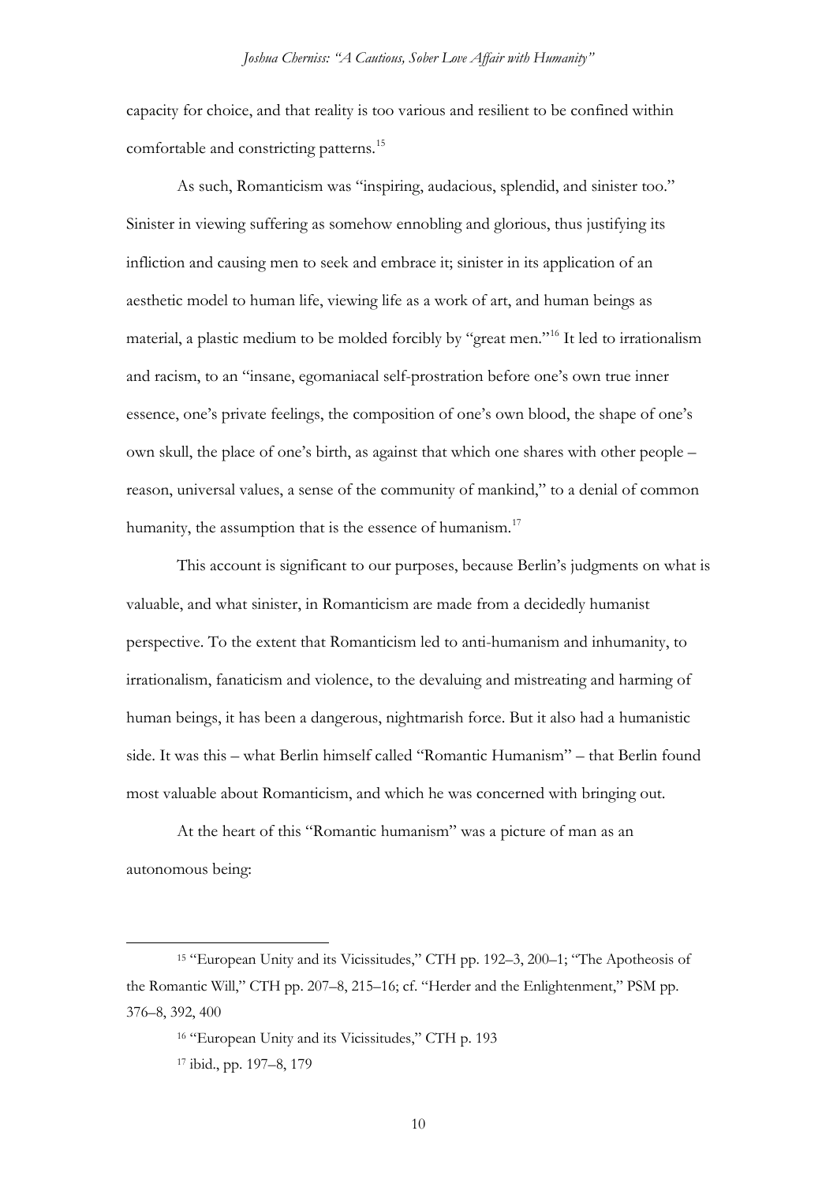capacity for choice, and that reality is too various and resilient to be confined within comfortable and constricting patterns.[15]

As such, Romanticism was "inspiring, audacious, splendid, and sinister too." Sinister in viewing suffering as somehow ennobling and glorious, thus justifying its infliction and causing men to seek and embrace it; sinister in its application of an aesthetic model to human life, viewing life as a work of art, and human beings as material, a plastic medium to be molded forcibly by "great men."[16] It led to irrationalism and racism, to an "insane, egomaniacal self-prostration before one's own true inner essence, one's private feelings, the composition of one's own blood, the shape of one's own skull, the place of one's birth, as against that which one shares with other people – reason, universal values, a sense of the community of mankind," to a denial of common humanity, the assumption that is the essence of humanism.[17]

This account is significant to our purposes, because Berlin's judgments on what is valuable, and what sinister, in Romanticism are made from a decidedly humanist perspective. To the extent that Romanticism led to anti-humanism and inhumanity, to irrationalism, fanaticism and violence, to the devaluing and mistreating and harming of human beings, it has been a dangerous, nightmarish force. But it also had a humanistic side. It was this – what Berlin himself called "Romantic Humanism" – that Berlin found most valuable about Romanticism, and which he was concerned with bringing out.

At the heart of this "Romantic humanism" was a picture of man as an autonomous being:

---

[15] "European Unity and its Vicissitudes," CTH pp. 192–3, 200–1; "The Apotheosis of the Romantic Will," CTH pp. 207–8, 215–16; cf. "Herder and the Enlightenment," PSM pp. 376–8, 392, 400

[16] "European Unity and its Vicissitudes," CTH p. 193

[17] ibid., pp. 197–8, 179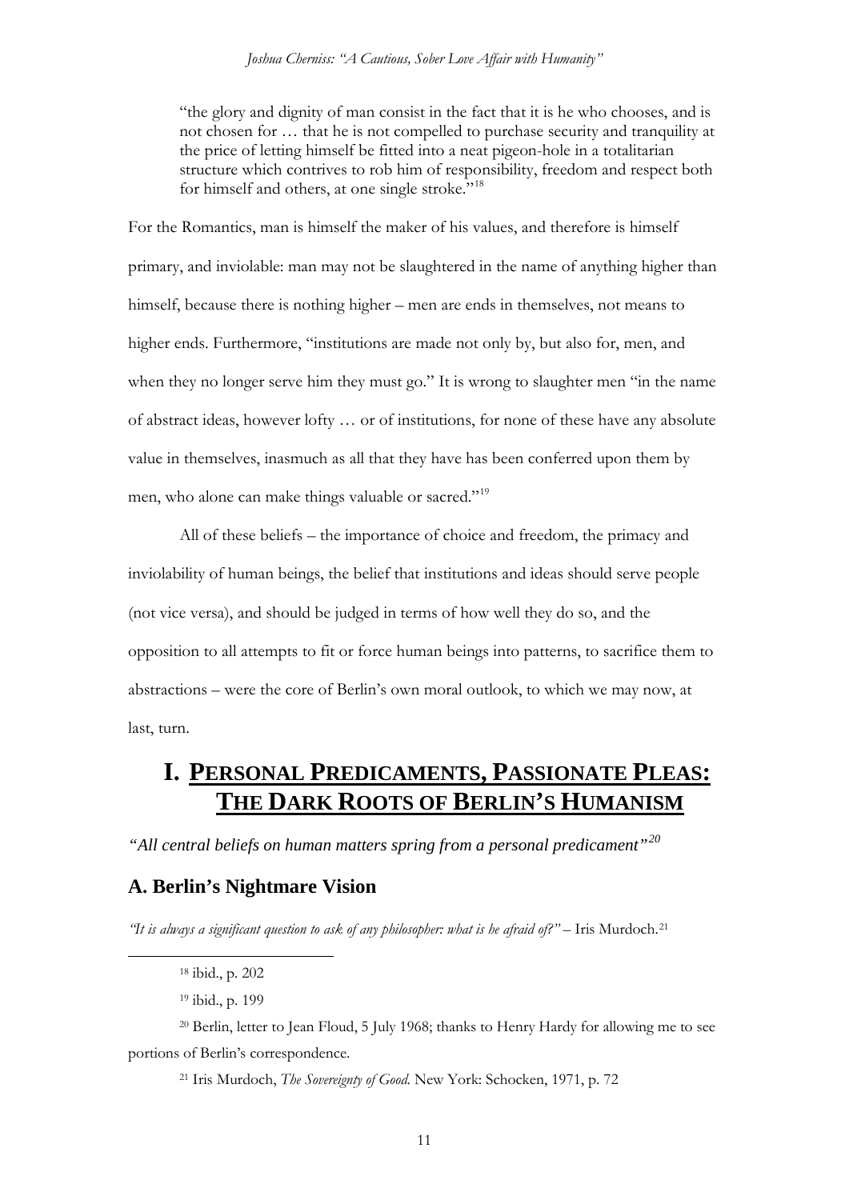> "the glory and dignity of man consist in the fact that it is he who chooses, and is not chosen for … that he is not compelled to purchase security and tranquility at the price of letting himself be fitted into a neat pigeon-hole in a totalitarian structure which contrives to rob him of responsibility, freedom and respect both for himself and others, at one single stroke."[18]

For the Romantics, man is himself the maker of his values, and therefore is himself primary, and inviolable: man may not be slaughtered in the name of anything higher than himself, because there is nothing higher – men are ends in themselves, not means to higher ends. Furthermore, "institutions are made not only by, but also for, men, and when they no longer serve him they must go." It is wrong to slaughter men "in the name of abstract ideas, however lofty … or of institutions, for none of these have any absolute value in themselves, inasmuch as all that they have has been conferred upon them by men, who alone can make things valuable or sacred."[19]

All of these beliefs – the importance of choice and freedom, the primacy and inviolability of human beings, the belief that institutions and ideas should serve people (not vice versa), and should be judged in terms of how well they do so, and the opposition to all attempts to fit or force human beings into patterns, to sacrifice them to abstractions – were the core of Berlin's own moral outlook, to which we may now, at last, turn.

# I. Personal Predicaments, Passionate Pleas: The Dark Roots of Berlin's Humanism

*"All central beliefs on human matters spring from a personal predicament"*[20]

## A. Berlin's Nightmare Vision

*"It is always a significant question to ask of any philosopher: what is he afraid of?"* – Iris Murdoch.[21]

---

[18] ibid., p. 202

[19] ibid., p. 199

[20] Berlin, letter to Jean Floud, 5 July 1968; thanks to Henry Hardy for allowing me to see portions of Berlin's correspondence.

[21] Iris Murdoch, *The Sovereignty of Good.* New York: Schocken, 1971, p. 72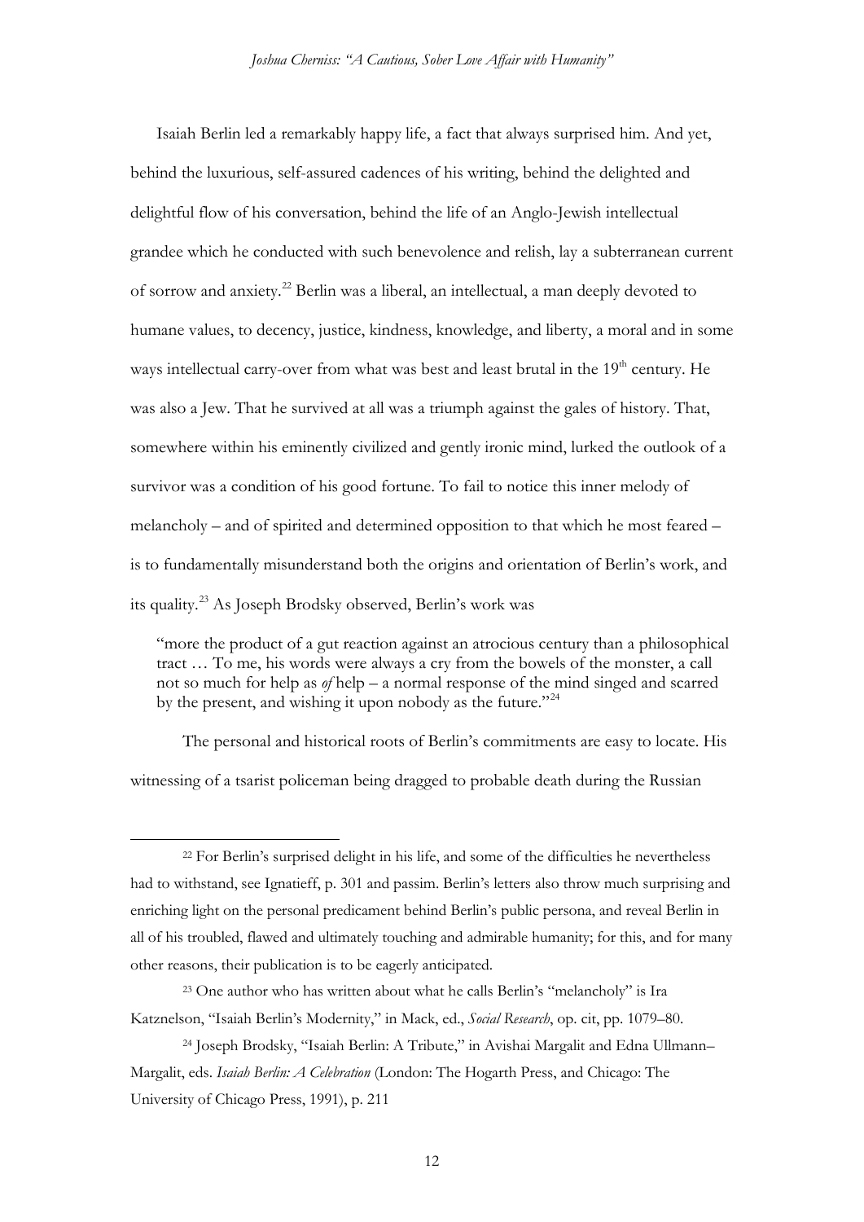Isaiah Berlin led a remarkably happy life, a fact that always surprised him. And yet, behind the luxurious, self-assured cadences of his writing, behind the delighted and delightful flow of his conversation, behind the life of an Anglo-Jewish intellectual grandee which he conducted with such benevolence and relish, lay a subterranean current of sorrow and anxiety.[22] Berlin was a liberal, an intellectual, a man deeply devoted to humane values, to decency, justice, kindness, knowledge, and liberty, a moral and in some ways intellectual carry-over from what was best and least brutal in the 19th century. He was also a Jew. That he survived at all was a triumph against the gales of history. That, somewhere within his eminently civilized and gently ironic mind, lurked the outlook of a survivor was a condition of his good fortune. To fail to notice this inner melody of melancholy – and of spirited and determined opposition to that which he most feared – is to fundamentally misunderstand both the origins and orientation of Berlin's work, and its quality.[23] As Joseph Brodsky observed, Berlin's work was

> "more the product of a gut reaction against an atrocious century than a philosophical tract … To me, his words were always a cry from the bowels of the monster, a call not so much for help as *of* help – a normal response of the mind singed and scarred by the present, and wishing it upon nobody as the future."[24]

The personal and historical roots of Berlin's commitments are easy to locate. His witnessing of a tsarist policeman being dragged to probable death during the Russian

---

[22] For Berlin's surprised delight in his life, and some of the difficulties he nevertheless had to withstand, see Ignatieff, p. 301 and passim. Berlin's letters also throw much surprising and enriching light on the personal predicament behind Berlin's public persona, and reveal Berlin in all of his troubled, flawed and ultimately touching and admirable humanity; for this, and for many other reasons, their publication is to be eagerly anticipated.

[23] One author who has written about what he calls Berlin's "melancholy" is Ira Katznelson, "Isaiah Berlin's Modernity," in Mack, ed., *Social Research*, op. cit, pp. 1079–80.

[24] Joseph Brodsky, "Isaiah Berlin: A Tribute," in Avishai Margalit and Edna Ullmann–Margalit, eds. *Isaiah Berlin: A Celebration* (London: The Hogarth Press, and Chicago: The University of Chicago Press, 1991), p. 211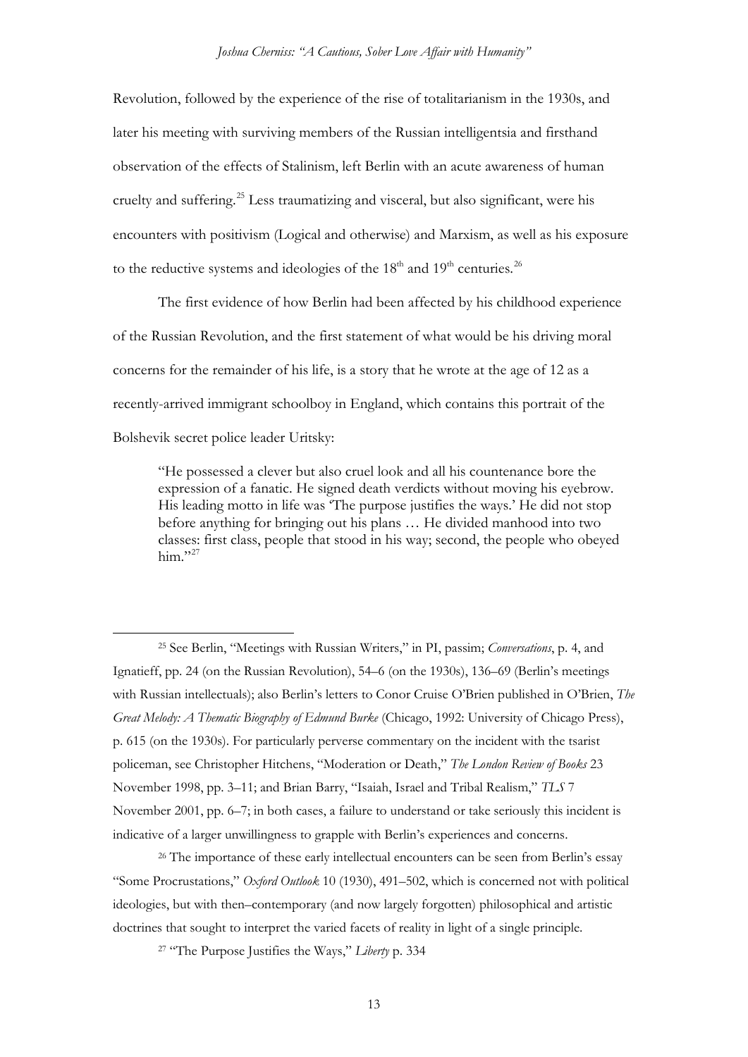Revolution, followed by the experience of the rise of totalitarianism in the 1930s, and later his meeting with surviving members of the Russian intelligentsia and firsthand observation of the effects of Stalinism, left Berlin with an acute awareness of human cruelty and suffering.[25] Less traumatizing and visceral, but also significant, were his encounters with positivism (Logical and otherwise) and Marxism, as well as his exposure to the reductive systems and ideologies of the 18th and 19th centuries.[26]

The first evidence of how Berlin had been affected by his childhood experience of the Russian Revolution, and the first statement of what would be his driving moral concerns for the remainder of his life, is a story that he wrote at the age of 12 as a recently-arrived immigrant schoolboy in England, which contains this portrait of the Bolshevik secret police leader Uritsky:

> "He possessed a clever but also cruel look and all his countenance bore the expression of a fanatic. He signed death verdicts without moving his eyebrow. His leading motto in life was 'The purpose justifies the ways.' He did not stop before anything for bringing out his plans … He divided manhood into two classes: first class, people that stood in his way; second, the people who obeyed him."[27]

---

[25] See Berlin, "Meetings with Russian Writers," in PI, passim; *Conversations*, p. 4, and Ignatieff, pp. 24 (on the Russian Revolution), 54–6 (on the 1930s), 136–69 (Berlin's meetings with Russian intellectuals); also Berlin's letters to Conor Cruise O'Brien published in O'Brien, *The Great Melody: A Thematic Biography of Edmund Burke* (Chicago, 1992: University of Chicago Press), p. 615 (on the 1930s). For particularly perverse commentary on the incident with the tsarist policeman, see Christopher Hitchens, "Moderation or Death," *The London Review of Books* 23 November 1998, pp. 3–11; and Brian Barry, "Isaiah, Israel and Tribal Realism," *TLS* 7 November 2001, pp. 6–7; in both cases, a failure to understand or take seriously this incident is indicative of a larger unwillingness to grapple with Berlin's experiences and concerns.

[26] The importance of these early intellectual encounters can be seen from Berlin's essay "Some Procrustations," *Oxford Outlook* 10 (1930), 491–502, which is concerned not with political ideologies, but with then–contemporary (and now largely forgotten) philosophical and artistic doctrines that sought to interpret the varied facets of reality in light of a single principle.

[27] "The Purpose Justifies the Ways," *Liberty* p. 334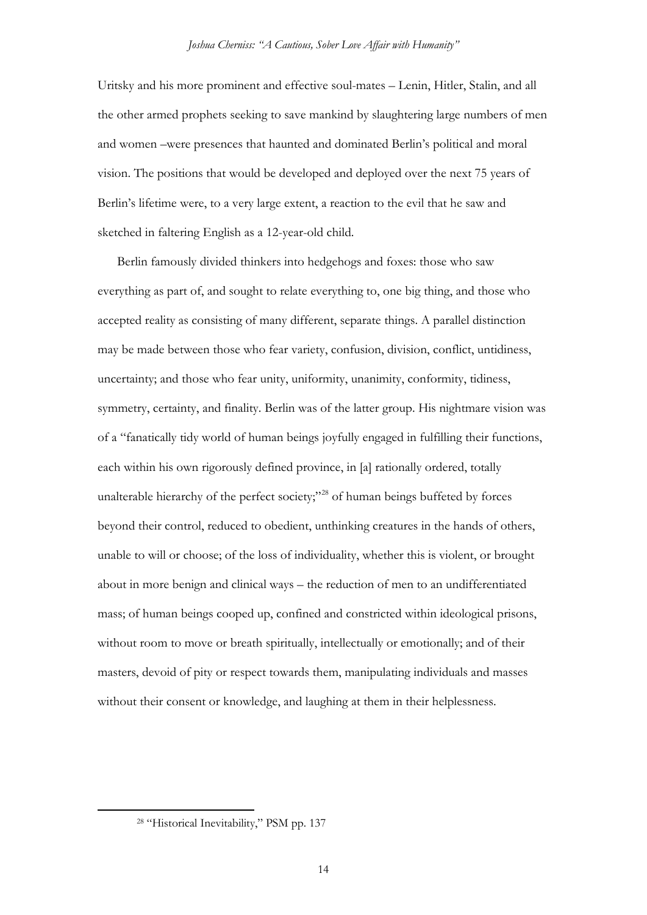Uritsky and his more prominent and effective soul-mates – Lenin, Hitler, Stalin, and all the other armed prophets seeking to save mankind by slaughtering large numbers of men and women –were presences that haunted and dominated Berlin's political and moral vision. The positions that would be developed and deployed over the next 75 years of Berlin's lifetime were, to a very large extent, a reaction to the evil that he saw and sketched in faltering English as a 12-year-old child.

Berlin famously divided thinkers into hedgehogs and foxes: those who saw everything as part of, and sought to relate everything to, one big thing, and those who accepted reality as consisting of many different, separate things. A parallel distinction may be made between those who fear variety, confusion, division, conflict, untidiness, uncertainty; and those who fear unity, uniformity, unanimity, conformity, tidiness, symmetry, certainty, and finality. Berlin was of the latter group. His nightmare vision was of a "fanatically tidy world of human beings joyfully engaged in fulfilling their functions, each within his own rigorously defined province, in [a] rationally ordered, totally unalterable hierarchy of the perfect society;"[28] of human beings buffeted by forces beyond their control, reduced to obedient, unthinking creatures in the hands of others, unable to will or choose; of the loss of individuality, whether this is violent, or brought about in more benign and clinical ways – the reduction of men to an undifferentiated mass; of human beings cooped up, confined and constricted within ideological prisons, without room to move or breath spiritually, intellectually or emotionally; and of their masters, devoid of pity or respect towards them, manipulating individuals and masses without their consent or knowledge, and laughing at them in their helplessness.

[28] "Historical Inevitability," PSM pp. 137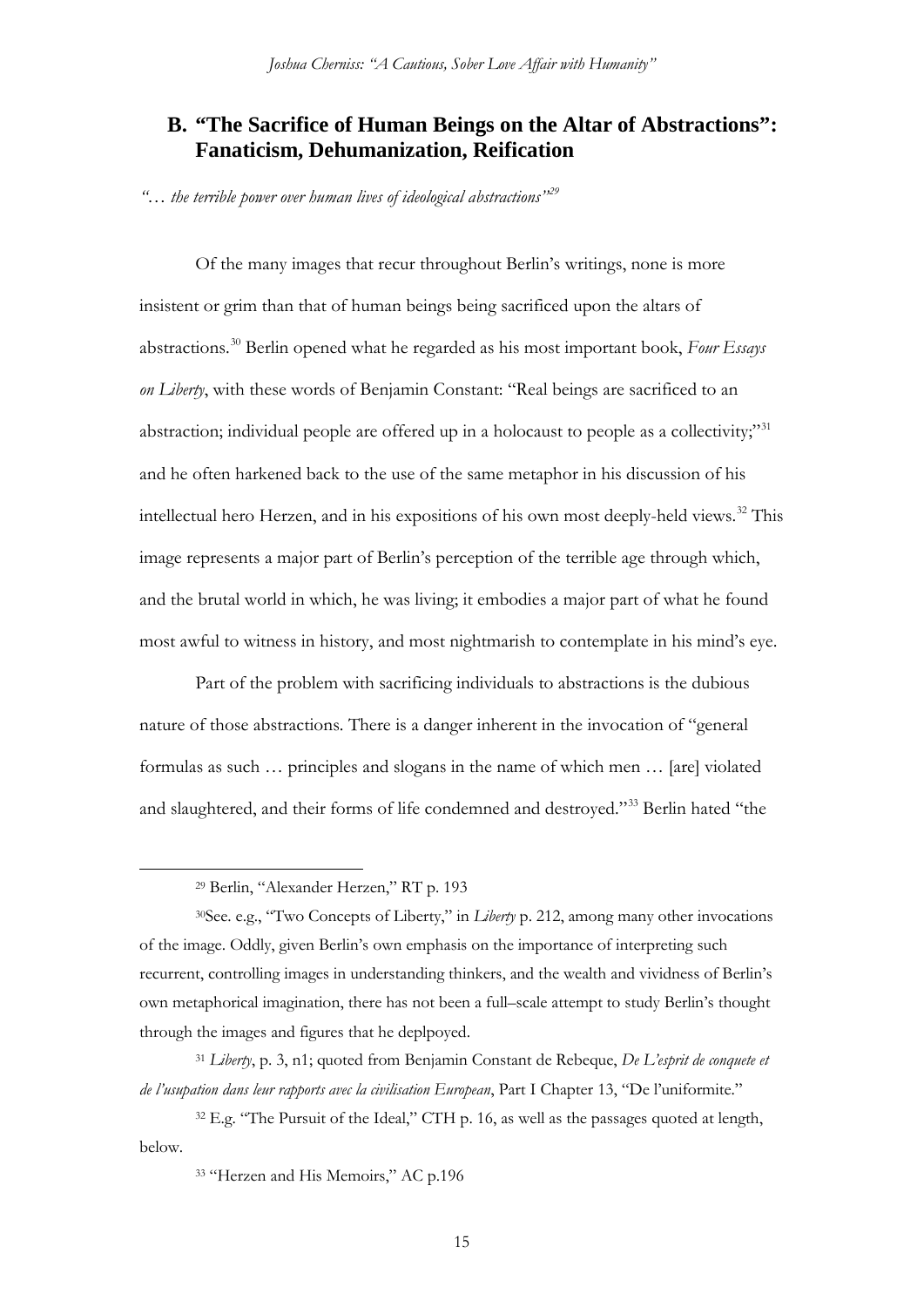## B. "The Sacrifice of Human Beings on the Altar of Abstractions": Fanaticism, Dehumanization, Reification

*"… the terrible power over human lives of ideological abstractions"*[29]

Of the many images that recur throughout Berlin's writings, none is more insistent or grim than that of human beings being sacrificed upon the altars of abstractions.[30] Berlin opened what he regarded as his most important book, *Four Essays on Liberty*, with these words of Benjamin Constant: "Real beings are sacrificed to an abstraction; individual people are offered up in a holocaust to people as a collectivity;"[31] and he often harkened back to the use of the same metaphor in his discussion of his intellectual hero Herzen, and in his expositions of his own most deeply-held views.[32] This image represents a major part of Berlin's perception of the terrible age through which, and the brutal world in which, he was living; it embodies a major part of what he found most awful to witness in history, and most nightmarish to contemplate in his mind's eye.

Part of the problem with sacrificing individuals to abstractions is the dubious nature of those abstractions. There is a danger inherent in the invocation of "general formulas as such … principles and slogans in the name of which men … [are] violated and slaughtered, and their forms of life condemned and destroyed."[33] Berlin hated "the

---

[29] Berlin, "Alexander Herzen," RT p. 193

[30] See. e.g., "Two Concepts of Liberty," in *Liberty* p. 212, among many other invocations of the image. Oddly, given Berlin's own emphasis on the importance of interpreting such recurrent, controlling images in understanding thinkers, and the wealth and vividness of Berlin's own metaphorical imagination, there has not been a full–scale attempt to study Berlin's thought through the images and figures that he deplpoyed.

[31] *Liberty*, p. 3, n1; quoted from Benjamin Constant de Rebeque, *De L'esprit de conquete et de l'usupation dans leur rapports avec la civilisation European*, Part I Chapter 13, "De l'uniformite."

[32] E.g. "The Pursuit of the Ideal," CTH p. 16, as well as the passages quoted at length, below.

[33] "Herzen and His Memoirs," AC p.196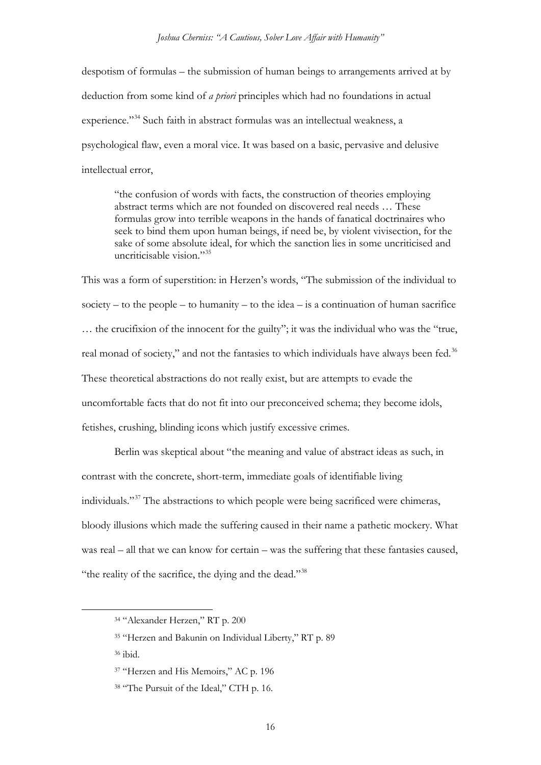despotism of formulas – the submission of human beings to arrangements arrived at by deduction from some kind of *a priori* principles which had no foundations in actual experience."[34] Such faith in abstract formulas was an intellectual weakness, a psychological flaw, even a moral vice. It was based on a basic, pervasive and delusive intellectual error,

> "the confusion of words with facts, the construction of theories employing abstract terms which are not founded on discovered real needs … These formulas grow into terrible weapons in the hands of fanatical doctrinaires who seek to bind them upon human beings, if need be, by violent vivisection, for the sake of some absolute ideal, for which the sanction lies in some uncriticised and uncriticisable vision."[35]

This was a form of superstition: in Herzen's words, "The submission of the individual to society – to the people – to humanity – to the idea – is a continuation of human sacrifice … the crucifixion of the innocent for the guilty"; it was the individual who was the "true, real monad of society," and not the fantasies to which individuals have always been fed.[36] These theoretical abstractions do not really exist, but are attempts to evade the uncomfortable facts that do not fit into our preconceived schema; they become idols, fetishes, crushing, blinding icons which justify excessive crimes.

Berlin was skeptical about "the meaning and value of abstract ideas as such, in contrast with the concrete, short-term, immediate goals of identifiable living individuals."[37] The abstractions to which people were being sacrificed were chimeras, bloody illusions which made the suffering caused in their name a pathetic mockery. What was real – all that we can know for certain – was the suffering that these fantasies caused, "the reality of the sacrifice, the dying and the dead."[38]

---

[34] "Alexander Herzen," RT p. 200

[35] "Herzen and Bakunin on Individual Liberty," RT p. 89

[36] ibid.

[37] "Herzen and His Memoirs," AC p. 196

[38] "The Pursuit of the Ideal," CTH p. 16.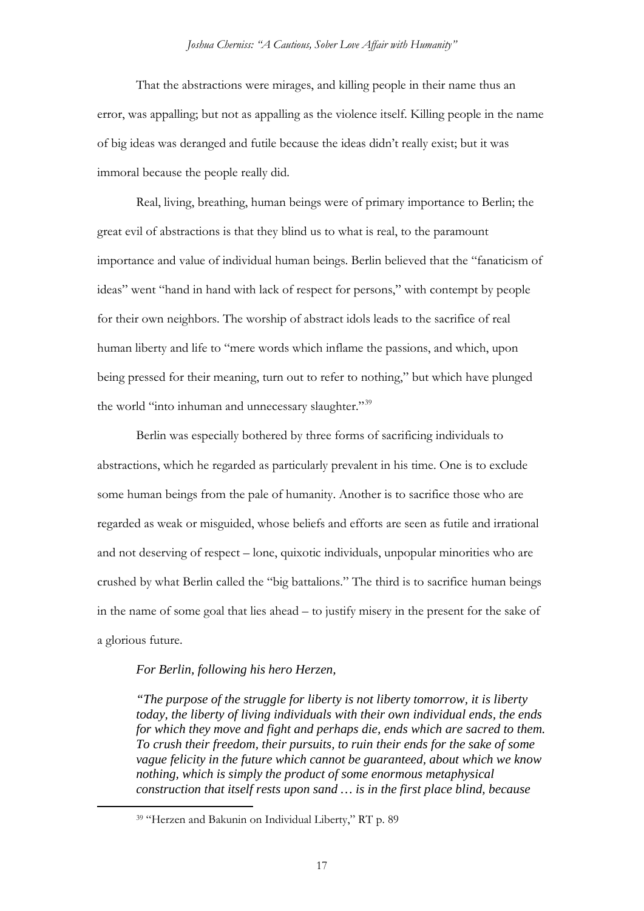That the abstractions were mirages, and killing people in their name thus an error, was appalling; but not as appalling as the violence itself. Killing people in the name of big ideas was deranged and futile because the ideas didn't really exist; but it was immoral because the people really did.

Real, living, breathing, human beings were of primary importance to Berlin; the great evil of abstractions is that they blind us to what is real, to the paramount importance and value of individual human beings. Berlin believed that the "fanaticism of ideas" went "hand in hand with lack of respect for persons," with contempt by people for their own neighbors. The worship of abstract idols leads to the sacrifice of real human liberty and life to "mere words which inflame the passions, and which, upon being pressed for their meaning, turn out to refer to nothing," but which have plunged the world "into inhuman and unnecessary slaughter."[39]

Berlin was especially bothered by three forms of sacrificing individuals to abstractions, which he regarded as particularly prevalent in his time. One is to exclude some human beings from the pale of humanity. Another is to sacrifice those who are regarded as weak or misguided, whose beliefs and efforts are seen as futile and irrational and not deserving of respect – lone, quixotic individuals, unpopular minorities who are crushed by what Berlin called the "big battalions." The third is to sacrifice human beings in the name of some goal that lies ahead – to justify misery in the present for the sake of a glorious future.

*For Berlin, following his hero Herzen,*

> *"The purpose of the struggle for liberty is not liberty tomorrow, it is liberty today, the liberty of living individuals with their own individual ends, the ends for which they move and fight and perhaps die, ends which are sacred to them. To crush their freedom, their pursuits, to ruin their ends for the sake of some vague felicity in the future which cannot be guaranteed, about which we know nothing, which is simply the product of some enormous metaphysical construction that itself rests upon sand … is in the first place blind, because*

[39] "Herzen and Bakunin on Individual Liberty," RT p. 89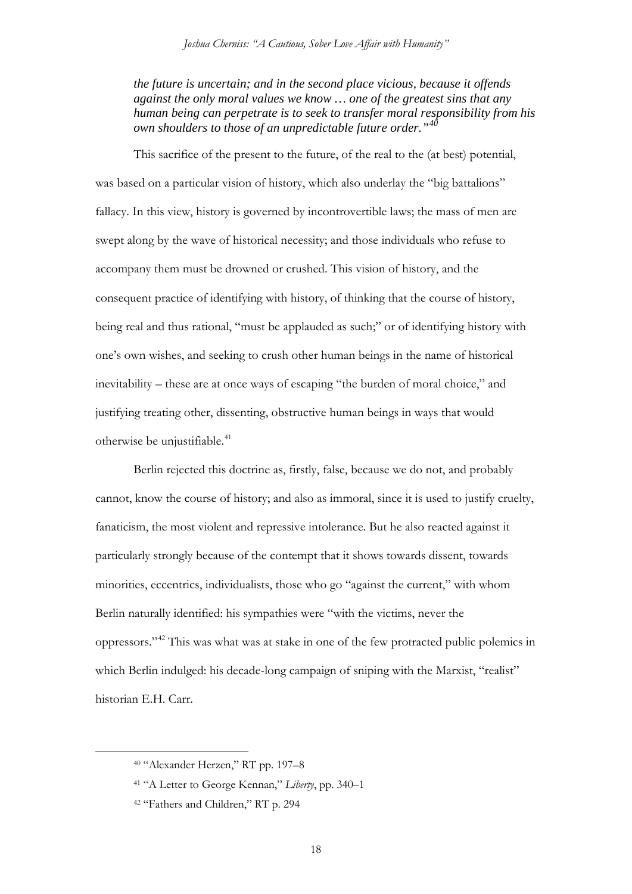> *the future is uncertain; and in the second place vicious, because it offends against the only moral values we know … one of the greatest sins that any human being can perpetrate is to seek to transfer moral responsibility from his own shoulders to those of an unpredictable future order."*[40]

This sacrifice of the present to the future, of the real to the (at best) potential, was based on a particular vision of history, which also underlay the "big battalions" fallacy. In this view, history is governed by incontrovertible laws; the mass of men are swept along by the wave of historical necessity; and those individuals who refuse to accompany them must be drowned or crushed. This vision of history, and the consequent practice of identifying with history, of thinking that the course of history, being real and thus rational, "must be applauded as such;" or of identifying history with one's own wishes, and seeking to crush other human beings in the name of historical inevitability – these are at once ways of escaping "the burden of moral choice," and justifying treating other, dissenting, obstructive human beings in ways that would otherwise be unjustifiable.[41]

Berlin rejected this doctrine as, firstly, false, because we do not, and probably cannot, know the course of history; and also as immoral, since it is used to justify cruelty, fanaticism, the most violent and repressive intolerance. But he also reacted against it particularly strongly because of the contempt that it shows towards dissent, towards minorities, eccentrics, individualists, those who go "against the current," with whom Berlin naturally identified: his sympathies were "with the victims, never the oppressors."[42] This was what was at stake in one of the few protracted public polemics in which Berlin indulged: his decade-long campaign of sniping with the Marxist, "realist" historian E.H. Carr.

---

[40] "Alexander Herzen," RT pp. 197–8

[41] "A Letter to George Kennan," *Liberty*, pp. 340–1

[42] "Fathers and Children," RT p. 294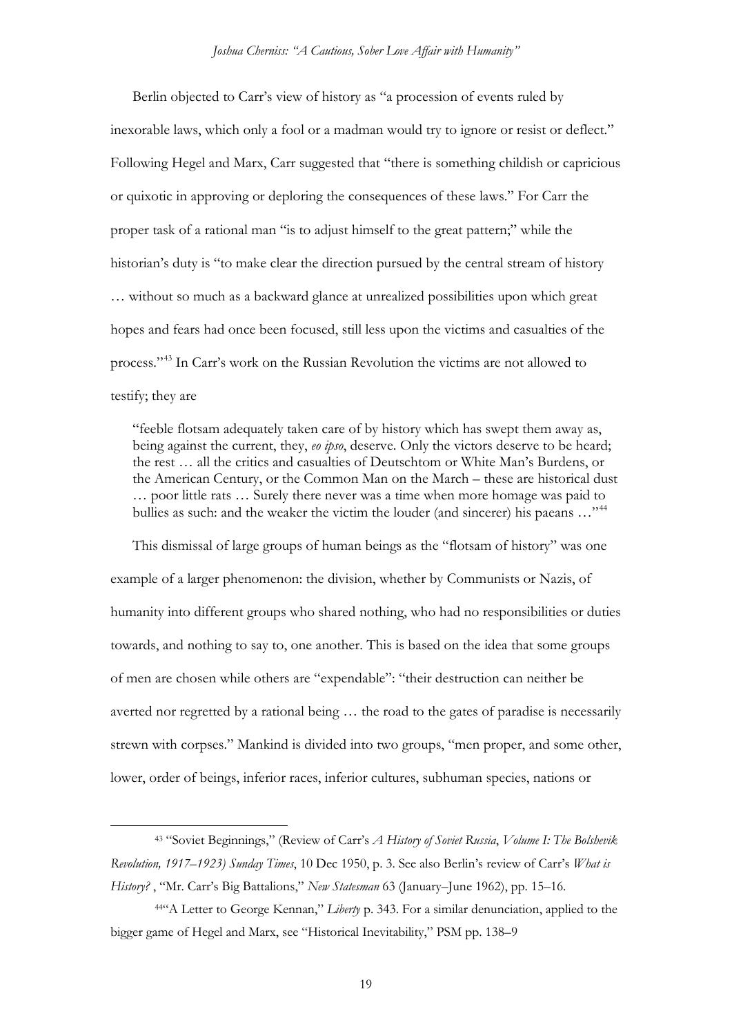Berlin objected to Carr's view of history as "a procession of events ruled by inexorable laws, which only a fool or a madman would try to ignore or resist or deflect." Following Hegel and Marx, Carr suggested that "there is something childish or capricious or quixotic in approving or deploring the consequences of these laws." For Carr the proper task of a rational man "is to adjust himself to the great pattern;" while the historian's duty is "to make clear the direction pursued by the central stream of history … without so much as a backward glance at unrealized possibilities upon which great hopes and fears had once been focused, still less upon the victims and casualties of the process."[43] In Carr's work on the Russian Revolution the victims are not allowed to testify; they are

> "feeble flotsam adequately taken care of by history which has swept them away as, being against the current, they, *eo ipso*, deserve. Only the victors deserve to be heard; the rest … all the critics and casualties of Deutschtom or White Man's Burdens, or the American Century, or the Common Man on the March – these are historical dust … poor little rats … Surely there never was a time when more homage was paid to bullies as such: and the weaker the victim the louder (and sincerer) his paeans …"[44]

This dismissal of large groups of human beings as the "flotsam of history" was one example of a larger phenomenon: the division, whether by Communists or Nazis, of humanity into different groups who shared nothing, who had no responsibilities or duties towards, and nothing to say to, one another. This is based on the idea that some groups of men are chosen while others are "expendable": "their destruction can neither be averted nor regretted by a rational being … the road to the gates of paradise is necessarily strewn with corpses." Mankind is divided into two groups, "men proper, and some other, lower, order of beings, inferior races, inferior cultures, subhuman species, nations or

---

[43] "Soviet Beginnings," (Review of Carr's *A History of Soviet Russia*, *Volume I: The Bolshevik Revolution, 1917–1923) Sunday Times*, 10 Dec 1950, p. 3. See also Berlin's review of Carr's *What is History?* , "Mr. Carr's Big Battalions," *New Statesman* 63 (January–June 1962), pp. 15–16.

[44] "A Letter to George Kennan," *Liberty* p. 343. For a similar denunciation, applied to the bigger game of Hegel and Marx, see "Historical Inevitability," PSM pp. 138–9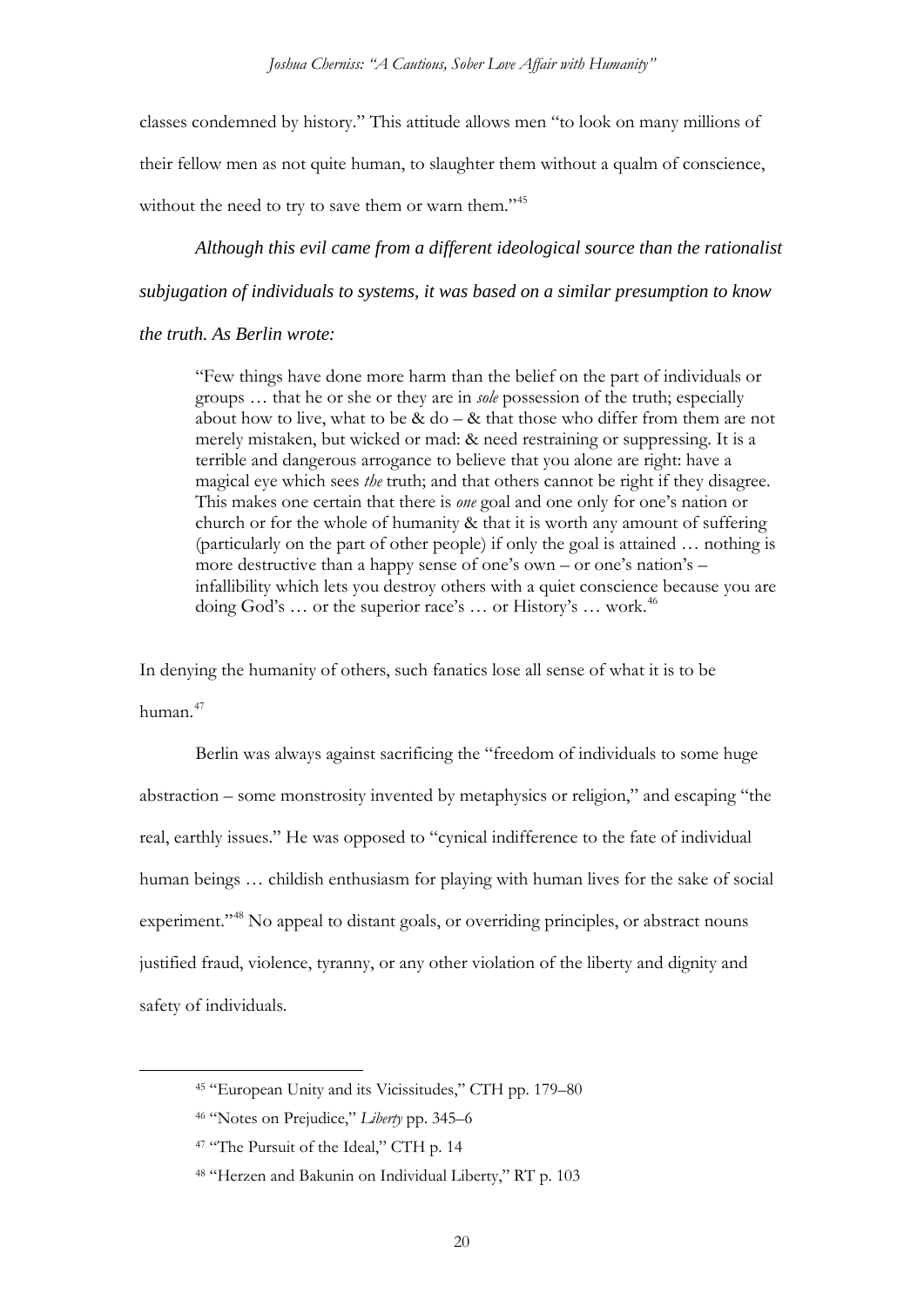classes condemned by history." This attitude allows men "to look on many millions of their fellow men as not quite human, to slaughter them without a qualm of conscience, without the need to try to save them or warn them."[45]

*Although this evil came from a different ideological source than the rationalist subjugation of individuals to systems, it was based on a similar presumption to know the truth. As Berlin wrote:*

> "Few things have done more harm than the belief on the part of individuals or groups … that he or she or they are in *sole* possession of the truth; especially about how to live, what to be & do – & that those who differ from them are not merely mistaken, but wicked or mad: & need restraining or suppressing. It is a terrible and dangerous arrogance to believe that you alone are right: have a magical eye which sees *the* truth; and that others cannot be right if they disagree. This makes one certain that there is *one* goal and one only for one's nation or church or for the whole of humanity & that it is worth any amount of suffering (particularly on the part of other people) if only the goal is attained … nothing is more destructive than a happy sense of one's own – or one's nation's – infallibility which lets you destroy others with a quiet conscience because you are doing God's … or the superior race's … or History's … work.[46]

In denying the humanity of others, such fanatics lose all sense of what it is to be human.[47]

Berlin was always against sacrificing the "freedom of individuals to some huge abstraction – some monstrosity invented by metaphysics or religion," and escaping "the real, earthly issues." He was opposed to "cynical indifference to the fate of individual human beings … childish enthusiasm for playing with human lives for the sake of social experiment."[48] No appeal to distant goals, or overriding principles, or abstract nouns justified fraud, violence, tyranny, or any other violation of the liberty and dignity and safety of individuals.

---

[45] "European Unity and its Vicissitudes," CTH pp. 179–80

[46] "Notes on Prejudice," *Liberty* pp. 345–6

[47] "The Pursuit of the Ideal," CTH p. 14

[48] "Herzen and Bakunin on Individual Liberty," RT p. 103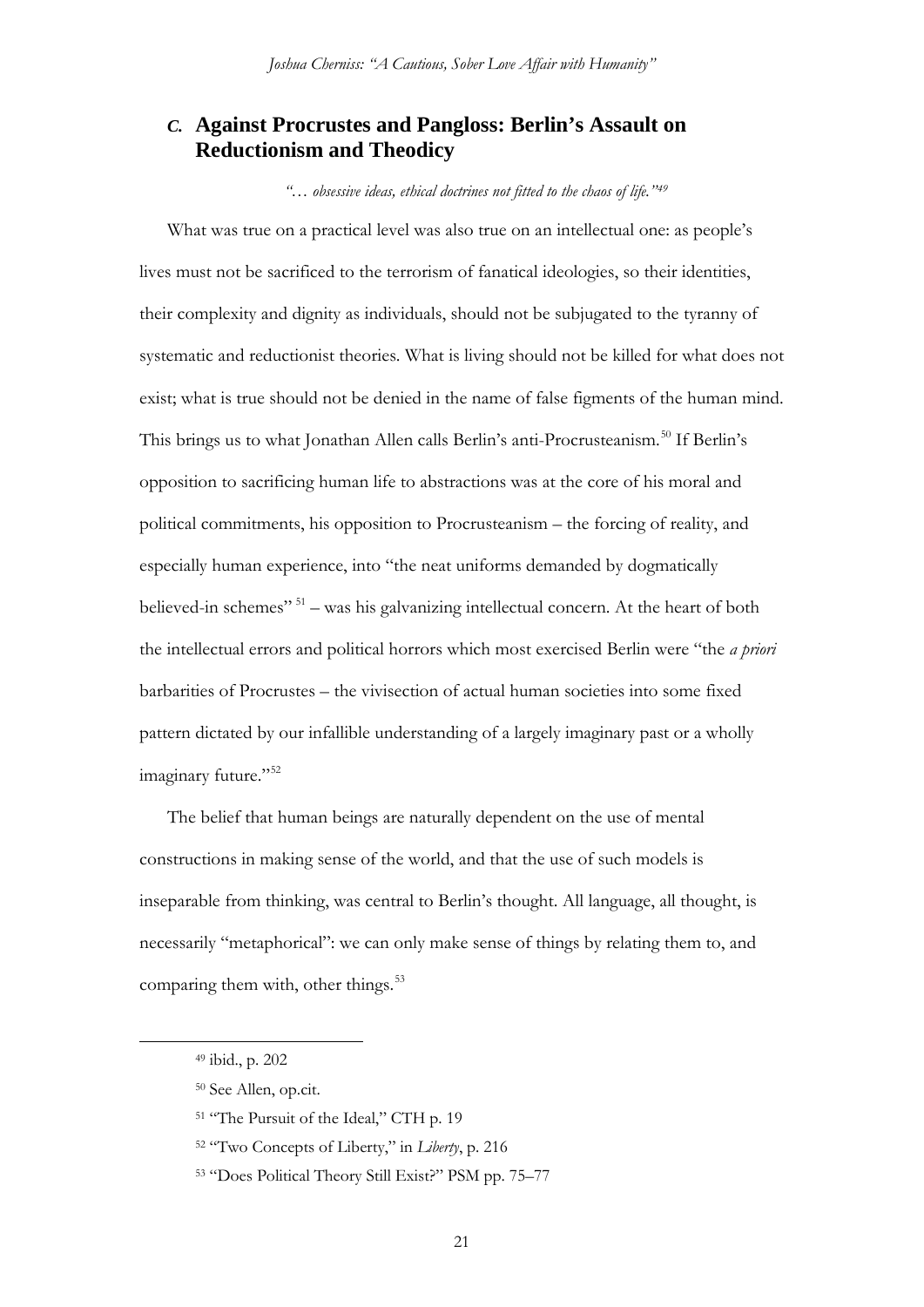## *C.* Against Procrustes and Pangloss: Berlin's Assault on Reductionism and Theodicy

*"… obsessive ideas, ethical doctrines not fitted to the chaos of life."*[49]

What was true on a practical level was also true on an intellectual one: as people's lives must not be sacrificed to the terrorism of fanatical ideologies, so their identities, their complexity and dignity as individuals, should not be subjugated to the tyranny of systematic and reductionist theories. What is living should not be killed for what does not exist; what is true should not be denied in the name of false figments of the human mind. This brings us to what Jonathan Allen calls Berlin's anti-Procrusteanism.[50] If Berlin's opposition to sacrificing human life to abstractions was at the core of his moral and political commitments, his opposition to Procrusteanism – the forcing of reality, and especially human experience, into "the neat uniforms demanded by dogmatically believed-in schemes" [51] – was his galvanizing intellectual concern. At the heart of both the intellectual errors and political horrors which most exercised Berlin were "the *a priori* barbarities of Procrustes – the vivisection of actual human societies into some fixed pattern dictated by our infallible understanding of a largely imaginary past or a wholly imaginary future."[52]

The belief that human beings are naturally dependent on the use of mental constructions in making sense of the world, and that the use of such models is inseparable from thinking, was central to Berlin's thought. All language, all thought, is necessarily "metaphorical": we can only make sense of things by relating them to, and comparing them with, other things.[53]

---

[49] ibid., p. 202

[50] See Allen, op.cit.

[51] "The Pursuit of the Ideal," CTH p. 19

[52] "Two Concepts of Liberty," in *Liberty*, p. 216

[53] "Does Political Theory Still Exist?" PSM pp. 75–77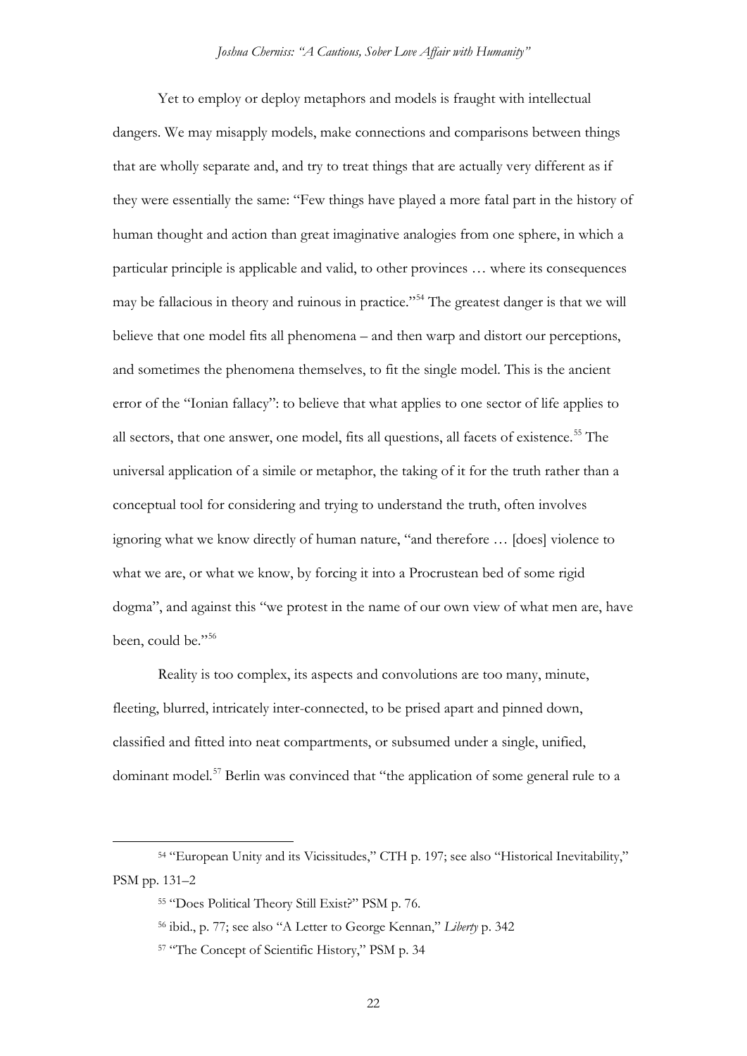Yet to employ or deploy metaphors and models is fraught with intellectual dangers. We may misapply models, make connections and comparisons between things that are wholly separate and, and try to treat things that are actually very different as if they were essentially the same: "Few things have played a more fatal part in the history of human thought and action than great imaginative analogies from one sphere, in which a particular principle is applicable and valid, to other provinces … where its consequences may be fallacious in theory and ruinous in practice."[54] The greatest danger is that we will believe that one model fits all phenomena – and then warp and distort our perceptions, and sometimes the phenomena themselves, to fit the single model. This is the ancient error of the "Ionian fallacy": to believe that what applies to one sector of life applies to all sectors, that one answer, one model, fits all questions, all facets of existence.[55] The universal application of a simile or metaphor, the taking of it for the truth rather than a conceptual tool for considering and trying to understand the truth, often involves ignoring what we know directly of human nature, "and therefore … [does] violence to what we are, or what we know, by forcing it into a Procrustean bed of some rigid dogma", and against this "we protest in the name of our own view of what men are, have been, could be."[56]

Reality is too complex, its aspects and convolutions are too many, minute, fleeting, blurred, intricately inter-connected, to be prised apart and pinned down, classified and fitted into neat compartments, or subsumed under a single, unified, dominant model.[57] Berlin was convinced that "the application of some general rule to a

[54] "European Unity and its Vicissitudes," CTH p. 197; see also "Historical Inevitability," PSM pp. 131–2

[55] "Does Political Theory Still Exist?" PSM p. 76.

[56] ibid., p. 77; see also "A Letter to George Kennan," *Liberty* p. 342

[57] "The Concept of Scientific History," PSM p. 34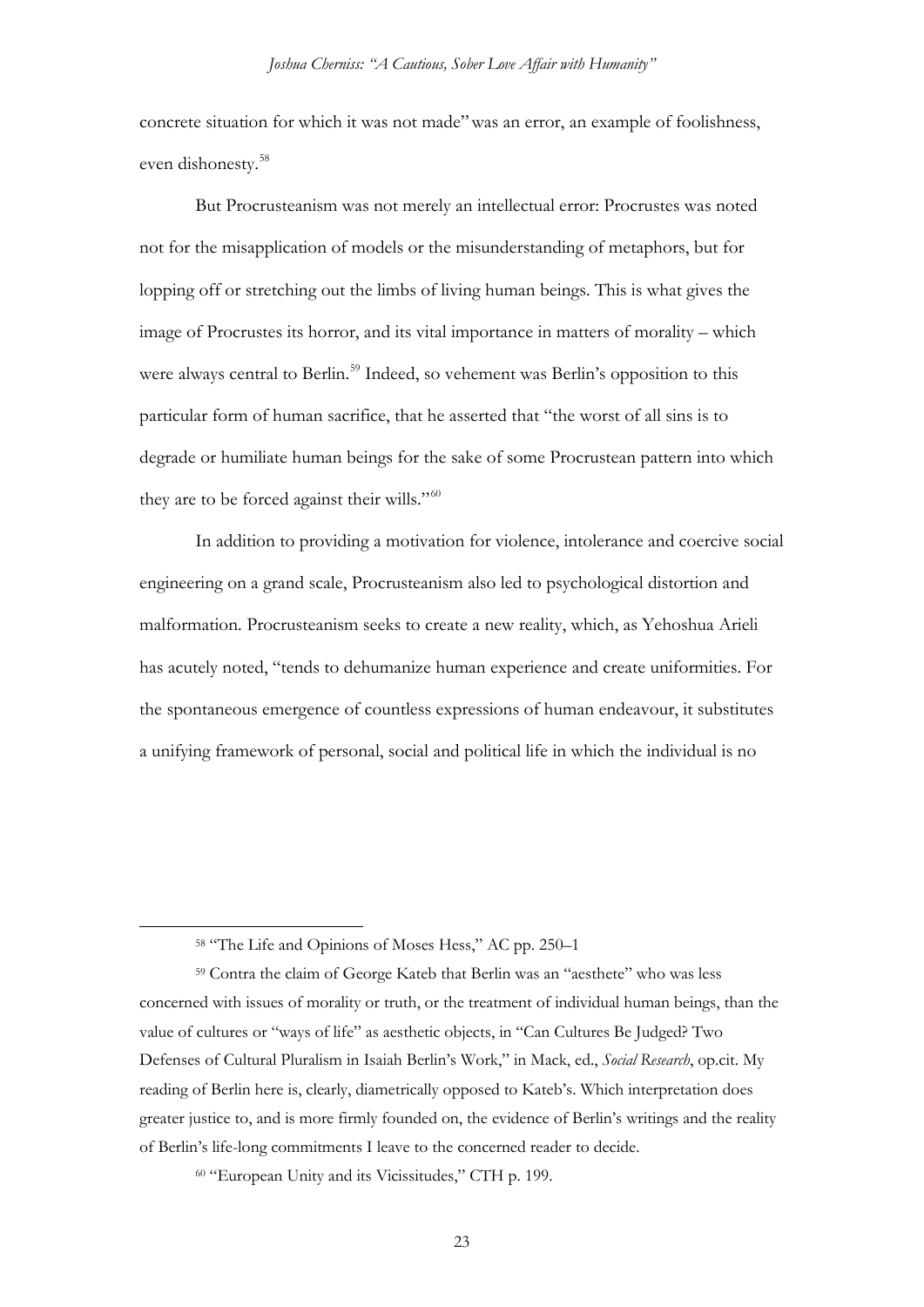concrete situation for which it was not made" was an error, an example of foolishness, even dishonesty.[58]

But Procrusteanism was not merely an intellectual error: Procrustes was noted not for the misapplication of models or the misunderstanding of metaphors, but for lopping off or stretching out the limbs of living human beings. This is what gives the image of Procrustes its horror, and its vital importance in matters of morality – which were always central to Berlin.[59] Indeed, so vehement was Berlin's opposition to this particular form of human sacrifice, that he asserted that "the worst of all sins is to degrade or humiliate human beings for the sake of some Procrustean pattern into which they are to be forced against their wills."[60]

In addition to providing a motivation for violence, intolerance and coercive social engineering on a grand scale, Procrusteanism also led to psychological distortion and malformation. Procrusteanism seeks to create a new reality, which, as Yehoshua Arieli has acutely noted, "tends to dehumanize human experience and create uniformities. For the spontaneous emergence of countless expressions of human endeavour, it substitutes a unifying framework of personal, social and political life in which the individual is no

---

[58] "The Life and Opinions of Moses Hess," AC pp. 250–1

[59] Contra the claim of George Kateb that Berlin was an "aesthete" who was less concerned with issues of morality or truth, or the treatment of individual human beings, than the value of cultures or "ways of life" as aesthetic objects, in "Can Cultures Be Judged? Two Defenses of Cultural Pluralism in Isaiah Berlin's Work," in Mack, ed., *Social Research*, op.cit. My reading of Berlin here is, clearly, diametrically opposed to Kateb's. Which interpretation does greater justice to, and is more firmly founded on, the evidence of Berlin's writings and the reality of Berlin's life-long commitments I leave to the concerned reader to decide.

[60] "European Unity and its Vicissitudes," CTH p. 199.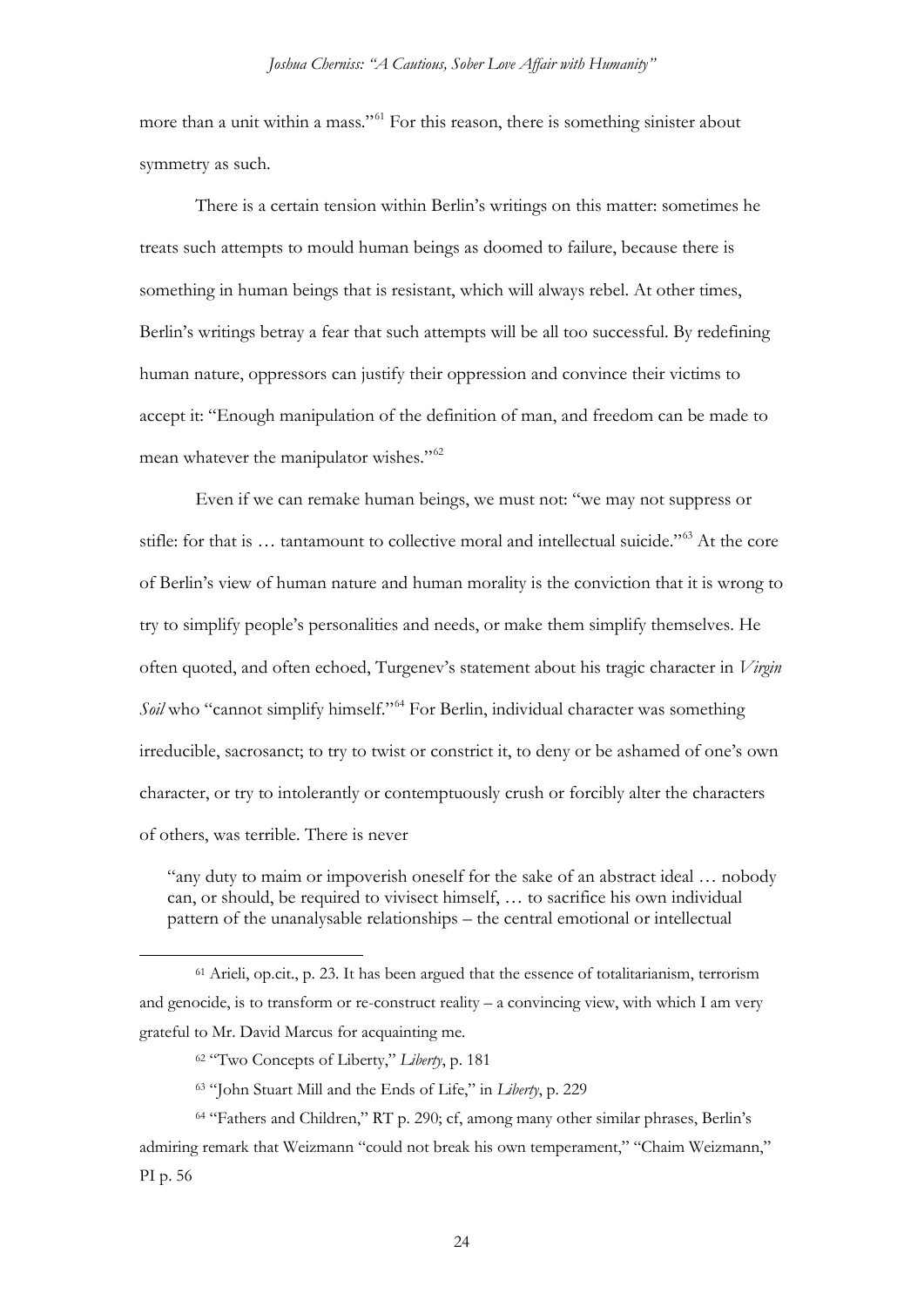more than a unit within a mass."[61] For this reason, there is something sinister about symmetry as such.

There is a certain tension within Berlin's writings on this matter: sometimes he treats such attempts to mould human beings as doomed to failure, because there is something in human beings that is resistant, which will always rebel. At other times, Berlin's writings betray a fear that such attempts will be all too successful. By redefining human nature, oppressors can justify their oppression and convince their victims to accept it: "Enough manipulation of the definition of man, and freedom can be made to mean whatever the manipulator wishes."[62]

Even if we can remake human beings, we must not: "we may not suppress or stifle: for that is … tantamount to collective moral and intellectual suicide."[63] At the core of Berlin's view of human nature and human morality is the conviction that it is wrong to try to simplify people's personalities and needs, or make them simplify themselves. He often quoted, and often echoed, Turgenev's statement about his tragic character in *Virgin Soil* who "cannot simplify himself."[64] For Berlin, individual character was something irreducible, sacrosanct; to try to twist or constrict it, to deny or be ashamed of one's own character, or try to intolerantly or contemptuously crush or forcibly alter the characters of others, was terrible. There is never

> "any duty to maim or impoverish oneself for the sake of an abstract ideal … nobody can, or should, be required to vivisect himself, … to sacrifice his own individual pattern of the unanalysable relationships – the central emotional or intellectual

---

[61] Arieli, op.cit., p. 23. It has been argued that the essence of totalitarianism, terrorism and genocide, is to transform or re-construct reality – a convincing view, with which I am very grateful to Mr. David Marcus for acquainting me.

[62] "Two Concepts of Liberty," *Liberty*, p. 181

[63] "John Stuart Mill and the Ends of Life," in *Liberty*, p. 229

[64] "Fathers and Children," RT p. 290; cf, among many other similar phrases, Berlin's admiring remark that Weizmann "could not break his own temperament," "Chaim Weizmann," PI p. 56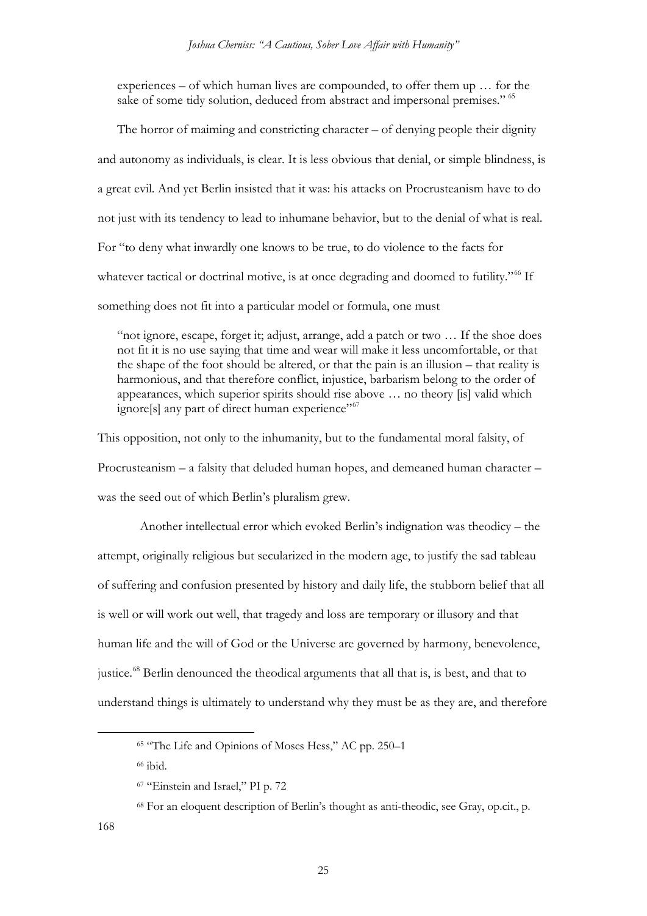experiences – of which human lives are compounded, to offer them up … for the sake of some tidy solution, deduced from abstract and impersonal premises." [65]

The horror of maiming and constricting character – of denying people their dignity and autonomy as individuals, is clear. It is less obvious that denial, or simple blindness, is a great evil. And yet Berlin insisted that it was: his attacks on Procrusteanism have to do not just with its tendency to lead to inhumane behavior, but to the denial of what is real. For "to deny what inwardly one knows to be true, to do violence to the facts for whatever tactical or doctrinal motive, is at once degrading and doomed to futility."[66] If something does not fit into a particular model or formula, one must

> "not ignore, escape, forget it; adjust, arrange, add a patch or two … If the shoe does not fit it is no use saying that time and wear will make it less uncomfortable, or that the shape of the foot should be altered, or that the pain is an illusion – that reality is harmonious, and that therefore conflict, injustice, barbarism belong to the order of appearances, which superior spirits should rise above … no theory [is] valid which ignore[s] any part of direct human experience"[67]

This opposition, not only to the inhumanity, but to the fundamental moral falsity, of Procrusteanism – a falsity that deluded human hopes, and demeaned human character – was the seed out of which Berlin's pluralism grew.

Another intellectual error which evoked Berlin's indignation was theodicy – the attempt, originally religious but secularized in the modern age, to justify the sad tableau of suffering and confusion presented by history and daily life, the stubborn belief that all is well or will work out well, that tragedy and loss are temporary or illusory and that human life and the will of God or the Universe are governed by harmony, benevolence, justice.[68] Berlin denounced the theodical arguments that all that is, is best, and that to understand things is ultimately to understand why they must be as they are, and therefore

---

[65] "The Life and Opinions of Moses Hess," AC pp. 250–1

[66] ibid.

[67] "Einstein and Israel," PI p. 72

[68] For an eloquent description of Berlin's thought as anti-theodic, see Gray, op.cit., p. 168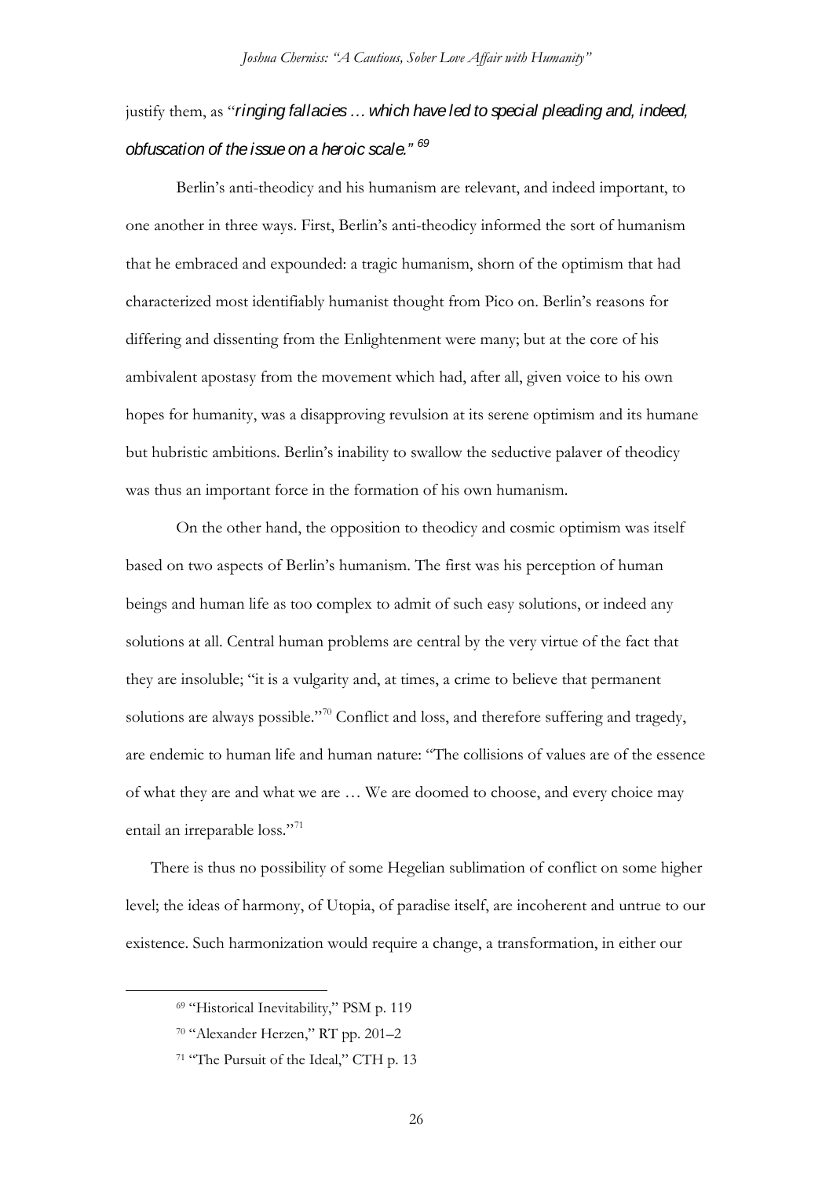justify them, as "*ringing fallacies … which have led to special pleading and, indeed, obfuscation of the issue on a heroic scale.*"[69]

Berlin's anti-theodicy and his humanism are relevant, and indeed important, to one another in three ways. First, Berlin's anti-theodicy informed the sort of humanism that he embraced and expounded: a tragic humanism, shorn of the optimism that had characterized most identifiably humanist thought from Pico on. Berlin's reasons for differing and dissenting from the Enlightenment were many; but at the core of his ambivalent apostasy from the movement which had, after all, given voice to his own hopes for humanity, was a disapproving revulsion at its serene optimism and its humane but hubristic ambitions. Berlin's inability to swallow the seductive palaver of theodicy was thus an important force in the formation of his own humanism.

On the other hand, the opposition to theodicy and cosmic optimism was itself based on two aspects of Berlin's humanism. The first was his perception of human beings and human life as too complex to admit of such easy solutions, or indeed any solutions at all. Central human problems are central by the very virtue of the fact that they are insoluble; "it is a vulgarity and, at times, a crime to believe that permanent solutions are always possible."[70] Conflict and loss, and therefore suffering and tragedy, are endemic to human life and human nature: "The collisions of values are of the essence of what they are and what we are … We are doomed to choose, and every choice may entail an irreparable loss."[71]

There is thus no possibility of some Hegelian sublimation of conflict on some higher level; the ideas of harmony, of Utopia, of paradise itself, are incoherent and untrue to our existence. Such harmonization would require a change, a transformation, in either our

---

[69] "Historical Inevitability," PSM p. 119

[70] "Alexander Herzen," RT pp. 201–2

[71] "The Pursuit of the Ideal," CTH p. 13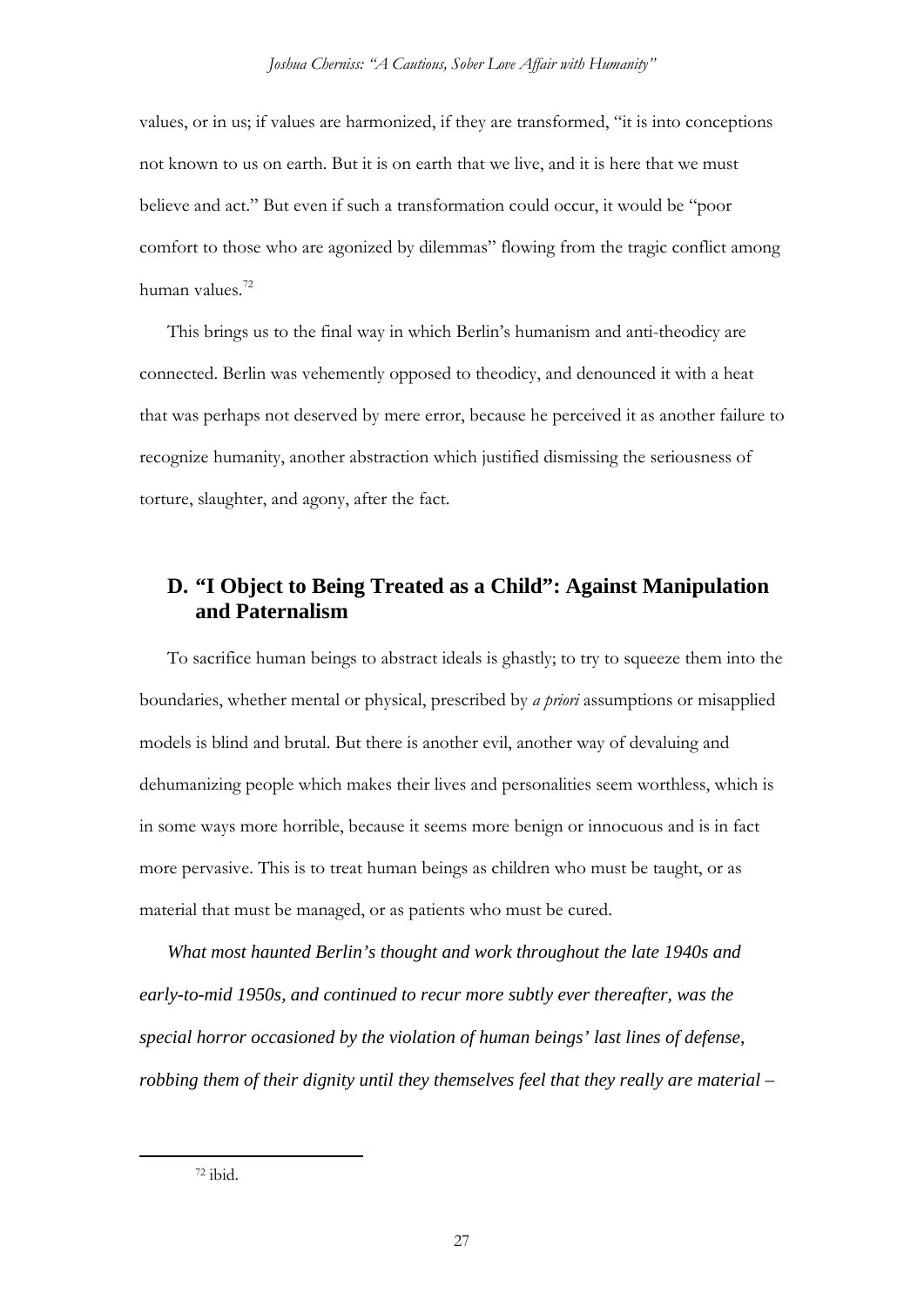values, or in us; if values are harmonized, if they are transformed, "it is into conceptions not known to us on earth. But it is on earth that we live, and it is here that we must believe and act." But even if such a transformation could occur, it would be "poor comfort to those who are agonized by dilemmas" flowing from the tragic conflict among human values.[72]

This brings us to the final way in which Berlin's humanism and anti-theodicy are connected. Berlin was vehemently opposed to theodicy, and denounced it with a heat that was perhaps not deserved by mere error, because he perceived it as another failure to recognize humanity, another abstraction which justified dismissing the seriousness of torture, slaughter, and agony, after the fact.

## D. "I Object to Being Treated as a Child": Against Manipulation and Paternalism

To sacrifice human beings to abstract ideals is ghastly; to try to squeeze them into the boundaries, whether mental or physical, prescribed by *a priori* assumptions or misapplied models is blind and brutal. But there is another evil, another way of devaluing and dehumanizing people which makes their lives and personalities seem worthless, which is in some ways more horrible, because it seems more benign or innocuous and is in fact more pervasive. This is to treat human beings as children who must be taught, or as material that must be managed, or as patients who must be cured.

*What most haunted Berlin's thought and work throughout the late 1940s and early-to-mid 1950s, and continued to recur more subtly ever thereafter, was the special horror occasioned by the violation of human beings' last lines of defense, robbing them of their dignity until they themselves feel that they really are material –*

[72] ibid.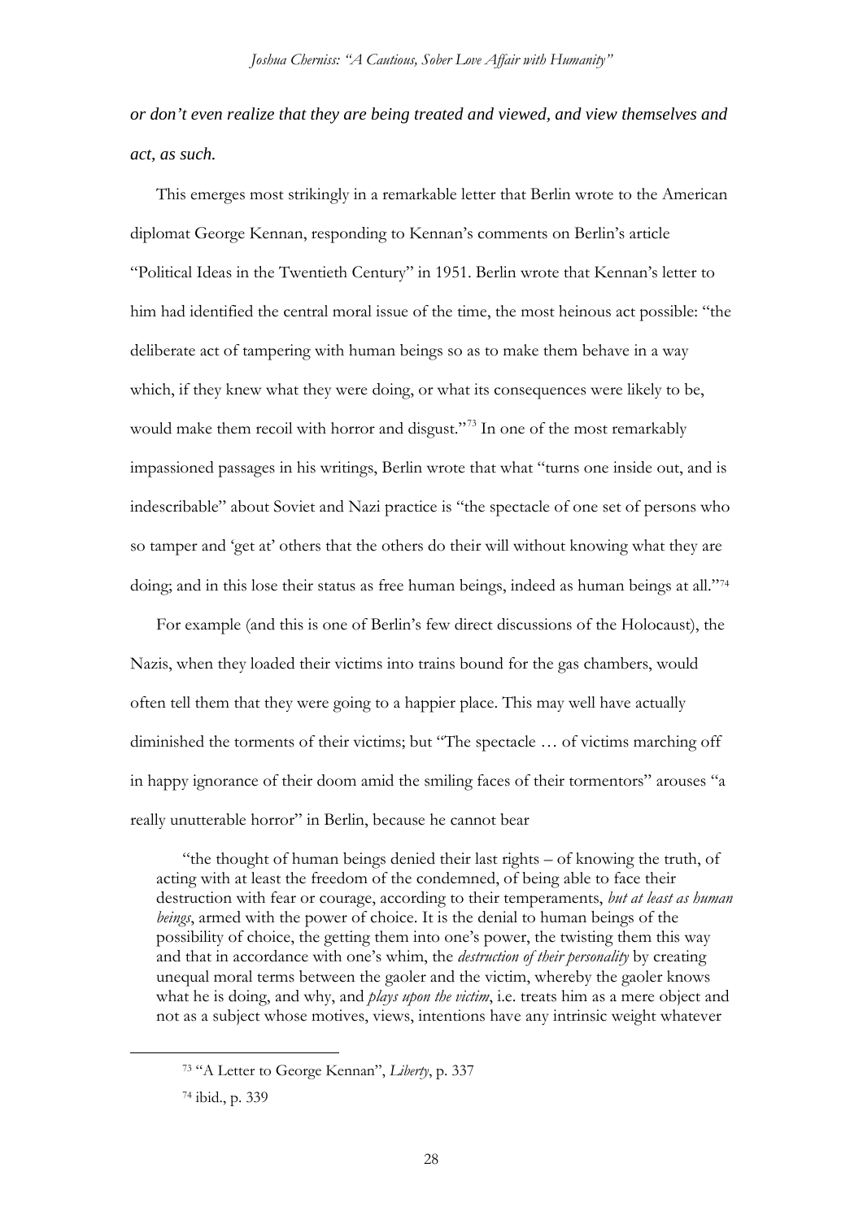***or don't even realize that they are being treated and viewed, and view themselves and act, as such.***

This emerges most strikingly in a remarkable letter that Berlin wrote to the American diplomat George Kennan, responding to Kennan's comments on Berlin's article "Political Ideas in the Twentieth Century" in 1951. Berlin wrote that Kennan's letter to him had identified the central moral issue of the time, the most heinous act possible: "the deliberate act of tampering with human beings so as to make them behave in a way which, if they knew what they were doing, or what its consequences were likely to be, would make them recoil with horror and disgust."[73] In one of the most remarkably impassioned passages in his writings, Berlin wrote that what "turns one inside out, and is indescribable" about Soviet and Nazi practice is "the spectacle of one set of persons who so tamper and 'get at' others that the others do their will without knowing what they are doing; and in this lose their status as free human beings, indeed as human beings at all."[74]

For example (and this is one of Berlin's few direct discussions of the Holocaust), the Nazis, when they loaded their victims into trains bound for the gas chambers, would often tell them that they were going to a happier place. This may well have actually diminished the torments of their victims; but "The spectacle … of victims marching off in happy ignorance of their doom amid the smiling faces of their tormentors" arouses "a really unutterable horror" in Berlin, because he cannot bear

> "the thought of human beings denied their last rights – of knowing the truth, of acting with at least the freedom of the condemned, of being able to face their destruction with fear or courage, according to their temperaments, *but at least as human beings*, armed with the power of choice. It is the denial to human beings of the possibility of choice, the getting them into one's power, the twisting them this way and that in accordance with one's whim, the *destruction of their personality* by creating unequal moral terms between the gaoler and the victim, whereby the gaoler knows what he is doing, and why, and *plays upon the victim*, i.e. treats him as a mere object and not as a subject whose motives, views, intentions have any intrinsic weight whatever

[73] "A Letter to George Kennan", *Liberty*, p. 337

[74] ibid., p. 339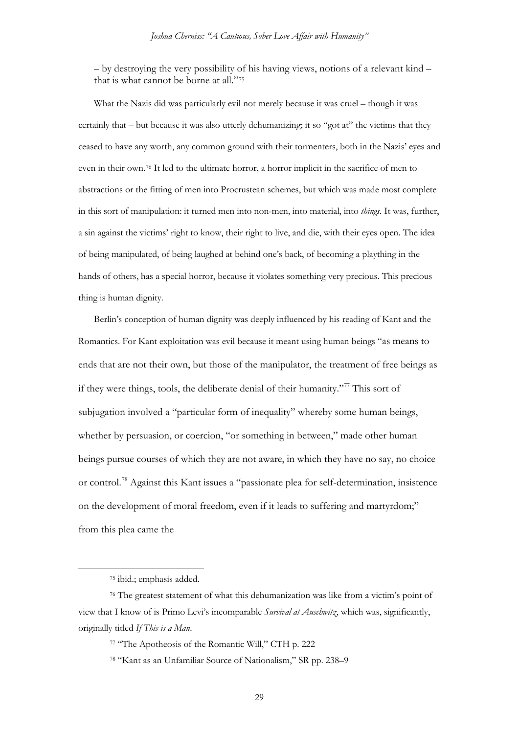– by destroying the very possibility of his having views, notions of a relevant kind – that is what cannot be borne at all."[75]

What the Nazis did was particularly evil not merely because it was cruel – though it was certainly that – but because it was also utterly dehumanizing; it so "got at" the victims that they ceased to have any worth, any common ground with their tormenters, both in the Nazis' eyes and even in their own.[76] It led to the ultimate horror, a horror implicit in the sacrifice of men to abstractions or the fitting of men into Procrustean schemes, but which was made most complete in this sort of manipulation: it turned men into non-men, into material, into *things*. It was, further, a sin against the victims' right to know, their right to live, and die, with their eyes open. The idea of being manipulated, of being laughed at behind one's back, of becoming a plaything in the hands of others, has a special horror, because it violates something very precious. This precious thing is human dignity.

Berlin's conception of human dignity was deeply influenced by his reading of Kant and the Romantics. For Kant exploitation was evil because it meant using human beings "as means to ends that are not their own, but those of the manipulator, the treatment of free beings as if they were things, tools, the deliberate denial of their humanity."[77] This sort of subjugation involved a "particular form of inequality" whereby some human beings, whether by persuasion, or coercion, "or something in between," made other human beings pursue courses of which they are not aware, in which they have no say, no choice or control.[78] Against this Kant issues a "passionate plea for self-determination, insistence on the development of moral freedom, even if it leads to suffering and martyrdom;" from this plea came the

[75] ibid.; emphasis added.

[76] The greatest statement of what this dehumanization was like from a victim's point of view that I know of is Primo Levi's incomparable *Survival at Auschwitz*, which was, significantly, originally titled *If This is a Man*.

[77] "The Apotheosis of the Romantic Will," CTH p. 222

[78] "Kant as an Unfamiliar Source of Nationalism," SR pp. 238–9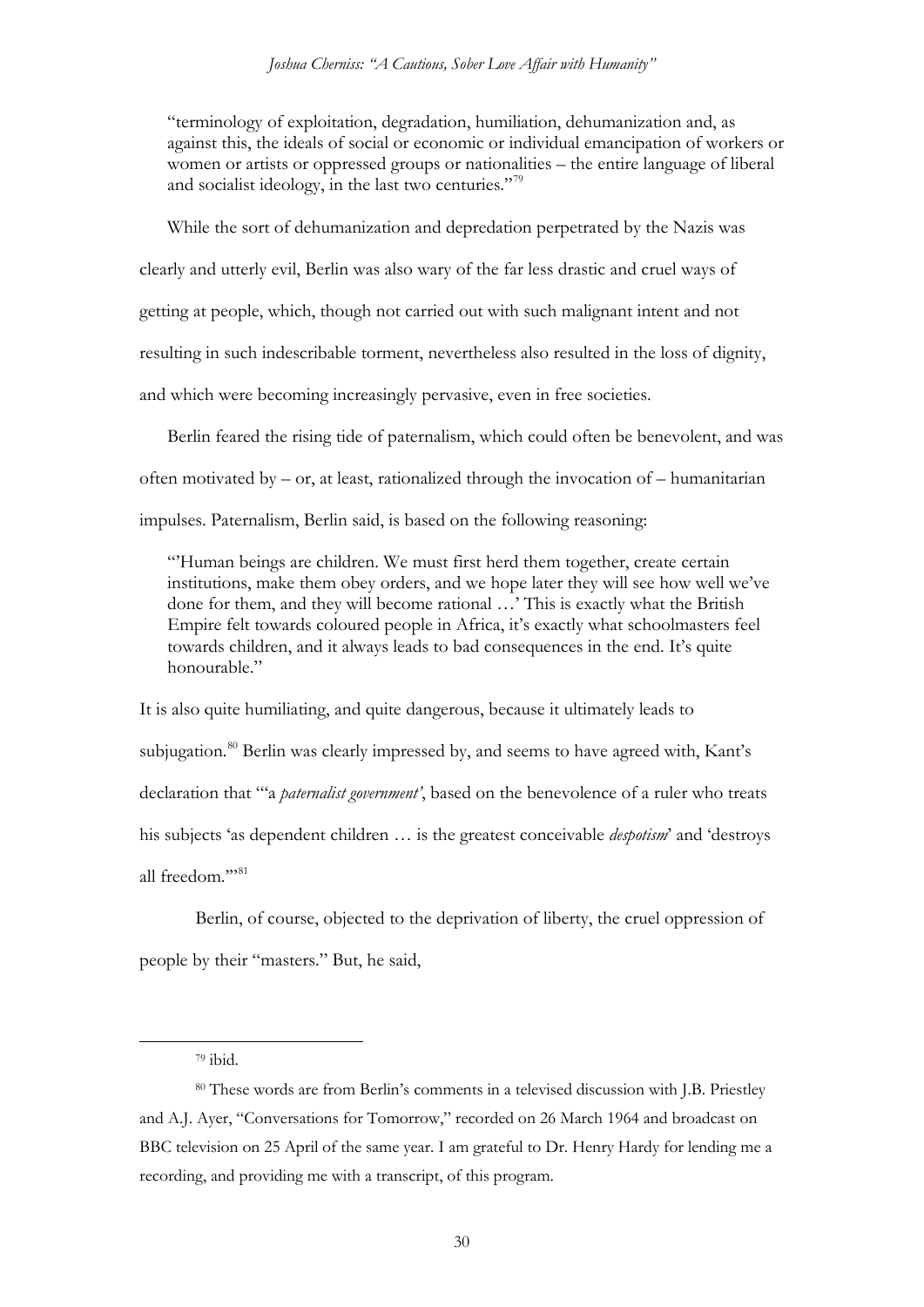> "terminology of exploitation, degradation, humiliation, dehumanization and, as against this, the ideals of social or economic or individual emancipation of workers or women or artists or oppressed groups or nationalities – the entire language of liberal and socialist ideology, in the last two centuries."[79]

While the sort of dehumanization and depredation perpetrated by the Nazis was clearly and utterly evil, Berlin was also wary of the far less drastic and cruel ways of getting at people, which, though not carried out with such malignant intent and not resulting in such indescribable torment, nevertheless also resulted in the loss of dignity, and which were becoming increasingly pervasive, even in free societies.

Berlin feared the rising tide of paternalism, which could often be benevolent, and was often motivated by – or, at least, rationalized through the invocation of – humanitarian impulses. Paternalism, Berlin said, is based on the following reasoning:

> "'Human beings are children. We must first herd them together, create certain institutions, make them obey orders, and we hope later they will see how well we've done for them, and they will become rational …' This is exactly what the British Empire felt towards coloured people in Africa, it's exactly what schoolmasters feel towards children, and it always leads to bad consequences in the end. It's quite honourable."

It is also quite humiliating, and quite dangerous, because it ultimately leads to subjugation.[80] Berlin was clearly impressed by, and seems to have agreed with, Kant's declaration that "'a *paternalist government'*, based on the benevolence of a ruler who treats his subjects 'as dependent children … is the greatest conceivable *despotism*' and 'destroys all freedom.'"[81]

Berlin, of course, objected to the deprivation of liberty, the cruel oppression of people by their "masters." But, he said,

---

[79] ibid.

[80] These words are from Berlin's comments in a televised discussion with J.B. Priestley and A.J. Ayer, "Conversations for Tomorrow," recorded on 26 March 1964 and broadcast on BBC television on 25 April of the same year. I am grateful to Dr. Henry Hardy for lending me a recording, and providing me with a transcript, of this program.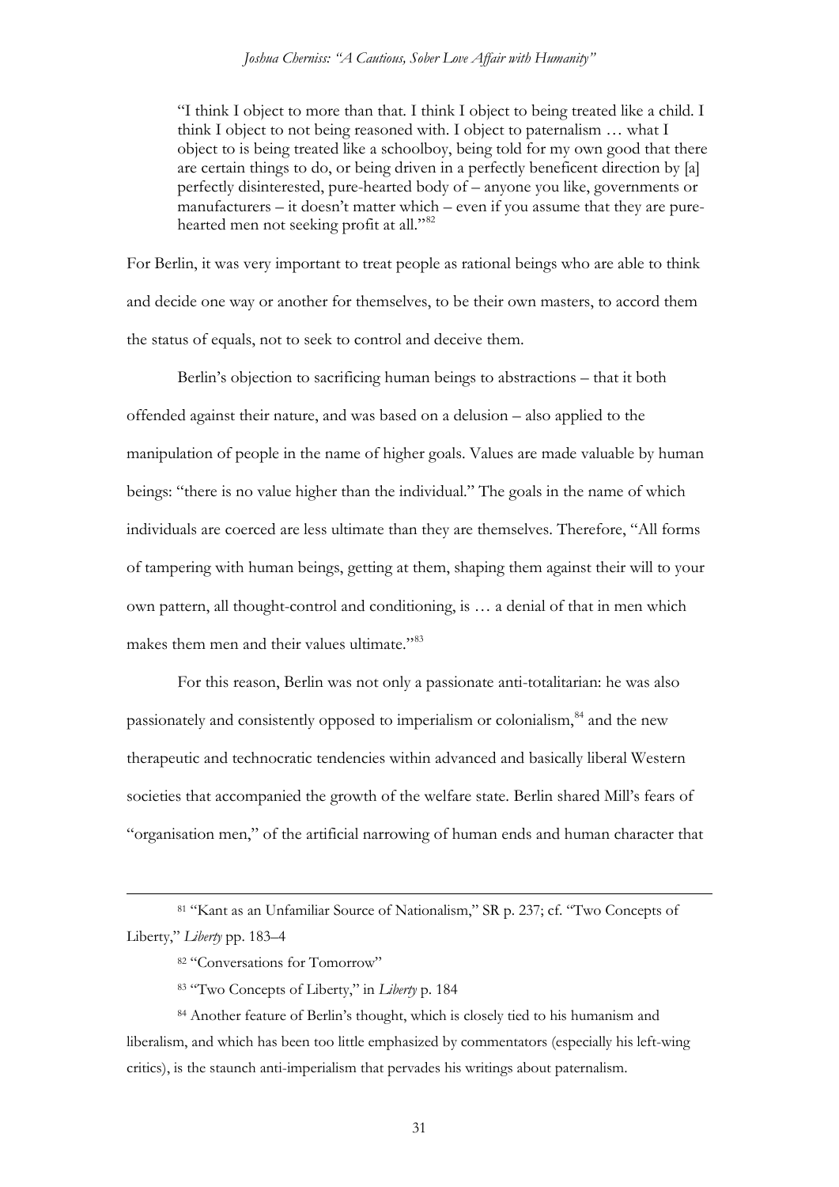> "I think I object to more than that. I think I object to being treated like a child. I think I object to not being reasoned with. I object to paternalism … what I object to is being treated like a schoolboy, being told for my own good that there are certain things to do, or being driven in a perfectly beneficent direction by [a] perfectly disinterested, pure-hearted body of – anyone you like, governments or manufacturers – it doesn't matter which – even if you assume that they are pure-hearted men not seeking profit at all."[82]

For Berlin, it was very important to treat people as rational beings who are able to think and decide one way or another for themselves, to be their own masters, to accord them the status of equals, not to seek to control and deceive them.

Berlin's objection to sacrificing human beings to abstractions – that it both offended against their nature, and was based on a delusion – also applied to the manipulation of people in the name of higher goals. Values are made valuable by human beings: "there is no value higher than the individual." The goals in the name of which individuals are coerced are less ultimate than they are themselves. Therefore, "All forms of tampering with human beings, getting at them, shaping them against their will to your own pattern, all thought-control and conditioning, is … a denial of that in men which makes them men and their values ultimate."[83]

For this reason, Berlin was not only a passionate anti-totalitarian: he was also passionately and consistently opposed to imperialism or colonialism,[84] and the new therapeutic and technocratic tendencies within advanced and basically liberal Western societies that accompanied the growth of the welfare state. Berlin shared Mill's fears of "organisation men," of the artificial narrowing of human ends and human character that

---

[81] "Kant as an Unfamiliar Source of Nationalism," SR p. 237; cf. "Two Concepts of Liberty," *Liberty* pp. 183–4

[82] "Conversations for Tomorrow"

[83] "Two Concepts of Liberty," in *Liberty* p. 184

[84] Another feature of Berlin's thought, which is closely tied to his humanism and liberalism, and which has been too little emphasized by commentators (especially his left-wing critics), is the staunch anti-imperialism that pervades his writings about paternalism.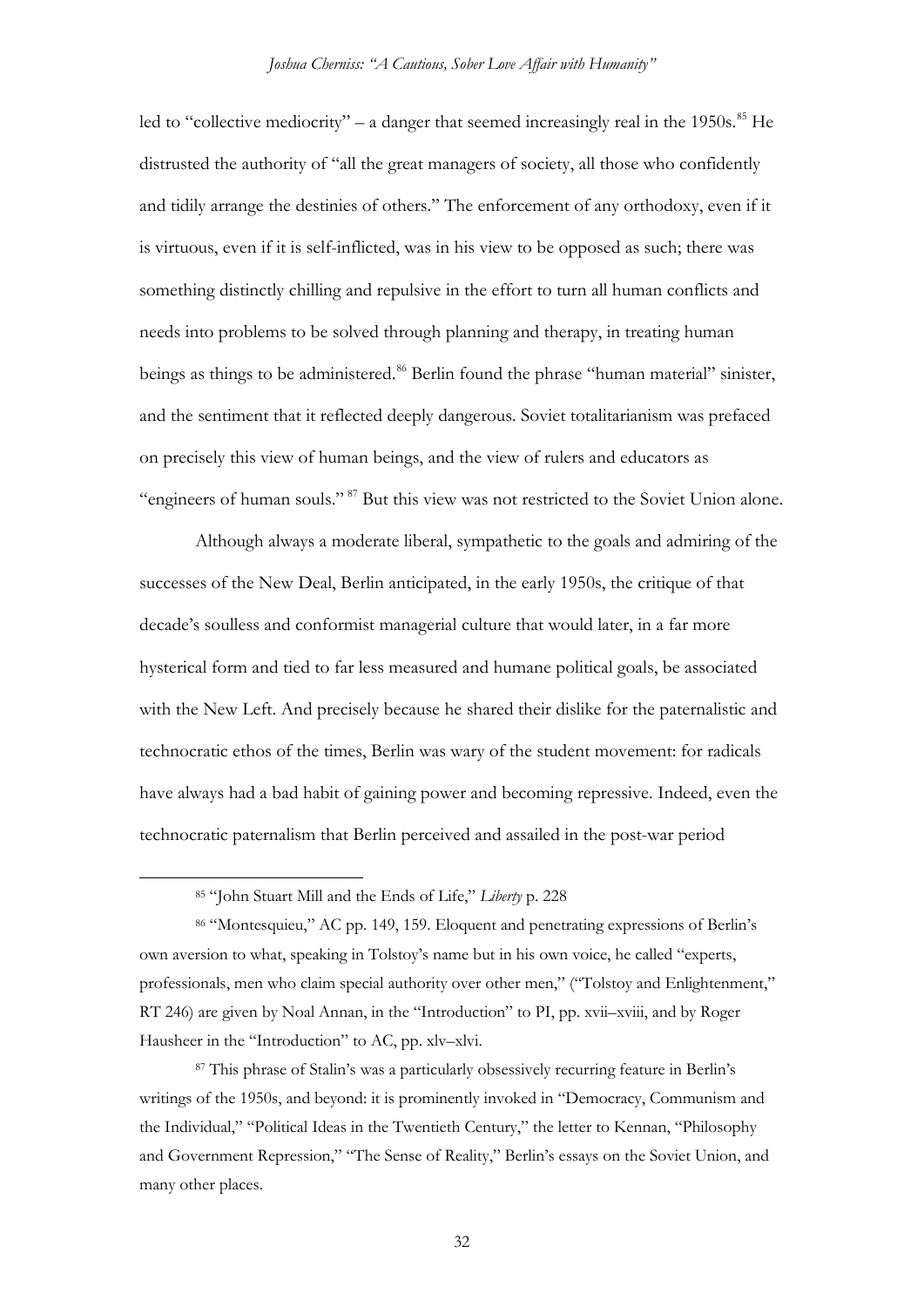led to "collective mediocrity" – a danger that seemed increasingly real in the 1950s.[85] He distrusted the authority of "all the great managers of society, all those who confidently and tidily arrange the destinies of others." The enforcement of any orthodoxy, even if it is virtuous, even if it is self-inflicted, was in his view to be opposed as such; there was something distinctly chilling and repulsive in the effort to turn all human conflicts and needs into problems to be solved through planning and therapy, in treating human beings as things to be administered.[86] Berlin found the phrase "human material" sinister, and the sentiment that it reflected deeply dangerous. Soviet totalitarianism was prefaced on precisely this view of human beings, and the view of rulers and educators as "engineers of human souls." [87] But this view was not restricted to the Soviet Union alone.

Although always a moderate liberal, sympathetic to the goals and admiring of the successes of the New Deal, Berlin anticipated, in the early 1950s, the critique of that decade's soulless and conformist managerial culture that would later, in a far more hysterical form and tied to far less measured and humane political goals, be associated with the New Left. And precisely because he shared their dislike for the paternalistic and technocratic ethos of the times, Berlin was wary of the student movement: for radicals have always had a bad habit of gaining power and becoming repressive. Indeed, even the technocratic paternalism that Berlin perceived and assailed in the post-war period

[85] "John Stuart Mill and the Ends of Life," *Liberty* p. 228

[86] "Montesquieu," AC pp. 149, 159. Eloquent and penetrating expressions of Berlin's own aversion to what, speaking in Tolstoy's name but in his own voice, he called "experts, professionals, men who claim special authority over other men," ("Tolstoy and Enlightenment," RT 246) are given by Noal Annan, in the "Introduction" to PI, pp. xvii–xviii, and by Roger Hausheer in the "Introduction" to AC, pp. xlv–xlvi.

[87] This phrase of Stalin's was a particularly obsessively recurring feature in Berlin's writings of the 1950s, and beyond: it is prominently invoked in "Democracy, Communism and the Individual," "Political Ideas in the Twentieth Century," the letter to Kennan, "Philosophy and Government Repression," "The Sense of Reality," Berlin's essays on the Soviet Union, and many other places.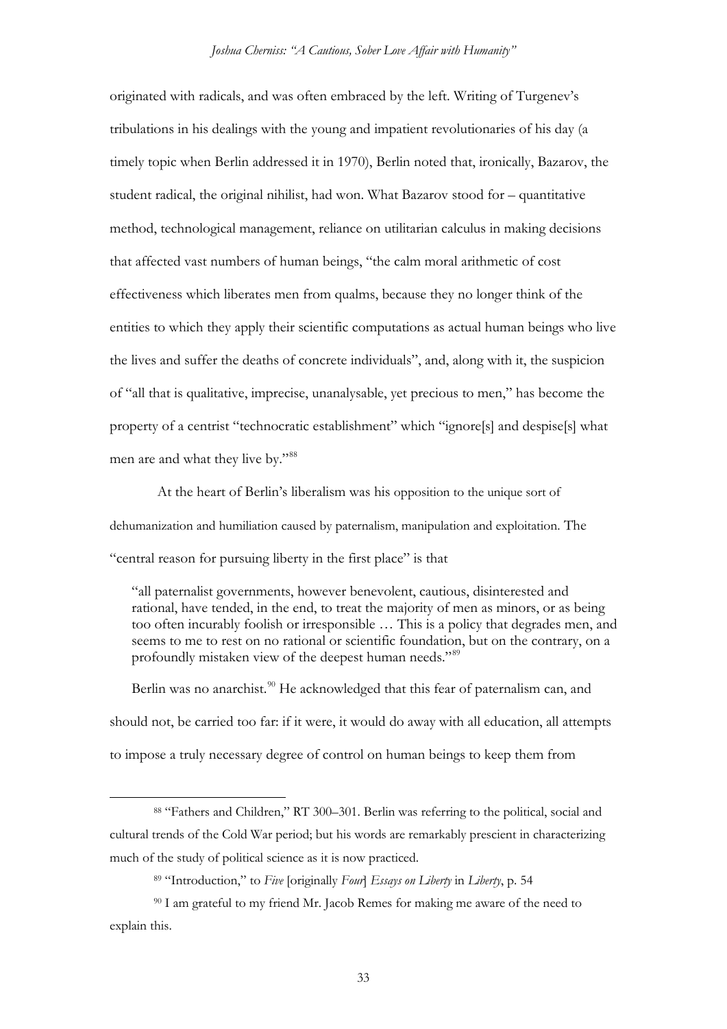originated with radicals, and was often embraced by the left. Writing of Turgenev's tribulations in his dealings with the young and impatient revolutionaries of his day (a timely topic when Berlin addressed it in 1970), Berlin noted that, ironically, Bazarov, the student radical, the original nihilist, had won. What Bazarov stood for – quantitative method, technological management, reliance on utilitarian calculus in making decisions that affected vast numbers of human beings, "the calm moral arithmetic of cost effectiveness which liberates men from qualms, because they no longer think of the entities to which they apply their scientific computations as actual human beings who live the lives and suffer the deaths of concrete individuals", and, along with it, the suspicion of "all that is qualitative, imprecise, unanalysable, yet precious to men," has become the property of a centrist "technocratic establishment" which "ignore[s] and despise[s] what men are and what they live by."[88]

At the heart of Berlin's liberalism was his opposition to the unique sort of dehumanization and humiliation caused by paternalism, manipulation and exploitation. The "central reason for pursuing liberty in the first place" is that

> "all paternalist governments, however benevolent, cautious, disinterested and rational, have tended, in the end, to treat the majority of men as minors, or as being too often incurably foolish or irresponsible … This is a policy that degrades men, and seems to me to rest on no rational or scientific foundation, but on the contrary, on a profoundly mistaken view of the deepest human needs."[89]

Berlin was no anarchist.[90] He acknowledged that this fear of paternalism can, and should not, be carried too far: if it were, it would do away with all education, all attempts to impose a truly necessary degree of control on human beings to keep them from

---

[88] "Fathers and Children," RT 300–301. Berlin was referring to the political, social and cultural trends of the Cold War period; but his words are remarkably prescient in characterizing much of the study of political science as it is now practiced.

[89] "Introduction," to *Five* [originally *Four*] *Essays on Liberty* in *Liberty*, p. 54

[90] I am grateful to my friend Mr. Jacob Remes for making me aware of the need to explain this.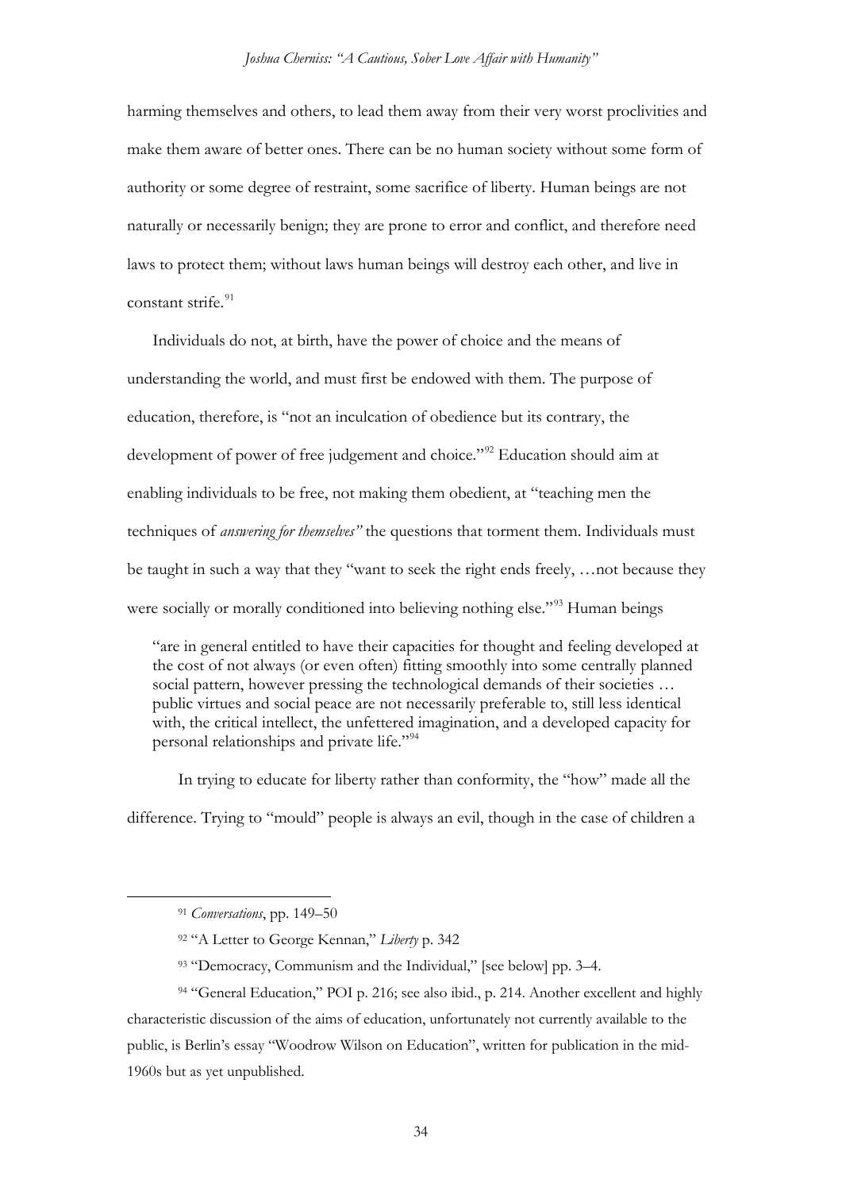harming themselves and others, to lead them away from their very worst proclivities and make them aware of better ones. There can be no human society without some form of authority or some degree of restraint, some sacrifice of liberty. Human beings are not naturally or necessarily benign; they are prone to error and conflict, and therefore need laws to protect them; without laws human beings will destroy each other, and live in constant strife.[91]

Individuals do not, at birth, have the power of choice and the means of understanding the world, and must first be endowed with them. The purpose of education, therefore, is "not an inculcation of obedience but its contrary, the development of power of free judgement and choice."[92] Education should aim at enabling individuals to be free, not making them obedient, at "teaching men the techniques of *answering for themselves"* the questions that torment them. Individuals must be taught in such a way that they "want to seek the right ends freely, …not because they were socially or morally conditioned into believing nothing else."[93] Human beings

> "are in general entitled to have their capacities for thought and feeling developed at the cost of not always (or even often) fitting smoothly into some centrally planned social pattern, however pressing the technological demands of their societies … public virtues and social peace are not necessarily preferable to, still less identical with, the critical intellect, the unfettered imagination, and a developed capacity for personal relationships and private life."[94]

In trying to educate for liberty rather than conformity, the "how" made all the difference. Trying to "mould" people is always an evil, though in the case of children a

---

[91] *Conversations*, pp. 149–50

[92] "A Letter to George Kennan," *Liberty* p. 342

[93] "Democracy, Communism and the Individual," [see below] pp. 3–4.

[94] "General Education," POI p. 216; see also ibid., p. 214. Another excellent and highly characteristic discussion of the aims of education, unfortunately not currently available to the public, is Berlin's essay "Woodrow Wilson on Education", written for publication in the mid-1960s but as yet unpublished.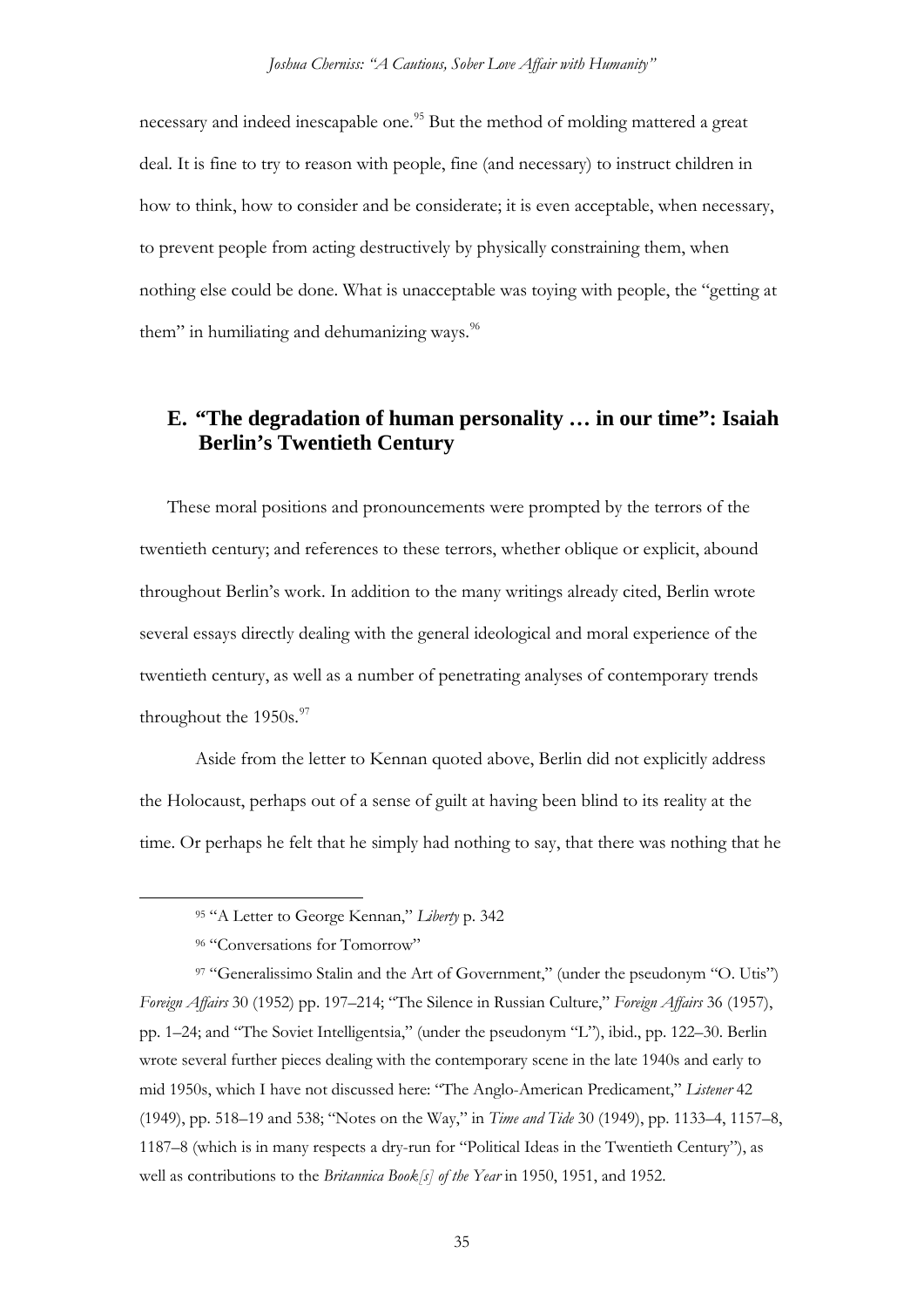necessary and indeed inescapable one.[95] But the method of molding mattered a great deal. It is fine to try to reason with people, fine (and necessary) to instruct children in how to think, how to consider and be considerate; it is even acceptable, when necessary, to prevent people from acting destructively by physically constraining them, when nothing else could be done. What is unacceptable was toying with people, the "getting at them" in humiliating and dehumanizing ways.[96]

## E. "The degradation of human personality … in our time": Isaiah Berlin's Twentieth Century

These moral positions and pronouncements were prompted by the terrors of the twentieth century; and references to these terrors, whether oblique or explicit, abound throughout Berlin's work. In addition to the many writings already cited, Berlin wrote several essays directly dealing with the general ideological and moral experience of the twentieth century, as well as a number of penetrating analyses of contemporary trends throughout the 1950s.[97]

Aside from the letter to Kennan quoted above, Berlin did not explicitly address the Holocaust, perhaps out of a sense of guilt at having been blind to its reality at the time. Or perhaps he felt that he simply had nothing to say, that there was nothing that he

---

[95] "A Letter to George Kennan," *Liberty* p. 342

[96] "Conversations for Tomorrow"

[97] "Generalissimo Stalin and the Art of Government," (under the pseudonym "O. Utis") *Foreign Affairs* 30 (1952) pp. 197–214; "The Silence in Russian Culture," *Foreign Affairs* 36 (1957), pp. 1–24; and "The Soviet Intelligentsia," (under the pseudonym "L"), ibid., pp. 122–30. Berlin wrote several further pieces dealing with the contemporary scene in the late 1940s and early to mid 1950s, which I have not discussed here: "The Anglo-American Predicament," *Listener* 42 (1949), pp. 518–19 and 538; "Notes on the Way," in *Time and Tide* 30 (1949), pp. 1133–4, 1157–8, 1187–8 (which is in many respects a dry-run for "Political Ideas in the Twentieth Century"), as well as contributions to the *Britannica Book[s] of the Year* in 1950, 1951, and 1952.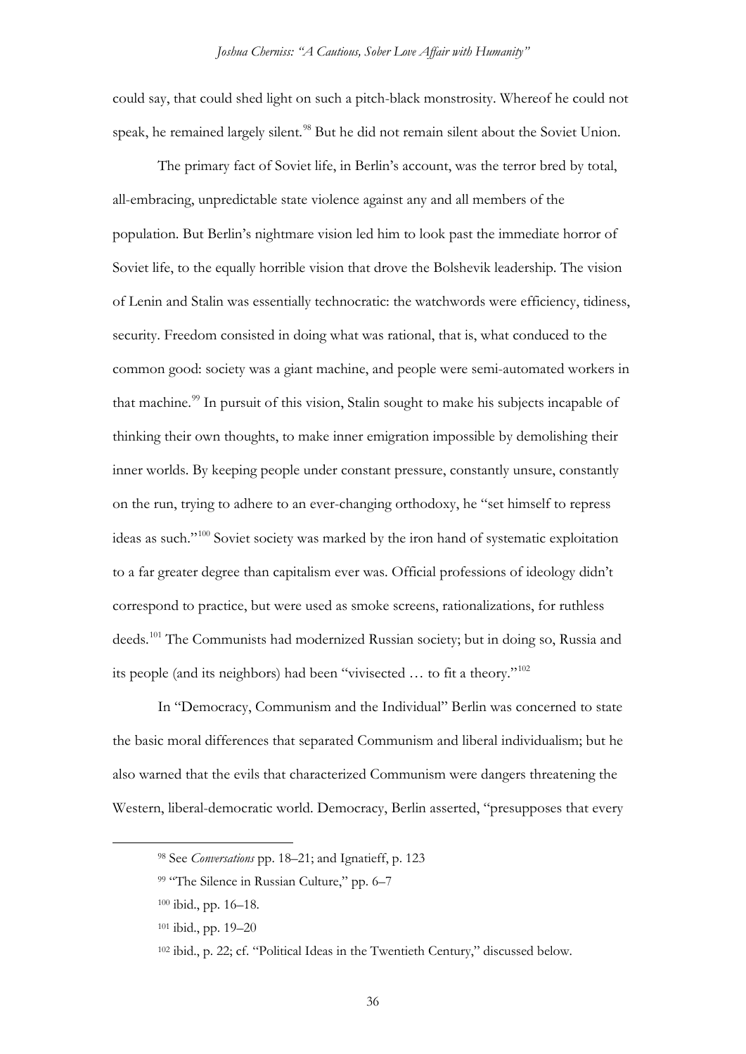could say, that could shed light on such a pitch-black monstrosity. Whereof he could not speak, he remained largely silent.[98] But he did not remain silent about the Soviet Union.

The primary fact of Soviet life, in Berlin's account, was the terror bred by total, all-embracing, unpredictable state violence against any and all members of the population. But Berlin's nightmare vision led him to look past the immediate horror of Soviet life, to the equally horrible vision that drove the Bolshevik leadership. The vision of Lenin and Stalin was essentially technocratic: the watchwords were efficiency, tidiness, security. Freedom consisted in doing what was rational, that is, what conduced to the common good: society was a giant machine, and people were semi-automated workers in that machine.[99] In pursuit of this vision, Stalin sought to make his subjects incapable of thinking their own thoughts, to make inner emigration impossible by demolishing their inner worlds. By keeping people under constant pressure, constantly unsure, constantly on the run, trying to adhere to an ever-changing orthodoxy, he "set himself to repress ideas as such."[100] Soviet society was marked by the iron hand of systematic exploitation to a far greater degree than capitalism ever was. Official professions of ideology didn't correspond to practice, but were used as smoke screens, rationalizations, for ruthless deeds.[101] The Communists had modernized Russian society; but in doing so, Russia and its people (and its neighbors) had been "vivisected … to fit a theory."[102]

In "Democracy, Communism and the Individual" Berlin was concerned to state the basic moral differences that separated Communism and liberal individualism; but he also warned that the evils that characterized Communism were dangers threatening the Western, liberal-democratic world. Democracy, Berlin asserted, "presupposes that every

---

[98] See *Conversations* pp. 18–21; and Ignatieff, p. 123

[99] "The Silence in Russian Culture," pp. 6–7

[100] ibid., pp. 16–18.

[101] ibid., pp. 19–20

[102] ibid., p. 22; cf. "Political Ideas in the Twentieth Century," discussed below.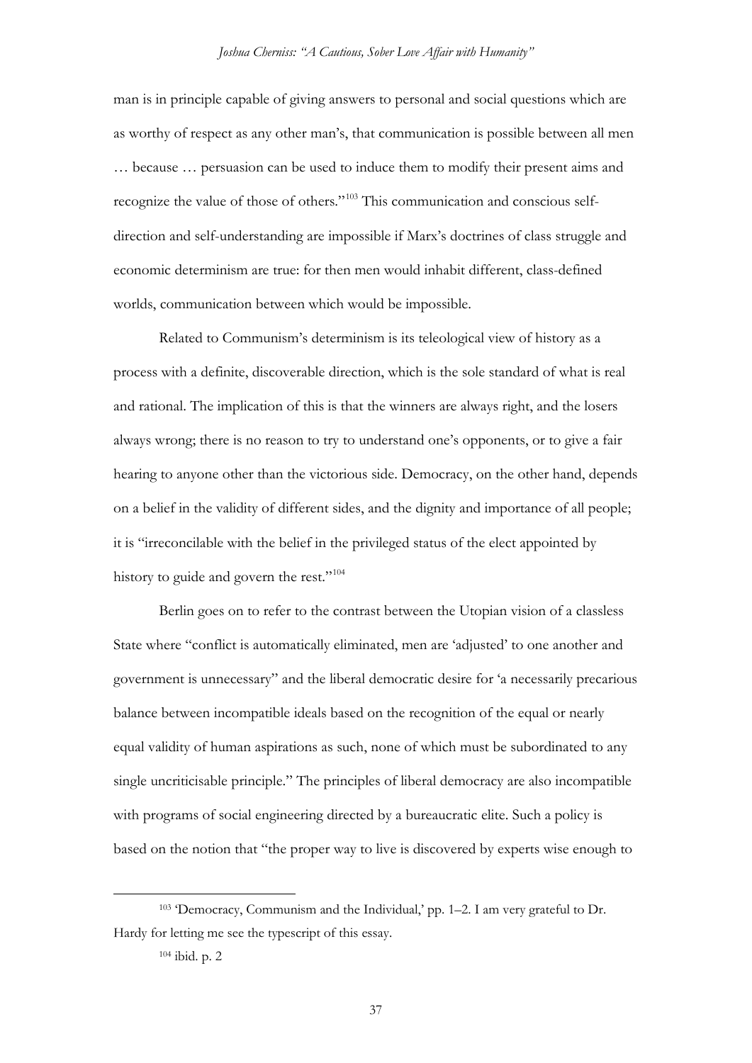man is in principle capable of giving answers to personal and social questions which are as worthy of respect as any other man's, that communication is possible between all men … because … persuasion can be used to induce them to modify their present aims and recognize the value of those of others."[103] This communication and conscious self-direction and self-understanding are impossible if Marx's doctrines of class struggle and economic determinism are true: for then men would inhabit different, class-defined worlds, communication between which would be impossible.

Related to Communism's determinism is its teleological view of history as a process with a definite, discoverable direction, which is the sole standard of what is real and rational. The implication of this is that the winners are always right, and the losers always wrong; there is no reason to try to understand one's opponents, or to give a fair hearing to anyone other than the victorious side. Democracy, on the other hand, depends on a belief in the validity of different sides, and the dignity and importance of all people; it is "irreconcilable with the belief in the privileged status of the elect appointed by history to guide and govern the rest."[104]

Berlin goes on to refer to the contrast between the Utopian vision of a classless State where "conflict is automatically eliminated, men are 'adjusted' to one another and government is unnecessary" and the liberal democratic desire for 'a necessarily precarious balance between incompatible ideals based on the recognition of the equal or nearly equal validity of human aspirations as such, none of which must be subordinated to any single uncriticisable principle." The principles of liberal democracy are also incompatible with programs of social engineering directed by a bureaucratic elite. Such a policy is based on the notion that "the proper way to live is discovered by experts wise enough to

---

[103] 'Democracy, Communism and the Individual,' pp. 1–2. I am very grateful to Dr. Hardy for letting me see the typescript of this essay.

[104] ibid. p. 2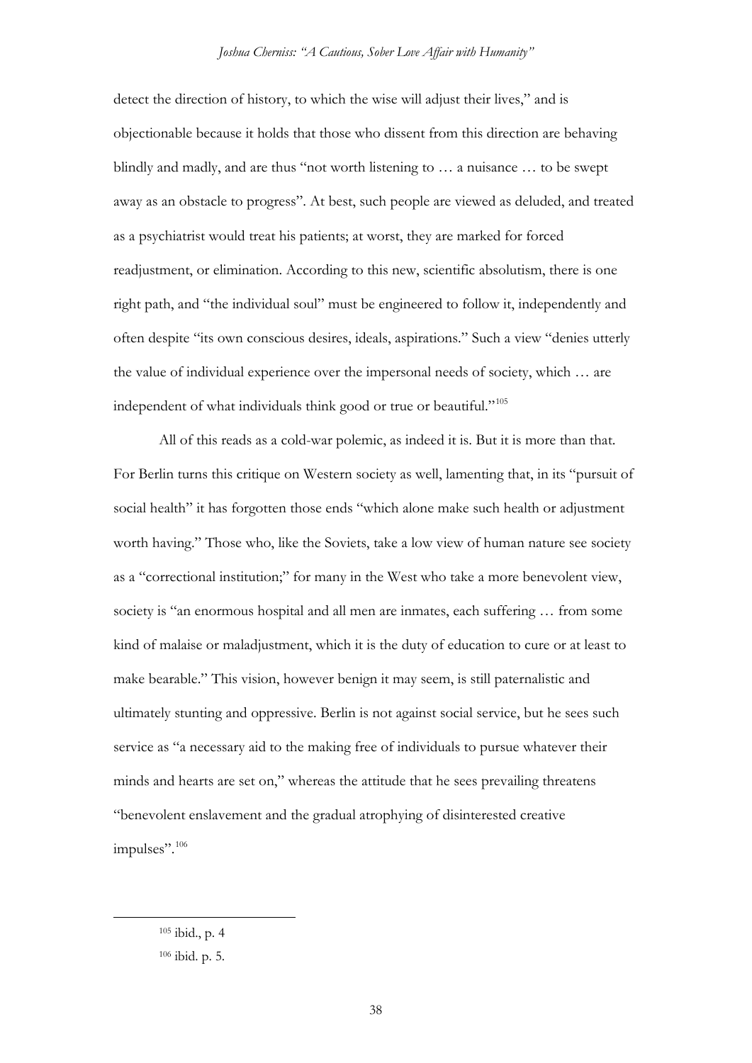detect the direction of history, to which the wise will adjust their lives," and is objectionable because it holds that those who dissent from this direction are behaving blindly and madly, and are thus "not worth listening to … a nuisance … to be swept away as an obstacle to progress". At best, such people are viewed as deluded, and treated as a psychiatrist would treat his patients; at worst, they are marked for forced readjustment, or elimination. According to this new, scientific absolutism, there is one right path, and "the individual soul" must be engineered to follow it, independently and often despite "its own conscious desires, ideals, aspirations." Such a view "denies utterly the value of individual experience over the impersonal needs of society, which … are independent of what individuals think good or true or beautiful."[105]

All of this reads as a cold-war polemic, as indeed it is. But it is more than that. For Berlin turns this critique on Western society as well, lamenting that, in its "pursuit of social health" it has forgotten those ends "which alone make such health or adjustment worth having." Those who, like the Soviets, take a low view of human nature see society as a "correctional institution;" for many in the West who take a more benevolent view, society is "an enormous hospital and all men are inmates, each suffering … from some kind of malaise or maladjustment, which it is the duty of education to cure or at least to make bearable." This vision, however benign it may seem, is still paternalistic and ultimately stunting and oppressive. Berlin is not against social service, but he sees such service as "a necessary aid to the making free of individuals to pursue whatever their minds and hearts are set on," whereas the attitude that he sees prevailing threatens "benevolent enslavement and the gradual atrophying of disinterested creative impulses".[106]

---

[105] ibid., p. 4

[106] ibid. p. 5.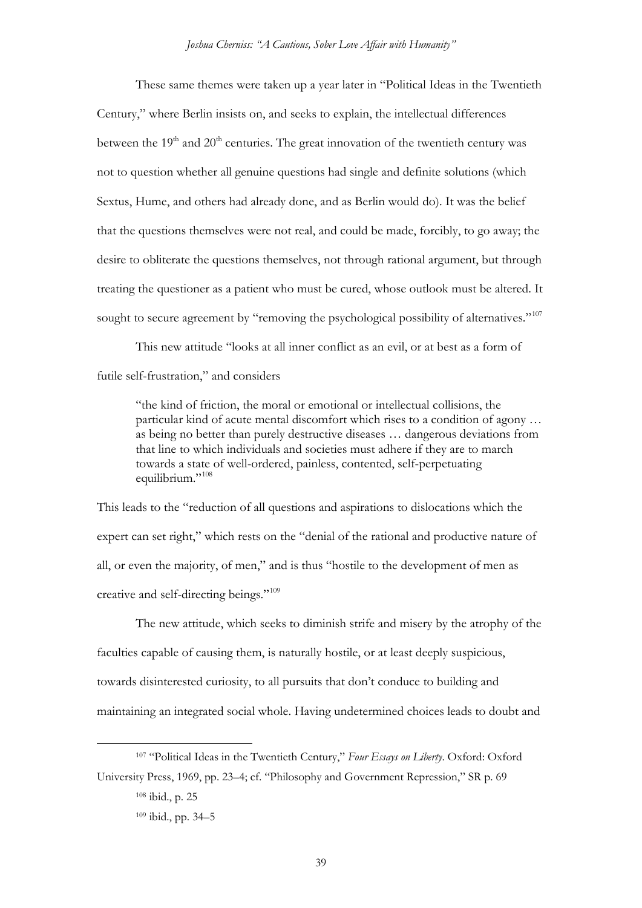These same themes were taken up a year later in "Political Ideas in the Twentieth Century," where Berlin insists on, and seeks to explain, the intellectual differences between the 19th and 20th centuries. The great innovation of the twentieth century was not to question whether all genuine questions had single and definite solutions (which Sextus, Hume, and others had already done, and as Berlin would do). It was the belief that the questions themselves were not real, and could be made, forcibly, to go away; the desire to obliterate the questions themselves, not through rational argument, but through treating the questioner as a patient who must be cured, whose outlook must be altered. It sought to secure agreement by "removing the psychological possibility of alternatives."[107]

This new attitude "looks at all inner conflict as an evil, or at best as a form of futile self-frustration," and considers

> "the kind of friction, the moral or emotional or intellectual collisions, the particular kind of acute mental discomfort which rises to a condition of agony … as being no better than purely destructive diseases … dangerous deviations from that line to which individuals and societies must adhere if they are to march towards a state of well-ordered, painless, contented, self-perpetuating equilibrium."[108]

This leads to the "reduction of all questions and aspirations to dislocations which the expert can set right," which rests on the "denial of the rational and productive nature of all, or even the majority, of men," and is thus "hostile to the development of men as creative and self-directing beings."[109]

The new attitude, which seeks to diminish strife and misery by the atrophy of the faculties capable of causing them, is naturally hostile, or at least deeply suspicious, towards disinterested curiosity, to all pursuits that don't conduce to building and maintaining an integrated social whole. Having undetermined choices leads to doubt and

---

[107] "Political Ideas in the Twentieth Century," *Four Essays on Liberty*. Oxford: Oxford University Press, 1969, pp. 23–4; cf. "Philosophy and Government Repression," SR p. 69

[108] ibid., p. 25

[109] ibid., pp. 34–5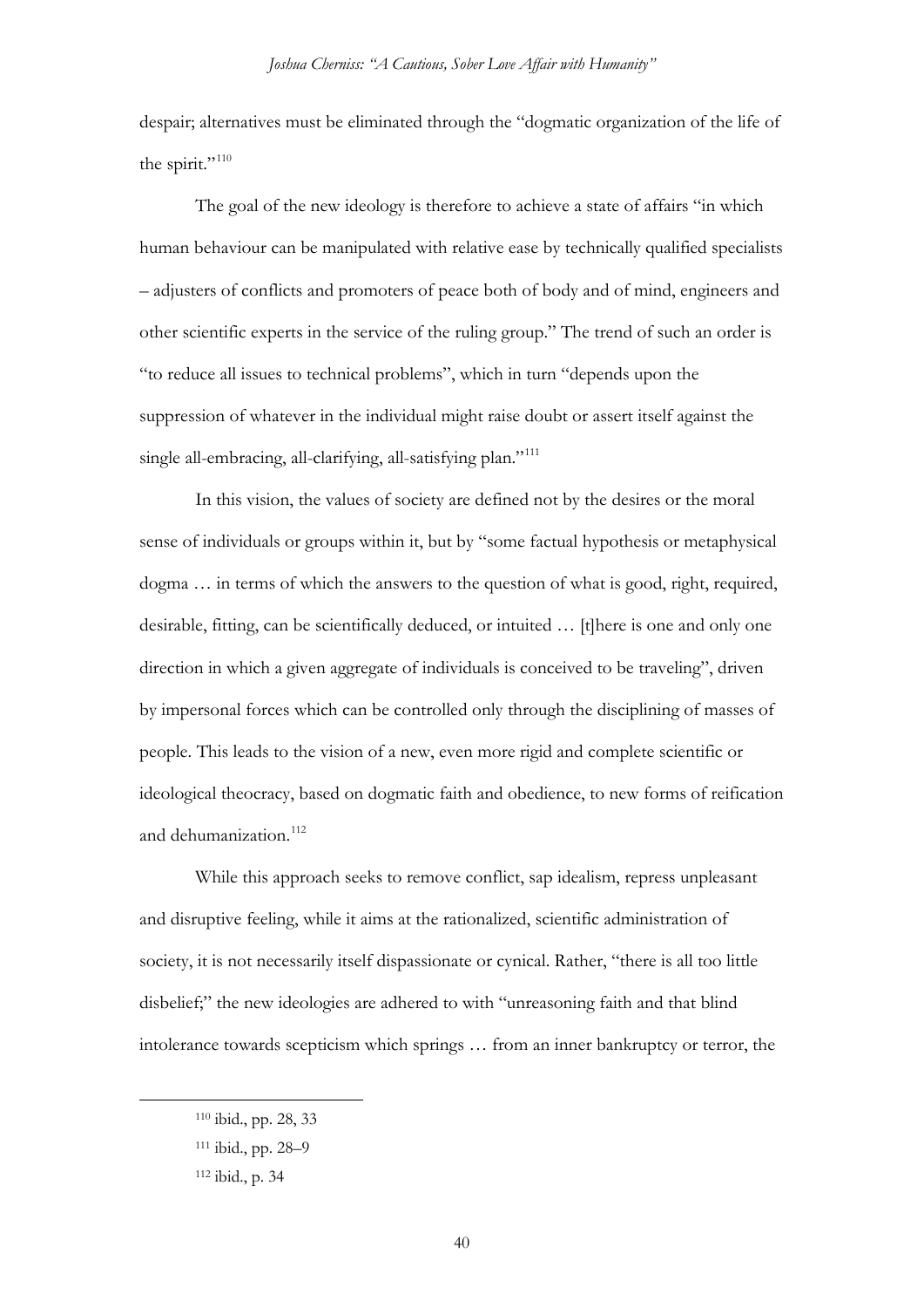despair; alternatives must be eliminated through the "dogmatic organization of the life of the spirit."[110]

The goal of the new ideology is therefore to achieve a state of affairs "in which human behaviour can be manipulated with relative ease by technically qualified specialists – adjusters of conflicts and promoters of peace both of body and of mind, engineers and other scientific experts in the service of the ruling group." The trend of such an order is "to reduce all issues to technical problems", which in turn "depends upon the suppression of whatever in the individual might raise doubt or assert itself against the single all-embracing, all-clarifying, all-satisfying plan."[111]

In this vision, the values of society are defined not by the desires or the moral sense of individuals or groups within it, but by "some factual hypothesis or metaphysical dogma … in terms of which the answers to the question of what is good, right, required, desirable, fitting, can be scientifically deduced, or intuited … [t]here is one and only one direction in which a given aggregate of individuals is conceived to be traveling", driven by impersonal forces which can be controlled only through the disciplining of masses of people. This leads to the vision of a new, even more rigid and complete scientific or ideological theocracy, based on dogmatic faith and obedience, to new forms of reification and dehumanization.[112]

While this approach seeks to remove conflict, sap idealism, repress unpleasant and disruptive feeling, while it aims at the rationalized, scientific administration of society, it is not necessarily itself dispassionate or cynical. Rather, "there is all too little disbelief;" the new ideologies are adhered to with "unreasoning faith and that blind intolerance towards scepticism which springs … from an inner bankruptcy or terror, the

---

[110] ibid., pp. 28, 33

[111] ibid., pp. 28–9

[112] ibid., p. 34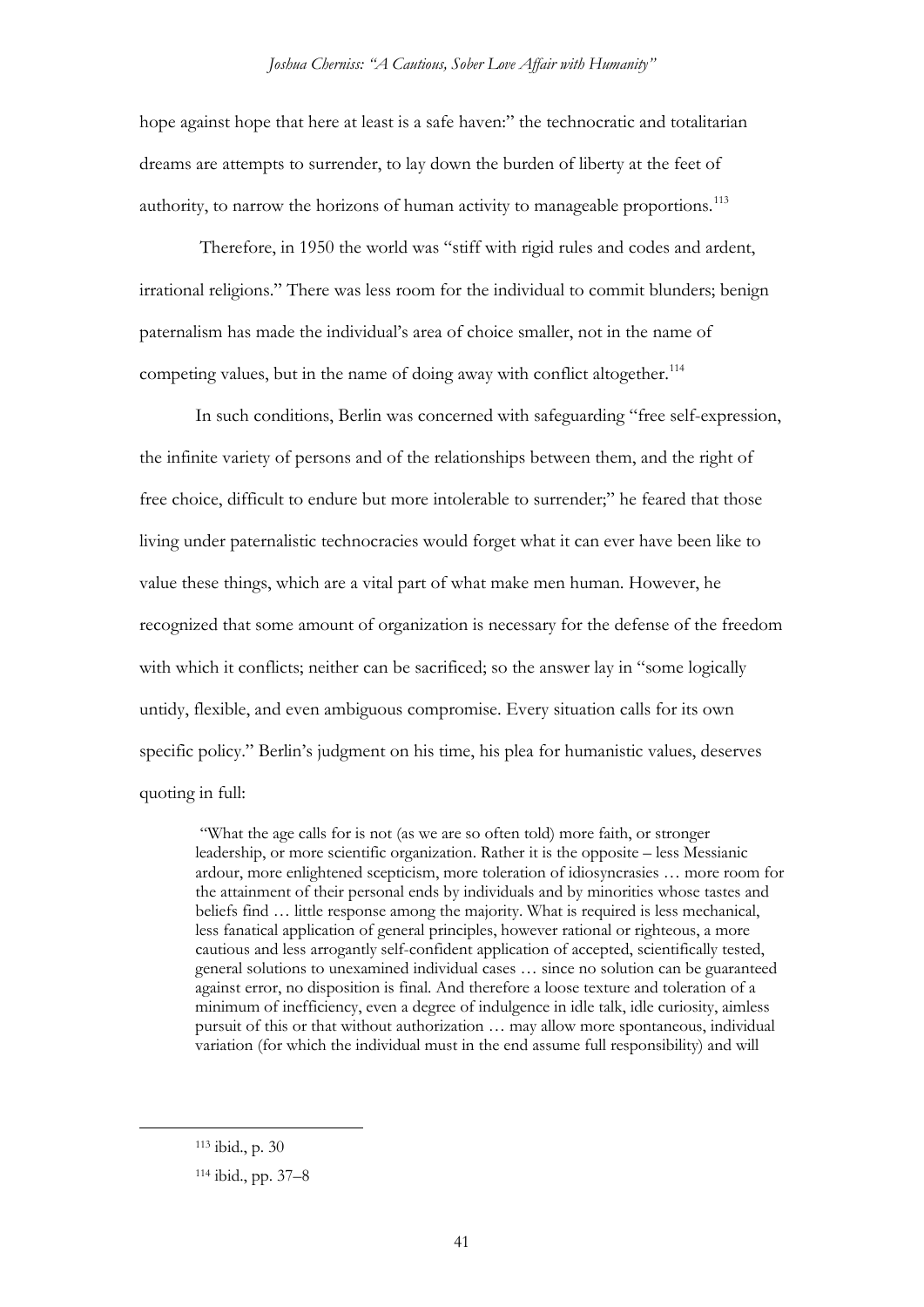hope against hope that here at least is a safe haven:" the technocratic and totalitarian dreams are attempts to surrender, to lay down the burden of liberty at the feet of authority, to narrow the horizons of human activity to manageable proportions.[113]

Therefore, in 1950 the world was "stiff with rigid rules and codes and ardent, irrational religions." There was less room for the individual to commit blunders; benign paternalism has made the individual's area of choice smaller, not in the name of competing values, but in the name of doing away with conflict altogether.[114]

In such conditions, Berlin was concerned with safeguarding "free self-expression, the infinite variety of persons and of the relationships between them, and the right of free choice, difficult to endure but more intolerable to surrender;" he feared that those living under paternalistic technocracies would forget what it can ever have been like to value these things, which are a vital part of what make men human. However, he recognized that some amount of organization is necessary for the defense of the freedom with which it conflicts; neither can be sacrificed; so the answer lay in "some logically untidy, flexible, and even ambiguous compromise. Every situation calls for its own specific policy." Berlin's judgment on his time, his plea for humanistic values, deserves quoting in full:

> "What the age calls for is not (as we are so often told) more faith, or stronger leadership, or more scientific organization. Rather it is the opposite – less Messianic ardour, more enlightened scepticism, more toleration of idiosyncrasies … more room for the attainment of their personal ends by individuals and by minorities whose tastes and beliefs find … little response among the majority. What is required is less mechanical, less fanatical application of general principles, however rational or righteous, a more cautious and less arrogantly self-confident application of accepted, scientifically tested, general solutions to unexamined individual cases … since no solution can be guaranteed against error, no disposition is final. And therefore a loose texture and toleration of a minimum of inefficiency, even a degree of indulgence in idle talk, idle curiosity, aimless pursuit of this or that without authorization … may allow more spontaneous, individual variation (for which the individual must in the end assume full responsibility) and will

[113] ibid., p. 30

[114] ibid., pp. 37–8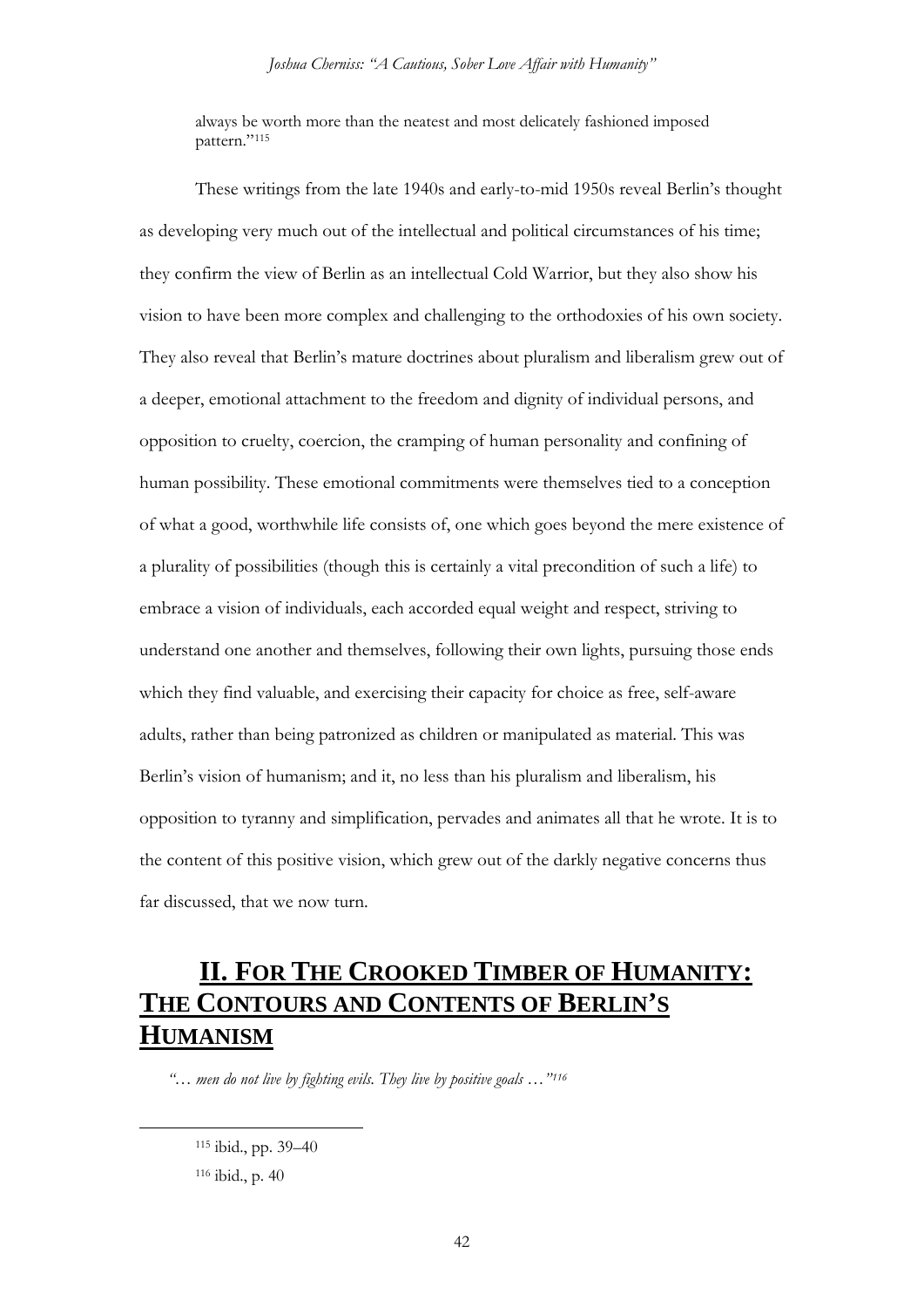always be worth more than the neatest and most delicately fashioned imposed pattern."[115]

These writings from the late 1940s and early-to-mid 1950s reveal Berlin's thought as developing very much out of the intellectual and political circumstances of his time; they confirm the view of Berlin as an intellectual Cold Warrior, but they also show his vision to have been more complex and challenging to the orthodoxies of his own society. They also reveal that Berlin's mature doctrines about pluralism and liberalism grew out of a deeper, emotional attachment to the freedom and dignity of individual persons, and opposition to cruelty, coercion, the cramping of human personality and confining of human possibility. These emotional commitments were themselves tied to a conception of what a good, worthwhile life consists of, one which goes beyond the mere existence of a plurality of possibilities (though this is certainly a vital precondition of such a life) to embrace a vision of individuals, each accorded equal weight and respect, striving to understand one another and themselves, following their own lights, pursuing those ends which they find valuable, and exercising their capacity for choice as free, self-aware adults, rather than being patronized as children or manipulated as material. This was Berlin's vision of humanism; and it, no less than his pluralism and liberalism, his opposition to tyranny and simplification, pervades and animates all that he wrote. It is to the content of this positive vision, which grew out of the darkly negative concerns thus far discussed, that we now turn.

# II. For The Crooked Timber of Humanity: The Contours and Contents of Berlin's Humanism

*"… men do not live by fighting evils. They live by positive goals …"*[116]

---

[115] ibid., pp. 39–40

[116] ibid., p. 40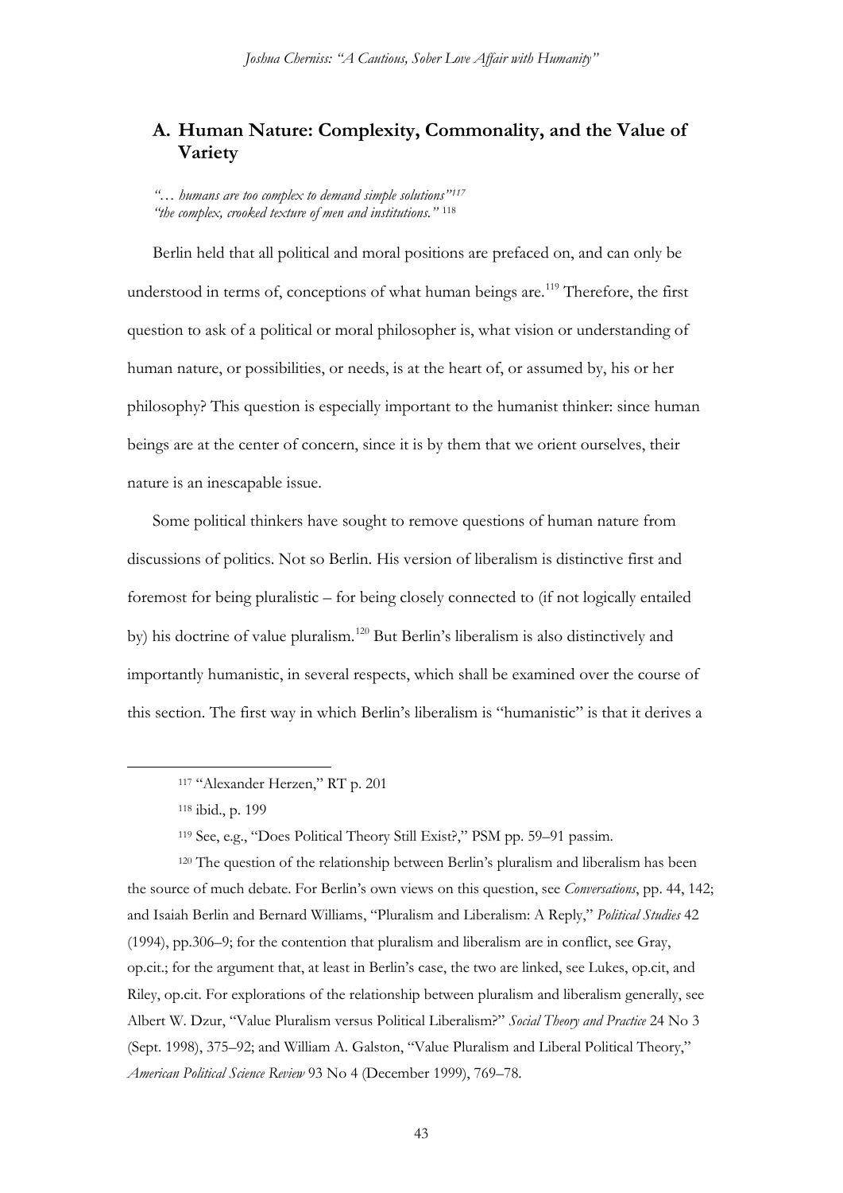## A. Human Nature: Complexity, Commonality, and the Value of Variety

*"… humans are too complex to demand simple solutions"*[117]
*"the complex, crooked texture of men and institutions."* [118]

Berlin held that all political and moral positions are prefaced on, and can only be understood in terms of, conceptions of what human beings are.[119] Therefore, the first question to ask of a political or moral philosopher is, what vision or understanding of human nature, or possibilities, or needs, is at the heart of, or assumed by, his or her philosophy? This question is especially important to the humanist thinker: since human beings are at the center of concern, since it is by them that we orient ourselves, their nature is an inescapable issue.

Some political thinkers have sought to remove questions of human nature from discussions of politics. Not so Berlin. His version of liberalism is distinctive first and foremost for being pluralistic – for being closely connected to (if not logically entailed by) his doctrine of value pluralism.[120] But Berlin's liberalism is also distinctively and importantly humanistic, in several respects, which shall be examined over the course of this section. The first way in which Berlin's liberalism is "humanistic" is that it derives a

---

[117] "Alexander Herzen," RT p. 201

[118] ibid., p. 199

[119] See, e.g., "Does Political Theory Still Exist?," PSM pp. 59–91 passim.

[120] The question of the relationship between Berlin's pluralism and liberalism has been the source of much debate. For Berlin's own views on this question, see *Conversations*, pp. 44, 142; and Isaiah Berlin and Bernard Williams, "Pluralism and Liberalism: A Reply," *Political Studies* 42 (1994), pp.306–9; for the contention that pluralism and liberalism are in conflict, see Gray, op.cit.; for the argument that, at least in Berlin's case, the two are linked, see Lukes, op.cit, and Riley, op.cit. For explorations of the relationship between pluralism and liberalism generally, see Albert W. Dzur, "Value Pluralism versus Political Liberalism?" *Social Theory and Practice* 24 No 3 (Sept. 1998), 375–92; and William A. Galston, "Value Pluralism and Liberal Political Theory," *American Political Science Review* 93 No 4 (December 1999), 769–78.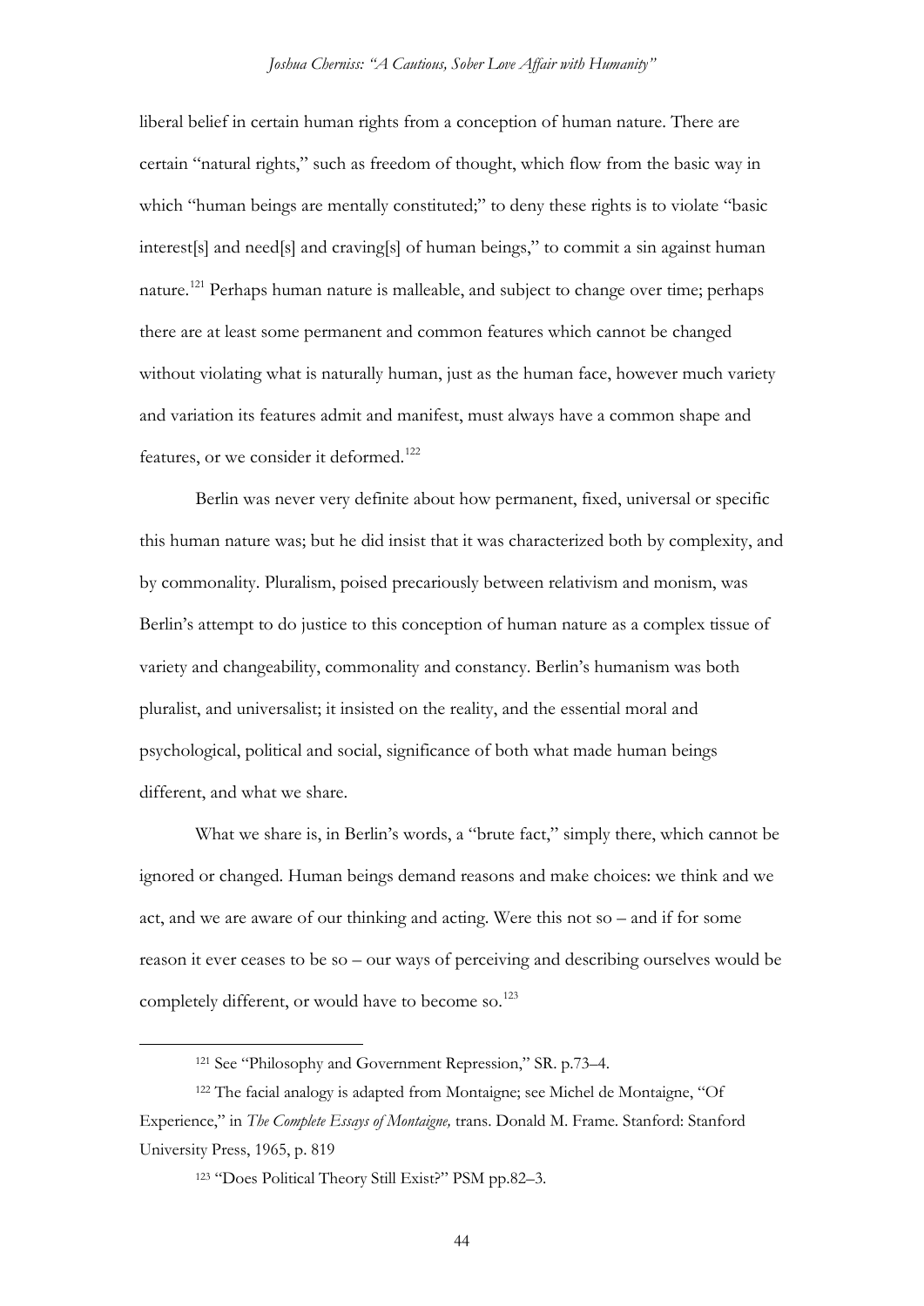liberal belief in certain human rights from a conception of human nature. There are certain "natural rights," such as freedom of thought, which flow from the basic way in which "human beings are mentally constituted;" to deny these rights is to violate "basic interest[s] and need[s] and craving[s] of human beings," to commit a sin against human nature.[121] Perhaps human nature is malleable, and subject to change over time; perhaps there are at least some permanent and common features which cannot be changed without violating what is naturally human, just as the human face, however much variety and variation its features admit and manifest, must always have a common shape and features, or we consider it deformed.[122]

Berlin was never very definite about how permanent, fixed, universal or specific this human nature was; but he did insist that it was characterized both by complexity, and by commonality. Pluralism, poised precariously between relativism and monism, was Berlin's attempt to do justice to this conception of human nature as a complex tissue of variety and changeability, commonality and constancy. Berlin's humanism was both pluralist, and universalist; it insisted on the reality, and the essential moral and psychological, political and social, significance of both what made human beings different, and what we share.

What we share is, in Berlin's words, a "brute fact," simply there, which cannot be ignored or changed. Human beings demand reasons and make choices: we think and we act, and we are aware of our thinking and acting. Were this not so – and if for some reason it ever ceases to be so – our ways of perceiving and describing ourselves would be completely different, or would have to become so.[123]

---

[121] See "Philosophy and Government Repression," SR. p.73–4.

[122] The facial analogy is adapted from Montaigne; see Michel de Montaigne, "Of Experience," in *The Complete Essays of Montaigne,* trans. Donald M. Frame. Stanford: Stanford University Press, 1965, p. 819

[123] "Does Political Theory Still Exist?" PSM pp.82–3.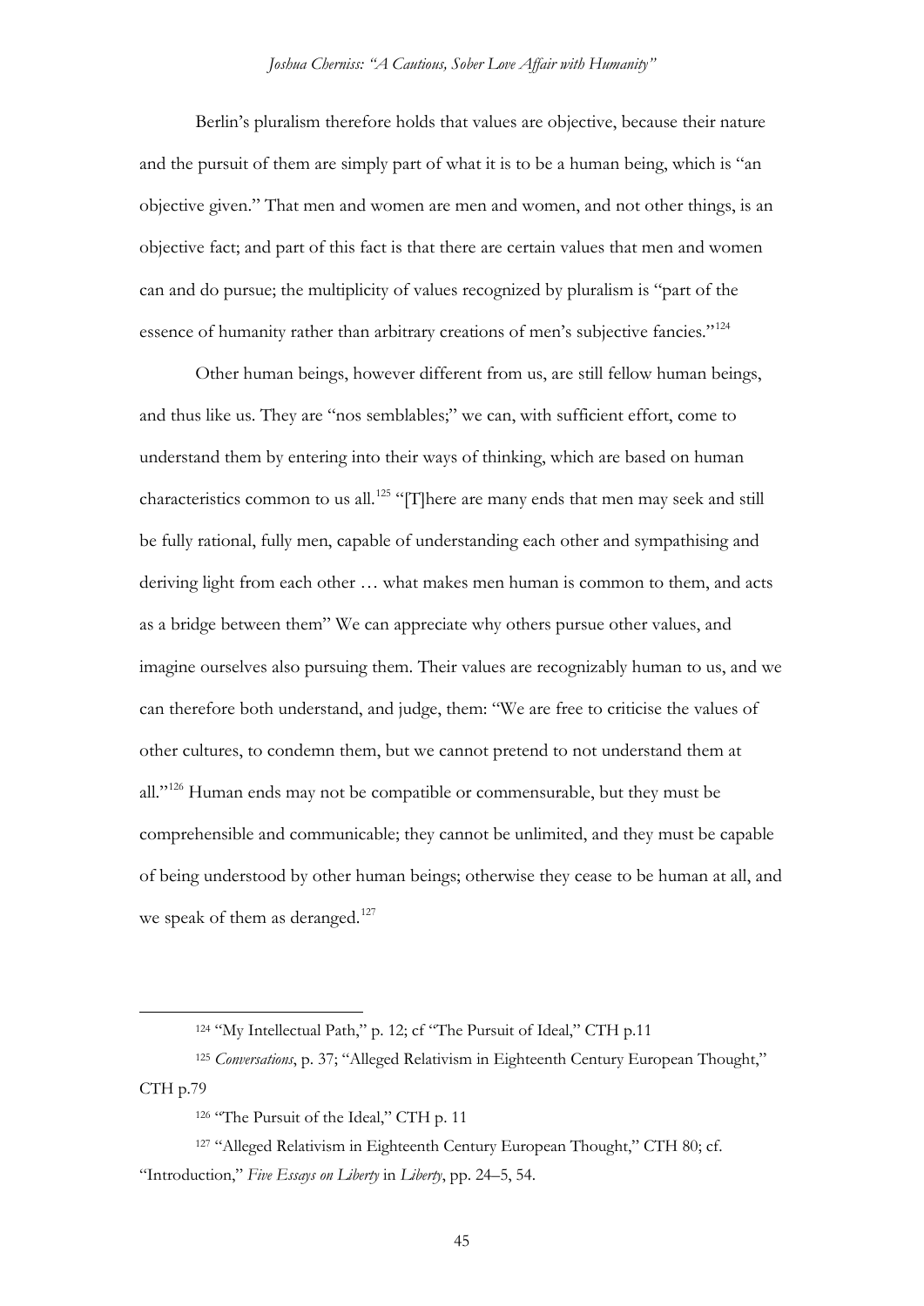Berlin's pluralism therefore holds that values are objective, because their nature and the pursuit of them are simply part of what it is to be a human being, which is "an objective given." That men and women are men and women, and not other things, is an objective fact; and part of this fact is that there are certain values that men and women can and do pursue; the multiplicity of values recognized by pluralism is "part of the essence of humanity rather than arbitrary creations of men's subjective fancies."[124]

Other human beings, however different from us, are still fellow human beings, and thus like us. They are "nos semblables;" we can, with sufficient effort, come to understand them by entering into their ways of thinking, which are based on human characteristics common to us all.[125] "[T]here are many ends that men may seek and still be fully rational, fully men, capable of understanding each other and sympathising and deriving light from each other … what makes men human is common to them, and acts as a bridge between them" We can appreciate why others pursue other values, and imagine ourselves also pursuing them. Their values are recognizably human to us, and we can therefore both understand, and judge, them: "We are free to criticise the values of other cultures, to condemn them, but we cannot pretend to not understand them at all."[126] Human ends may not be compatible or commensurable, but they must be comprehensible and communicable; they cannot be unlimited, and they must be capable of being understood by other human beings; otherwise they cease to be human at all, and we speak of them as deranged.[127]

---

[124] "My Intellectual Path," p. 12; cf "The Pursuit of Ideal," CTH p.11

[125] *Conversations*, p. 37; "Alleged Relativism in Eighteenth Century European Thought," CTH p.79

[126] "The Pursuit of the Ideal," CTH p. 11

[127] "Alleged Relativism in Eighteenth Century European Thought," CTH 80; cf. "Introduction," *Five Essays on Liberty* in *Liberty*, pp. 24–5, 54.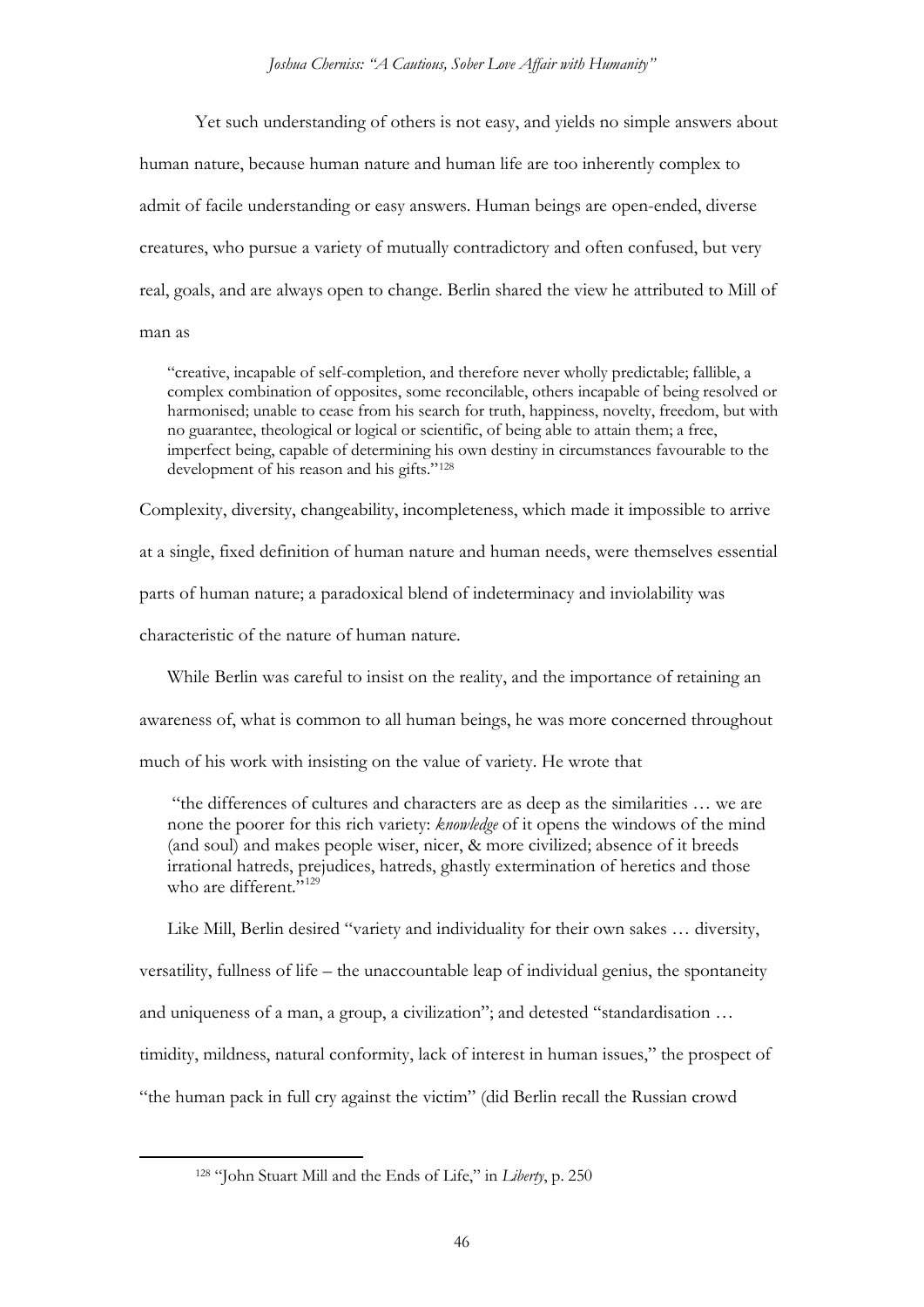Yet such understanding of others is not easy, and yields no simple answers about human nature, because human nature and human life are too inherently complex to admit of facile understanding or easy answers. Human beings are open-ended, diverse creatures, who pursue a variety of mutually contradictory and often confused, but very real, goals, and are always open to change. Berlin shared the view he attributed to Mill of man as

> "creative, incapable of self-completion, and therefore never wholly predictable; fallible, a complex combination of opposites, some reconcilable, others incapable of being resolved or harmonised; unable to cease from his search for truth, happiness, novelty, freedom, but with no guarantee, theological or logical or scientific, of being able to attain them; a free, imperfect being, capable of determining his own destiny in circumstances favourable to the development of his reason and his gifts."[128]

Complexity, diversity, changeability, incompleteness, which made it impossible to arrive at a single, fixed definition of human nature and human needs, were themselves essential parts of human nature; a paradoxical blend of indeterminacy and inviolability was characteristic of the nature of human nature.

While Berlin was careful to insist on the reality, and the importance of retaining an awareness of, what is common to all human beings, he was more concerned throughout much of his work with insisting on the value of variety. He wrote that

> "the differences of cultures and characters are as deep as the similarities … we are none the poorer for this rich variety: *knowledge* of it opens the windows of the mind (and soul) and makes people wiser, nicer, & more civilized; absence of it breeds irrational hatreds, prejudices, hatreds, ghastly extermination of heretics and those who are different."[129]

Like Mill, Berlin desired "variety and individuality for their own sakes … diversity, versatility, fullness of life – the unaccountable leap of individual genius, the spontaneity and uniqueness of a man, a group, a civilization"; and detested "standardisation … timidity, mildness, natural conformity, lack of interest in human issues," the prospect of "the human pack in full cry against the victim" (did Berlin recall the Russian crowd

---

[128] "John Stuart Mill and the Ends of Life," in *Liberty*, p. 250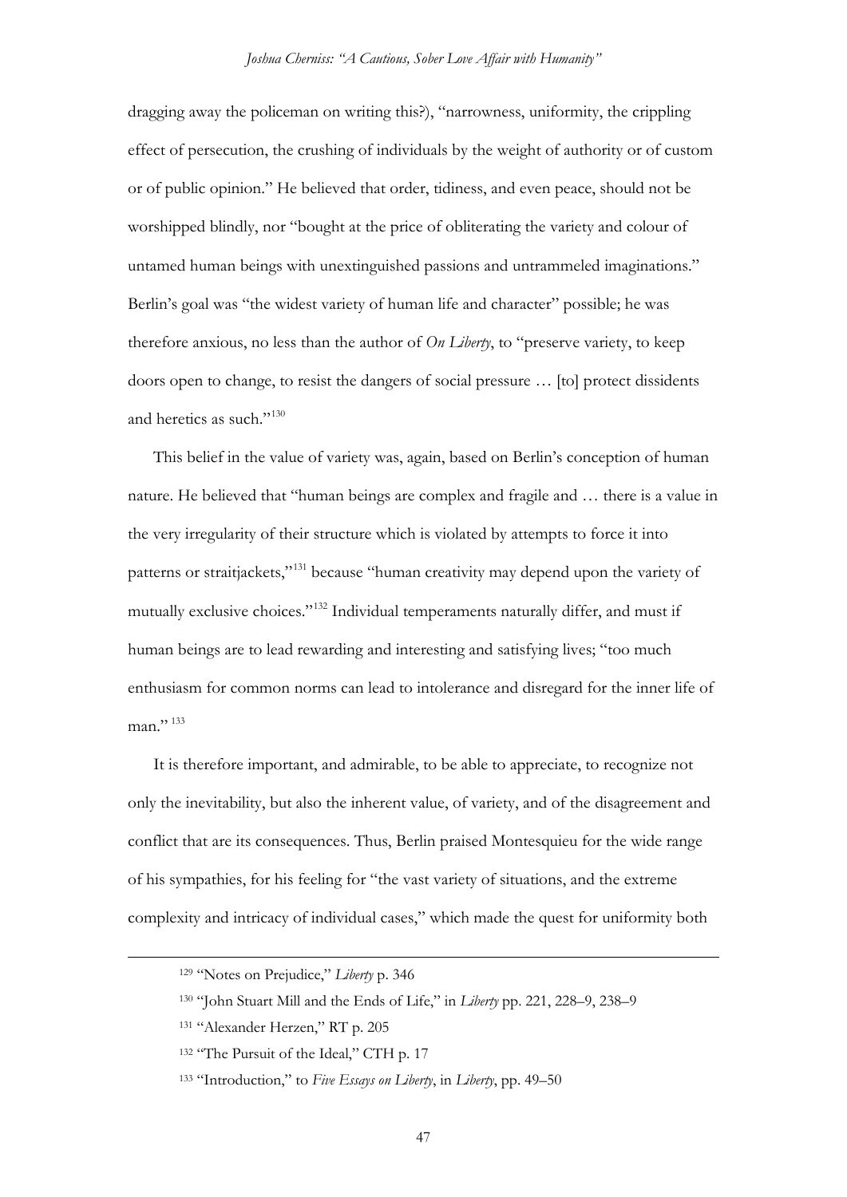dragging away the policeman on writing this?), "narrowness, uniformity, the crippling effect of persecution, the crushing of individuals by the weight of authority or of custom or of public opinion." He believed that order, tidiness, and even peace, should not be worshipped blindly, nor "bought at the price of obliterating the variety and colour of untamed human beings with unextinguished passions and untrammeled imaginations." Berlin's goal was "the widest variety of human life and character" possible; he was therefore anxious, no less than the author of *On Liberty*, to "preserve variety, to keep doors open to change, to resist the dangers of social pressure … [to] protect dissidents and heretics as such."[130]

This belief in the value of variety was, again, based on Berlin's conception of human nature. He believed that "human beings are complex and fragile and … there is a value in the very irregularity of their structure which is violated by attempts to force it into patterns or straitjackets,"[131] because "human creativity may depend upon the variety of mutually exclusive choices."[132] Individual temperaments naturally differ, and must if human beings are to lead rewarding and interesting and satisfying lives; "too much enthusiasm for common norms can lead to intolerance and disregard for the inner life of man."[133]

It is therefore important, and admirable, to be able to appreciate, to recognize not only the inevitability, but also the inherent value, of variety, and of the disagreement and conflict that are its consequences. Thus, Berlin praised Montesquieu for the wide range of his sympathies, for his feeling for "the vast variety of situations, and the extreme complexity and intricacy of individual cases," which made the quest for uniformity both

---

[129] "Notes on Prejudice," *Liberty* p. 346

[130] "John Stuart Mill and the Ends of Life," in *Liberty* pp. 221, 228–9, 238–9

[131] "Alexander Herzen," RT p. 205

[132] "The Pursuit of the Ideal," CTH p. 17

[133] "Introduction," to *Five Essays on Liberty*, in *Liberty*, pp. 49–50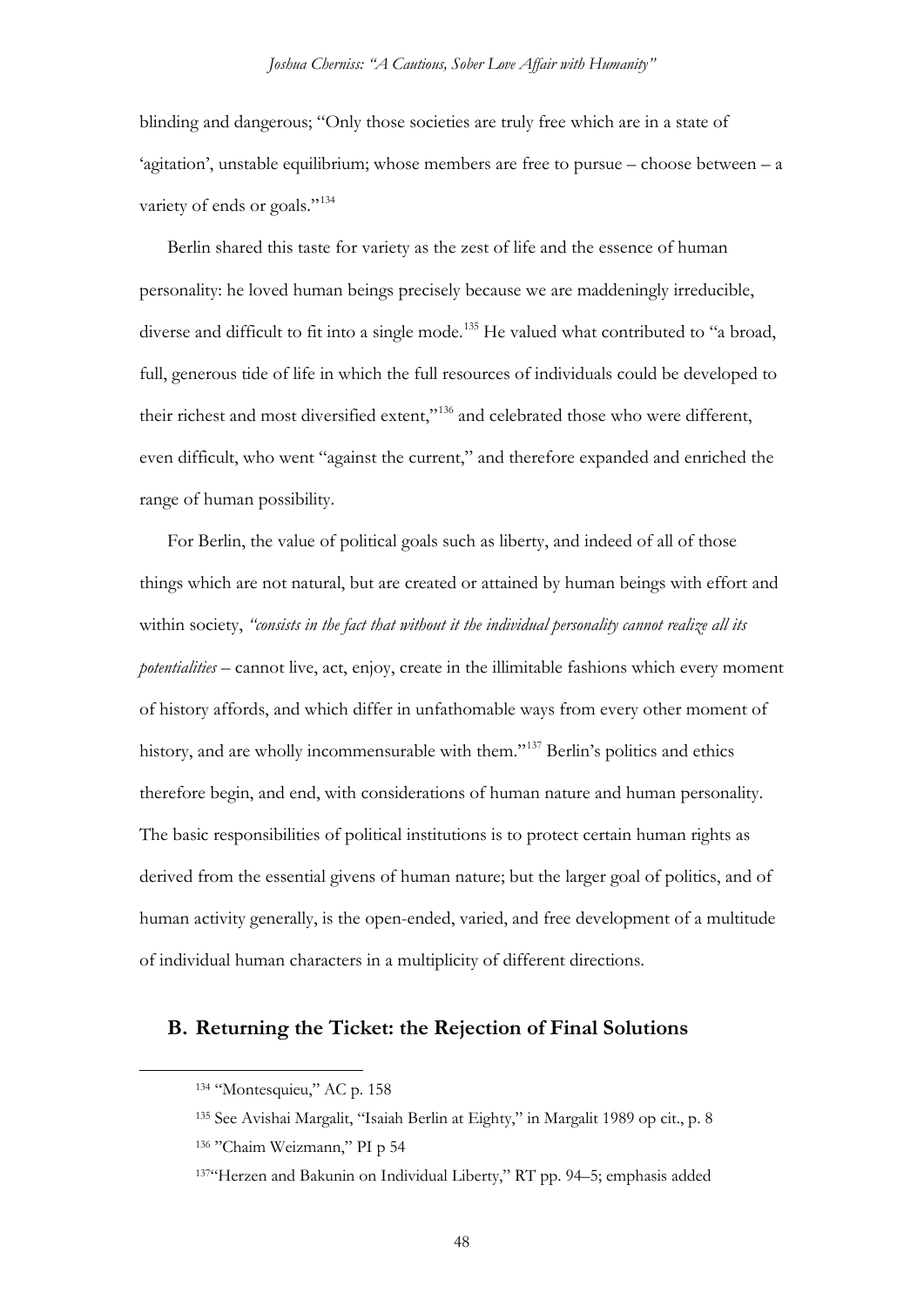blinding and dangerous; "Only those societies are truly free which are in a state of 'agitation', unstable equilibrium; whose members are free to pursue – choose between – a variety of ends or goals."[134]

Berlin shared this taste for variety as the zest of life and the essence of human personality: he loved human beings precisely because we are maddeningly irreducible, diverse and difficult to fit into a single mode.[135] He valued what contributed to "a broad, full, generous tide of life in which the full resources of individuals could be developed to their richest and most diversified extent,"[136] and celebrated those who were different, even difficult, who went "against the current," and therefore expanded and enriched the range of human possibility.

For Berlin, the value of political goals such as liberty, and indeed of all of those things which are not natural, but are created or attained by human beings with effort and within society, *"consists in the fact that without it the individual personality cannot realize all its potentialities* – cannot live, act, enjoy, create in the illimitable fashions which every moment of history affords, and which differ in unfathomable ways from every other moment of history, and are wholly incommensurable with them."[137] Berlin's politics and ethics therefore begin, and end, with considerations of human nature and human personality. The basic responsibilities of political institutions is to protect certain human rights as derived from the essential givens of human nature; but the larger goal of politics, and of human activity generally, is the open-ended, varied, and free development of a multitude of individual human characters in a multiplicity of different directions.

## B. Returning the Ticket: the Rejection of Final Solutions

---

[134] "Montesquieu," AC p. 158

[135] See Avishai Margalit, "Isaiah Berlin at Eighty," in Margalit 1989 op cit., p. 8

[136] "Chaim Weizmann," PI p 54

[137] "Herzen and Bakunin on Individual Liberty," RT pp. 94–5; emphasis added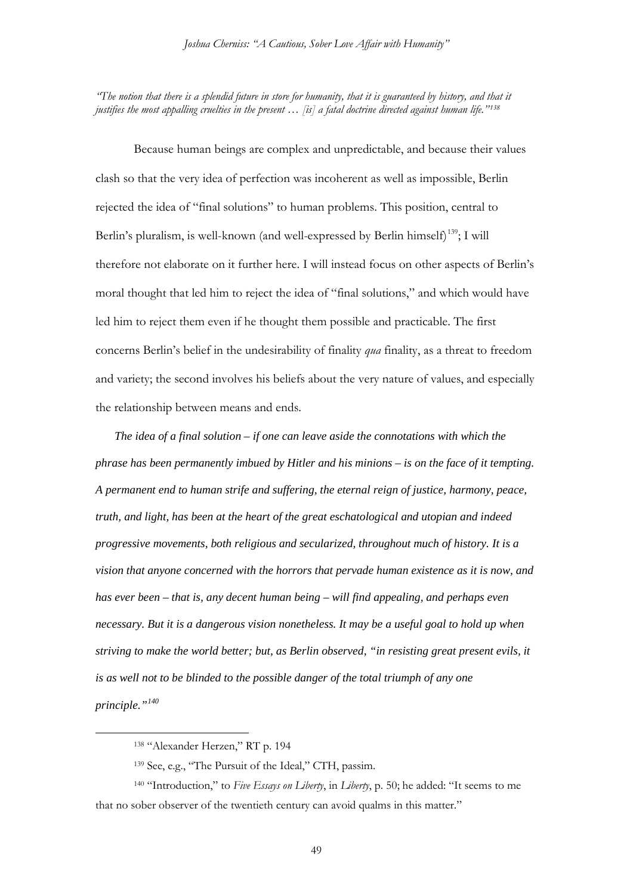*"The notion that there is a splendid future in store for humanity, that it is guaranteed by history, and that it justifies the most appalling cruelties in the present … [is] a fatal doctrine directed against human life."*[138]

Because human beings are complex and unpredictable, and because their values clash so that the very idea of perfection was incoherent as well as impossible, Berlin rejected the idea of "final solutions" to human problems. This position, central to Berlin's pluralism, is well-known (and well-expressed by Berlin himself)[139]; I will therefore not elaborate on it further here. I will instead focus on other aspects of Berlin's moral thought that led him to reject the idea of "final solutions," and which would have led him to reject them even if he thought them possible and practicable. The first concerns Berlin's belief in the undesirability of finality *qua* finality, as a threat to freedom and variety; the second involves his beliefs about the very nature of values, and especially the relationship between means and ends.

***The idea of a final solution – if one can leave aside the connotations with which the phrase has been permanently imbued by Hitler and his minions – is on the face of it tempting. A permanent end to human strife and suffering, the eternal reign of justice, harmony, peace, truth, and light, has been at the heart of the great eschatological and utopian and indeed progressive movements, both religious and secularized, throughout much of history. It is a vision that anyone concerned with the horrors that pervade human existence as it is now, and has ever been – that is, any decent human being – will find appealing, and perhaps even necessary. But it is a dangerous vision nonetheless. It may be a useful goal to hold up when striving to make the world better; but, as Berlin observed, "in resisting great present evils, it is as well not to be blinded to the possible danger of the total triumph of any one principle."[140]***

---

138 "Alexander Herzen," RT p. 194

139 See, e.g., "The Pursuit of the Ideal," CTH, passim.

140 "Introduction," to *Five Essays on Liberty*, in *Liberty*, p. 50; he added: "It seems to me that no sober observer of the twentieth century can avoid qualms in this matter."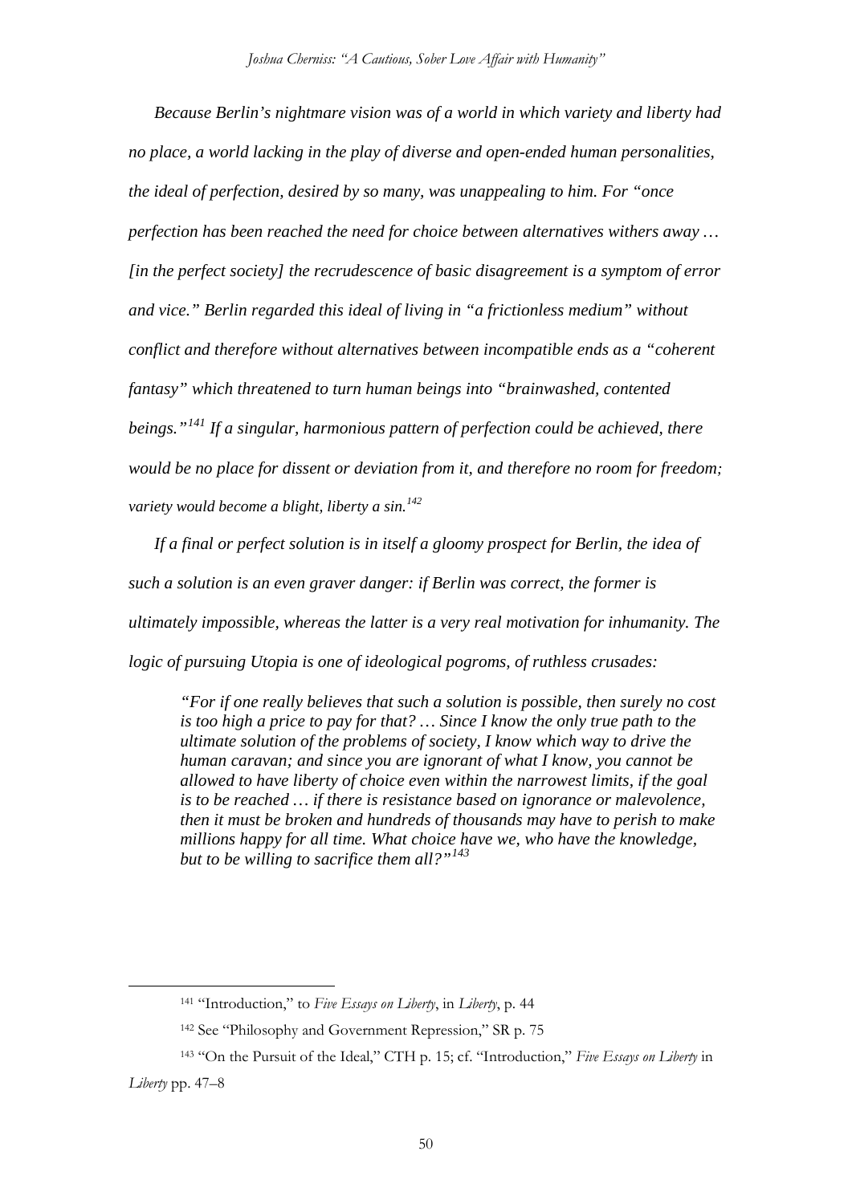*Because Berlin's nightmare vision was of a world in which variety and liberty had no place, a world lacking in the play of diverse and open-ended human personalities, the ideal of perfection, desired by so many, was unappealing to him. For "once perfection has been reached the need for choice between alternatives withers away … [in the perfect society] the recrudescence of basic disagreement is a symptom of error and vice." Berlin regarded this ideal of living in "a frictionless medium" without conflict and therefore without alternatives between incompatible ends as a "coherent fantasy" which threatened to turn human beings into "brainwashed, contented beings."[141] If a singular, harmonious pattern of perfection could be achieved, there would be no place for dissent or deviation from it, and therefore no room for freedom; variety would become a blight, liberty a sin.[142]*

*If a final or perfect solution is in itself a gloomy prospect for Berlin, the idea of such a solution is an even graver danger: if Berlin was correct, the former is ultimately impossible, whereas the latter is a very real motivation for inhumanity. The logic of pursuing Utopia is one of ideological pogroms, of ruthless crusades:*

> *"For if one really believes that such a solution is possible, then surely no cost is too high a price to pay for that? … Since I know the only true path to the ultimate solution of the problems of society, I know which way to drive the human caravan; and since you are ignorant of what I know, you cannot be allowed to have liberty of choice even within the narrowest limits, if the goal is to be reached … if there is resistance based on ignorance or malevolence, then it must be broken and hundreds of thousands may have to perish to make millions happy for all time. What choice have we, who have the knowledge, but to be willing to sacrifice them all?"[143]*

---

[141] "Introduction," to *Five Essays on Liberty*, in *Liberty*, p. 44

[142] See "Philosophy and Government Repression," SR p. 75

[143] "On the Pursuit of the Ideal," CTH p. 15; cf. "Introduction," *Five Essays on Liberty* in *Liberty* pp. 47–8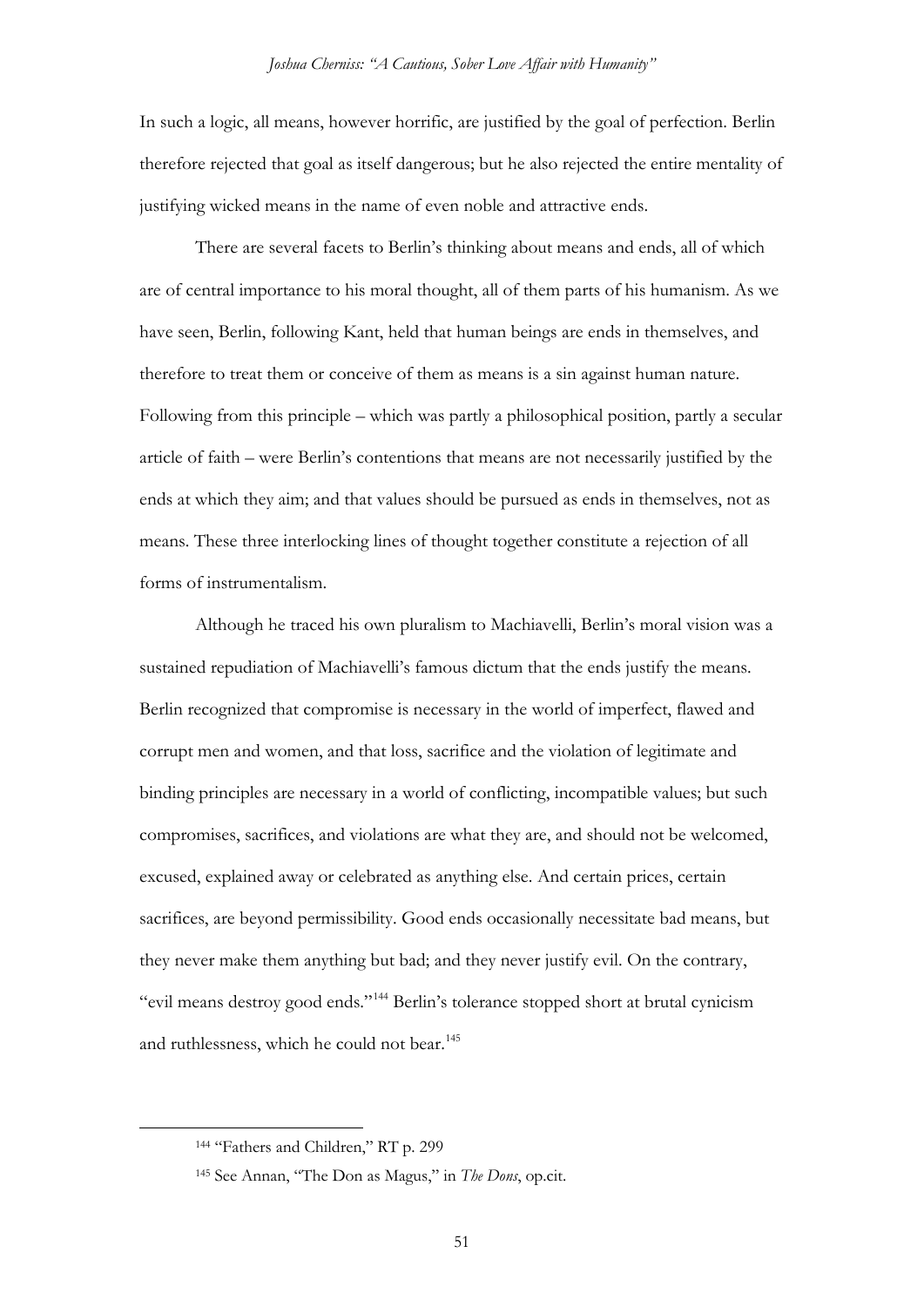In such a logic, all means, however horrific, are justified by the goal of perfection. Berlin therefore rejected that goal as itself dangerous; but he also rejected the entire mentality of justifying wicked means in the name of even noble and attractive ends.

There are several facets to Berlin's thinking about means and ends, all of which are of central importance to his moral thought, all of them parts of his humanism. As we have seen, Berlin, following Kant, held that human beings are ends in themselves, and therefore to treat them or conceive of them as means is a sin against human nature. Following from this principle – which was partly a philosophical position, partly a secular article of faith – were Berlin's contentions that means are not necessarily justified by the ends at which they aim; and that values should be pursued as ends in themselves, not as means. These three interlocking lines of thought together constitute a rejection of all forms of instrumentalism.

Although he traced his own pluralism to Machiavelli, Berlin's moral vision was a sustained repudiation of Machiavelli's famous dictum that the ends justify the means. Berlin recognized that compromise is necessary in the world of imperfect, flawed and corrupt men and women, and that loss, sacrifice and the violation of legitimate and binding principles are necessary in a world of conflicting, incompatible values; but such compromises, sacrifices, and violations are what they are, and should not be welcomed, excused, explained away or celebrated as anything else. And certain prices, certain sacrifices, are beyond permissibility. Good ends occasionally necessitate bad means, but they never make them anything but bad; and they never justify evil. On the contrary, "evil means destroy good ends."[144] Berlin's tolerance stopped short at brutal cynicism and ruthlessness, which he could not bear.[145]

---

[144] "Fathers and Children," RT p. 299

[145] See Annan, "The Don as Magus," in *The Dons*, op.cit.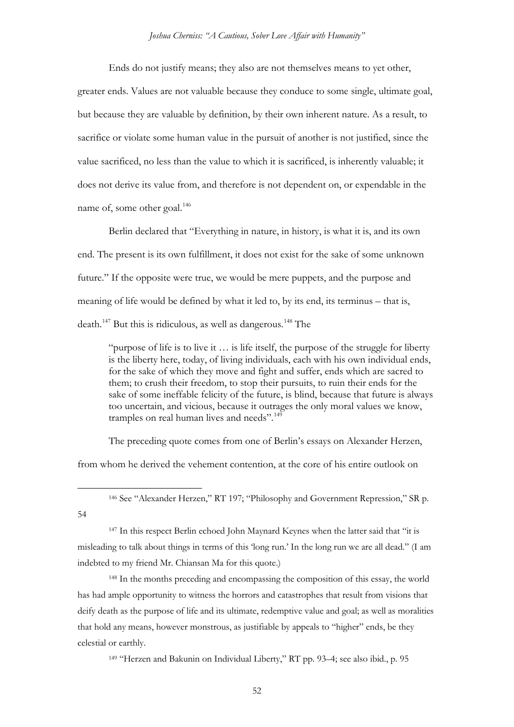Ends do not justify means; they also are not themselves means to yet other, greater ends. Values are not valuable because they conduce to some single, ultimate goal, but because they are valuable by definition, by their own inherent nature. As a result, to sacrifice or violate some human value in the pursuit of another is not justified, since the value sacrificed, no less than the value to which it is sacrificed, is inherently valuable; it does not derive its value from, and therefore is not dependent on, or expendable in the name of, some other goal.[146]

Berlin declared that "Everything in nature, in history, is what it is, and its own end. The present is its own fulfillment, it does not exist for the sake of some unknown future." If the opposite were true, we would be mere puppets, and the purpose and meaning of life would be defined by what it led to, by its end, its terminus – that is, death.[147] But this is ridiculous, as well as dangerous.[148] The

> "purpose of life is to live it … is life itself, the purpose of the struggle for liberty is the liberty here, today, of living individuals, each with his own individual ends, for the sake of which they move and fight and suffer, ends which are sacred to them; to crush their freedom, to stop their pursuits, to ruin their ends for the sake of some ineffable felicity of the future, is blind, because that future is always too uncertain, and vicious, because it outrages the only moral values we know, tramples on real human lives and needs".[149]

The preceding quote comes from one of Berlin's essays on Alexander Herzen, from whom he derived the vehement contention, at the core of his entire outlook on

---

[146] See "Alexander Herzen," RT 197; "Philosophy and Government Repression," SR p. 54

[147] In this respect Berlin echoed John Maynard Keynes when the latter said that "it is misleading to talk about things in terms of this 'long run.' In the long run we are all dead." (I am indebted to my friend Mr. Chiansan Ma for this quote.)

[148] In the months preceding and encompassing the composition of this essay, the world has had ample opportunity to witness the horrors and catastrophes that result from visions that deify death as the purpose of life and its ultimate, redemptive value and goal; as well as moralities that hold any means, however monstrous, as justifiable by appeals to "higher" ends, be they celestial or earthly.

[149] "Herzen and Bakunin on Individual Liberty," RT pp. 93–4; see also ibid., p. 95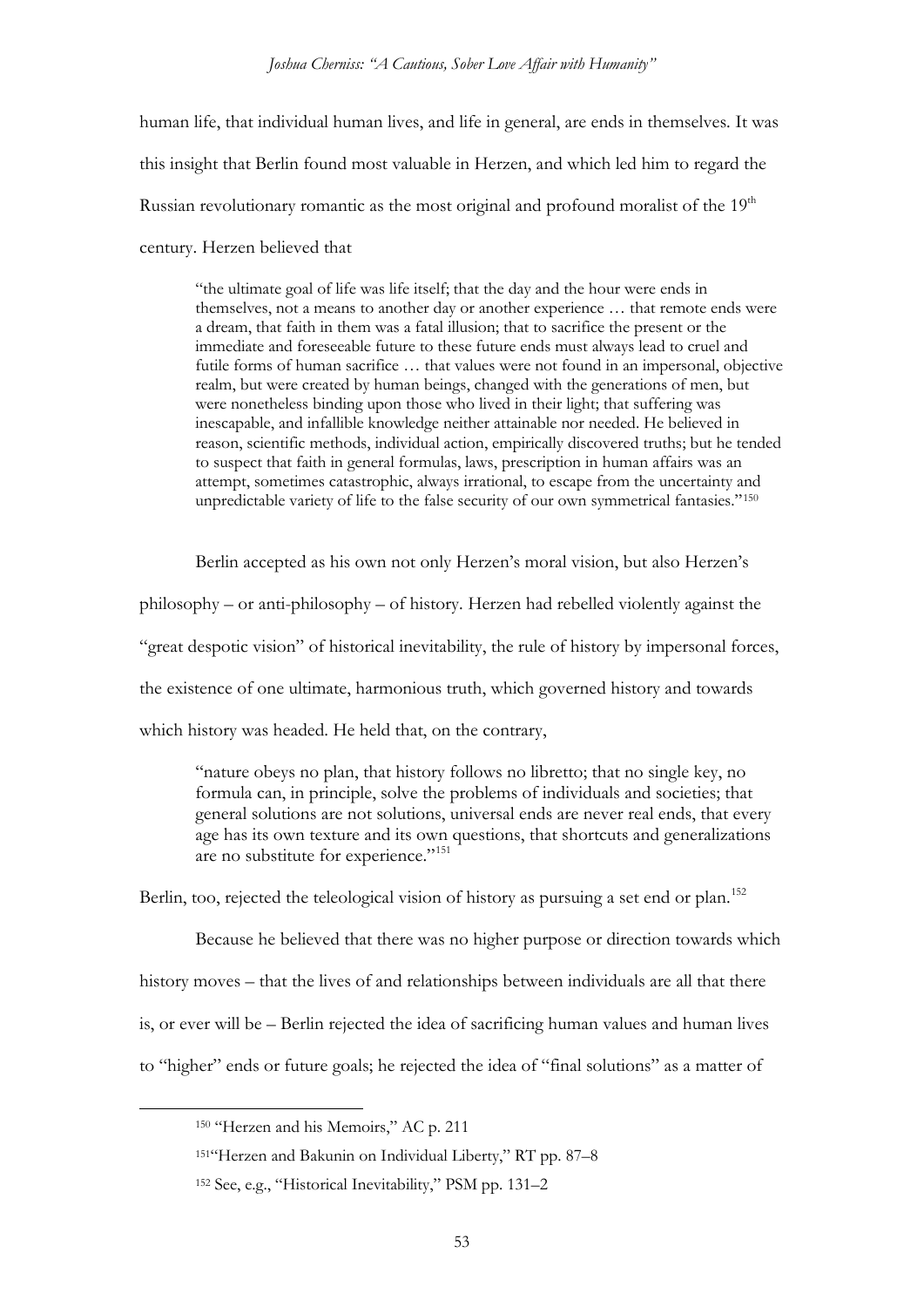human life, that individual human lives, and life in general, are ends in themselves. It was this insight that Berlin found most valuable in Herzen, and which led him to regard the Russian revolutionary romantic as the most original and profound moralist of the 19th century. Herzen believed that

> "the ultimate goal of life was life itself; that the day and the hour were ends in themselves, not a means to another day or another experience … that remote ends were a dream, that faith in them was a fatal illusion; that to sacrifice the present or the immediate and foreseeable future to these future ends must always lead to cruel and futile forms of human sacrifice … that values were not found in an impersonal, objective realm, but were created by human beings, changed with the generations of men, but were nonetheless binding upon those who lived in their light; that suffering was inescapable, and infallible knowledge neither attainable nor needed. He believed in reason, scientific methods, individual action, empirically discovered truths; but he tended to suspect that faith in general formulas, laws, prescription in human affairs was an attempt, sometimes catastrophic, always irrational, to escape from the uncertainty and unpredictable variety of life to the false security of our own symmetrical fantasies."[150]

Berlin accepted as his own not only Herzen's moral vision, but also Herzen's philosophy – or anti-philosophy – of history. Herzen had rebelled violently against the "great despotic vision" of historical inevitability, the rule of history by impersonal forces, the existence of one ultimate, harmonious truth, which governed history and towards which history was headed. He held that, on the contrary,

> "nature obeys no plan, that history follows no libretto; that no single key, no formula can, in principle, solve the problems of individuals and societies; that general solutions are not solutions, universal ends are never real ends, that every age has its own texture and its own questions, that shortcuts and generalizations are no substitute for experience."[151]

Berlin, too, rejected the teleological vision of history as pursuing a set end or plan.[152]

Because he believed that there was no higher purpose or direction towards which history moves – that the lives of and relationships between individuals are all that there is, or ever will be – Berlin rejected the idea of sacrificing human values and human lives to "higher" ends or future goals; he rejected the idea of "final solutions" as a matter of

---

[150] "Herzen and his Memoirs," AC p. 211

[151] "Herzen and Bakunin on Individual Liberty," RT pp. 87–8

[152] See, e.g., "Historical Inevitability," PSM pp. 131–2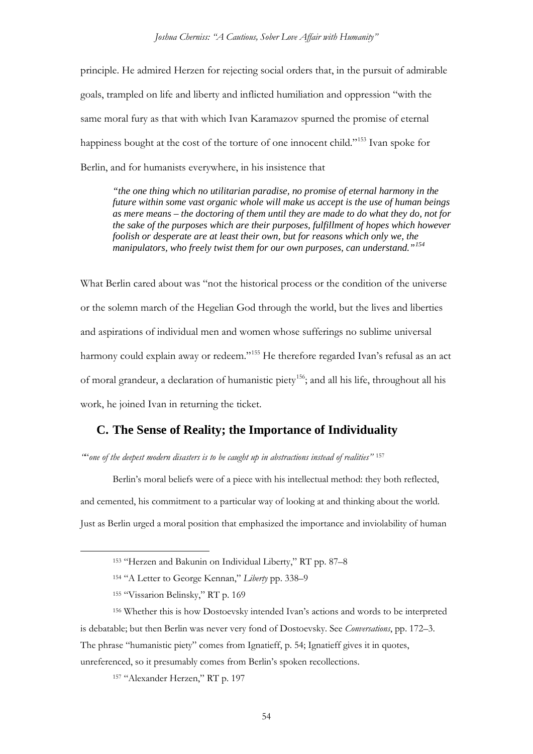principle. He admired Herzen for rejecting social orders that, in the pursuit of admirable goals, trampled on life and liberty and inflicted humiliation and oppression "with the same moral fury as that with which Ivan Karamazov spurned the promise of eternal happiness bought at the cost of the torture of one innocent child."[153] Ivan spoke for Berlin, and for humanists everywhere, in his insistence that

> *"the one thing which no utilitarian paradise, no promise of eternal harmony in the future within some vast organic whole will make us accept is the use of human beings as mere means – the doctoring of them until they are made to do what they do, not for the sake of the purposes which are their purposes, fulfillment of hopes which however foolish or desperate are at least their own, but for reasons which only we, the manipulators, who freely twist them for our own purposes, can understand."*[154]

What Berlin cared about was "not the historical process or the condition of the universe or the solemn march of the Hegelian God through the world, but the lives and liberties and aspirations of individual men and women whose sufferings no sublime universal harmony could explain away or redeem."[155] He therefore regarded Ivan's refusal as an act of moral grandeur, a declaration of humanistic piety[156]; and all his life, throughout all his work, he joined Ivan in returning the ticket.

## C. The Sense of Reality; the Importance of Individuality

*"'one of the deepest modern disasters is to be caught up in abstractions instead of realities"* [157]

Berlin's moral beliefs were of a piece with his intellectual method: they both reflected, and cemented, his commitment to a particular way of looking at and thinking about the world. Just as Berlin urged a moral position that emphasized the importance and inviolability of human

---

[153] "Herzen and Bakunin on Individual Liberty," RT pp. 87–8

[154] "A Letter to George Kennan," *Liberty* pp. 338–9

[155] "Vissarion Belinsky," RT p. 169

[156] Whether this is how Dostoevsky intended Ivan's actions and words to be interpreted is debatable; but then Berlin was never very fond of Dostoevsky. See *Conversations*, pp. 172–3. The phrase "humanistic piety" comes from Ignatieff, p. 54; Ignatieff gives it in quotes, unreferenced, so it presumably comes from Berlin's spoken recollections.

[157] "Alexander Herzen," RT p. 197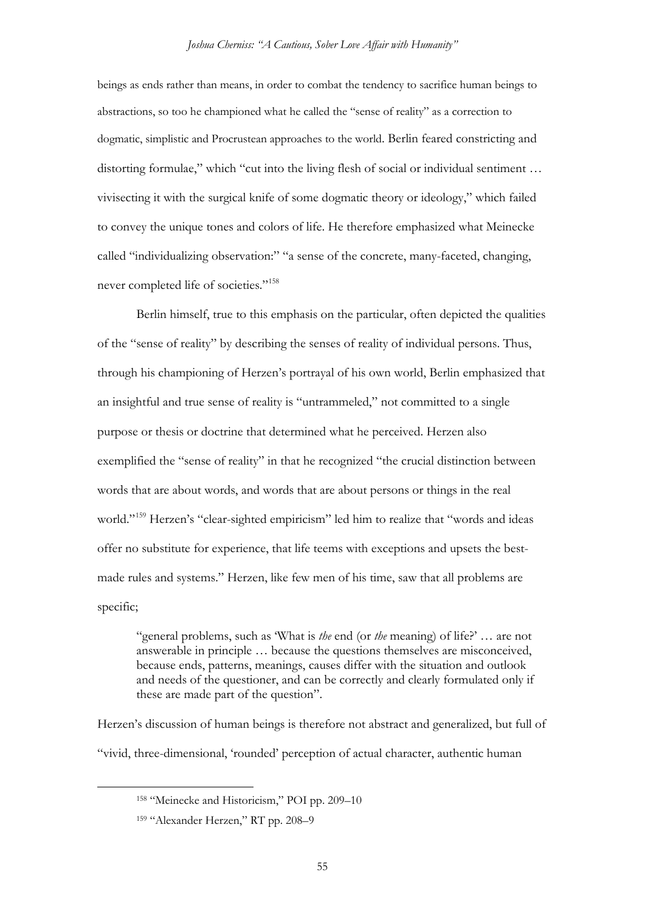beings as ends rather than means, in order to combat the tendency to sacrifice human beings to abstractions, so too he championed what he called the "sense of reality" as a correction to dogmatic, simplistic and Procrustean approaches to the world. Berlin feared constricting and distorting formulae," which "cut into the living flesh of social or individual sentiment … vivisecting it with the surgical knife of some dogmatic theory or ideology," which failed to convey the unique tones and colors of life. He therefore emphasized what Meinecke called "individualizing observation:" "a sense of the concrete, many-faceted, changing, never completed life of societies."[158]

Berlin himself, true to this emphasis on the particular, often depicted the qualities of the "sense of reality" by describing the senses of reality of individual persons. Thus, through his championing of Herzen's portrayal of his own world, Berlin emphasized that an insightful and true sense of reality is "untrammeled," not committed to a single purpose or thesis or doctrine that determined what he perceived. Herzen also exemplified the "sense of reality" in that he recognized "the crucial distinction between words that are about words, and words that are about persons or things in the real world."[159] Herzen's "clear-sighted empiricism" led him to realize that "words and ideas offer no substitute for experience, that life teems with exceptions and upsets the best-made rules and systems." Herzen, like few men of his time, saw that all problems are specific;

> "general problems, such as 'What is *the* end (or *the* meaning) of life?' … are not answerable in principle … because the questions themselves are misconceived, because ends, patterns, meanings, causes differ with the situation and outlook and needs of the questioner, and can be correctly and clearly formulated only if these are made part of the question".

Herzen's discussion of human beings is therefore not abstract and generalized, but full of "vivid, three-dimensional, 'rounded' perception of actual character, authentic human

---

[158] "Meinecke and Historicism," POI pp. 209–10

[159] "Alexander Herzen," RT pp. 208–9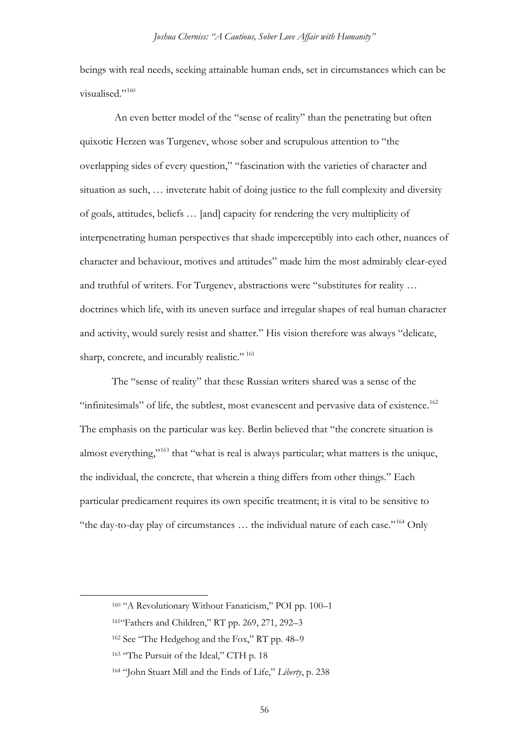beings with real needs, seeking attainable human ends, set in circumstances which can be visualised."[160]

An even better model of the "sense of reality" than the penetrating but often quixotic Herzen was Turgenev, whose sober and scrupulous attention to "the overlapping sides of every question," "fascination with the varieties of character and situation as such, … inveterate habit of doing justice to the full complexity and diversity of goals, attitudes, beliefs … [and] capacity for rendering the very multiplicity of interpenetrating human perspectives that shade imperceptibly into each other, nuances of character and behaviour, motives and attitudes" made him the most admirably clear-eyed and truthful of writers. For Turgenev, abstractions were "substitutes for reality … doctrines which life, with its uneven surface and irregular shapes of real human character and activity, would surely resist and shatter." His vision therefore was always "delicate, sharp, concrete, and incurably realistic." [161]

The "sense of reality" that these Russian writers shared was a sense of the "infinitesimals" of life, the subtlest, most evanescent and pervasive data of existence.[162] The emphasis on the particular was key. Berlin believed that "the concrete situation is almost everything,"[163] that "what is real is always particular; what matters is the unique, the individual, the concrete, that wherein a thing differs from other things." Each particular predicament requires its own specific treatment; it is vital to be sensitive to "the day-to-day play of circumstances … the individual nature of each case."[164] Only

---

[160] "A Revolutionary Without Fanaticism," POI pp. 100–1

[161] "Fathers and Children," RT pp. 269, 271, 292–3

[162] See "The Hedgehog and the Fox," RT pp. 48–9

[163] "The Pursuit of the Ideal," CTH p. 18

[164] "John Stuart Mill and the Ends of Life," *Liberty*, p. 238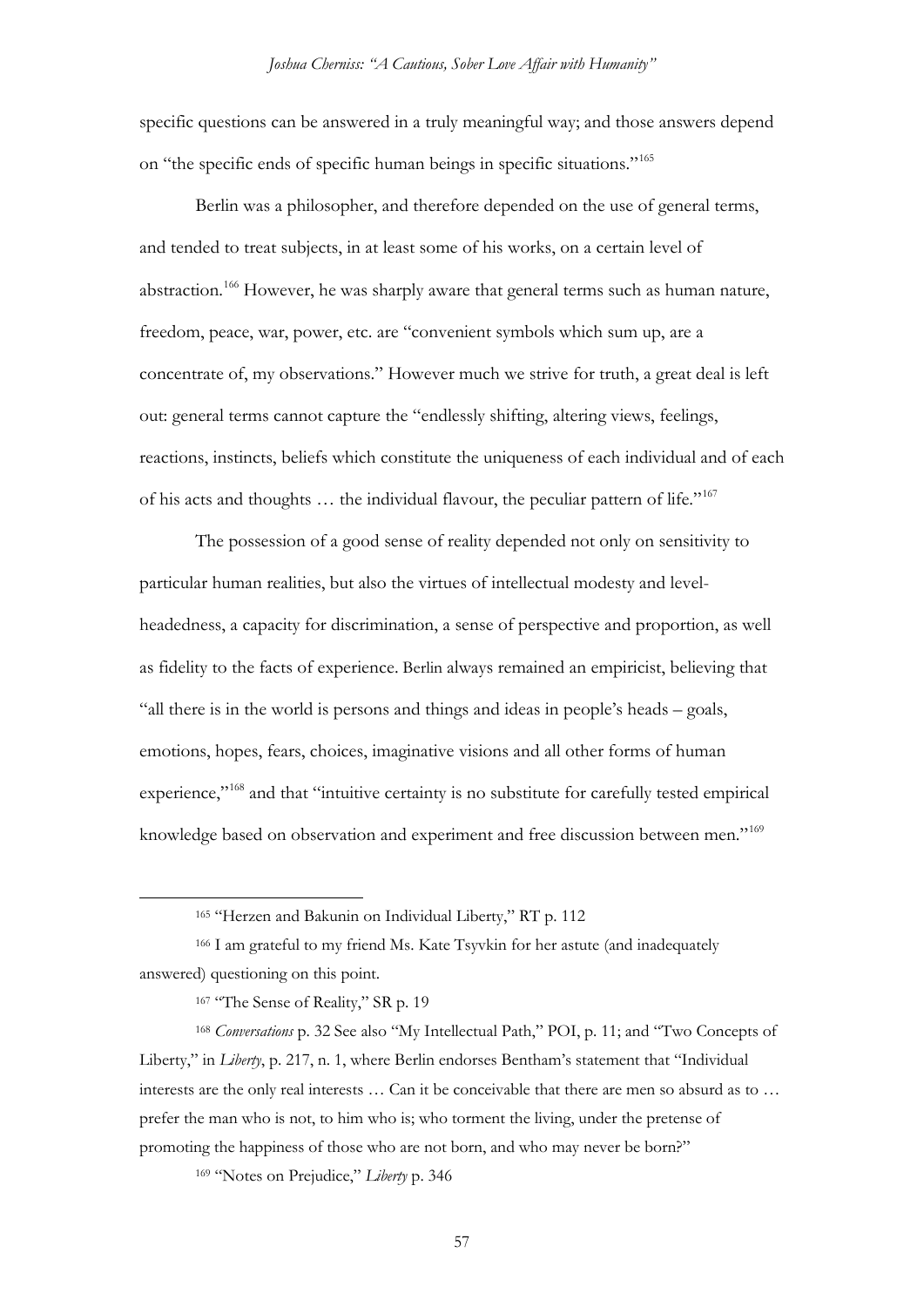specific questions can be answered in a truly meaningful way; and those answers depend on "the specific ends of specific human beings in specific situations."[165]

Berlin was a philosopher, and therefore depended on the use of general terms, and tended to treat subjects, in at least some of his works, on a certain level of abstraction.[166] However, he was sharply aware that general terms such as human nature, freedom, peace, war, power, etc. are "convenient symbols which sum up, are a concentrate of, my observations." However much we strive for truth, a great deal is left out: general terms cannot capture the "endlessly shifting, altering views, feelings, reactions, instincts, beliefs which constitute the uniqueness of each individual and of each of his acts and thoughts … the individual flavour, the peculiar pattern of life."[167]

The possession of a good sense of reality depended not only on sensitivity to particular human realities, but also the virtues of intellectual modesty and level-headedness, a capacity for discrimination, a sense of perspective and proportion, as well as fidelity to the facts of experience. Berlin always remained an empiricist, believing that "all there is in the world is persons and things and ideas in people's heads – goals, emotions, hopes, fears, choices, imaginative visions and all other forms of human experience,"[168] and that "intuitive certainty is no substitute for carefully tested empirical knowledge based on observation and experiment and free discussion between men."[169]

---

[165] "Herzen and Bakunin on Individual Liberty," RT p. 112

[166] I am grateful to my friend Ms. Kate Tsyvkin for her astute (and inadequately answered) questioning on this point.

[167] "The Sense of Reality," SR p. 19

[168] *Conversations* p. 32 See also "My Intellectual Path," POI, p. 11; and "Two Concepts of Liberty," in *Liberty*, p. 217, n. 1, where Berlin endorses Bentham's statement that "Individual interests are the only real interests … Can it be conceivable that there are men so absurd as to … prefer the man who is not, to him who is; who torment the living, under the pretense of promoting the happiness of those who are not born, and who may never be born?"

[169] "Notes on Prejudice," *Liberty* p. 346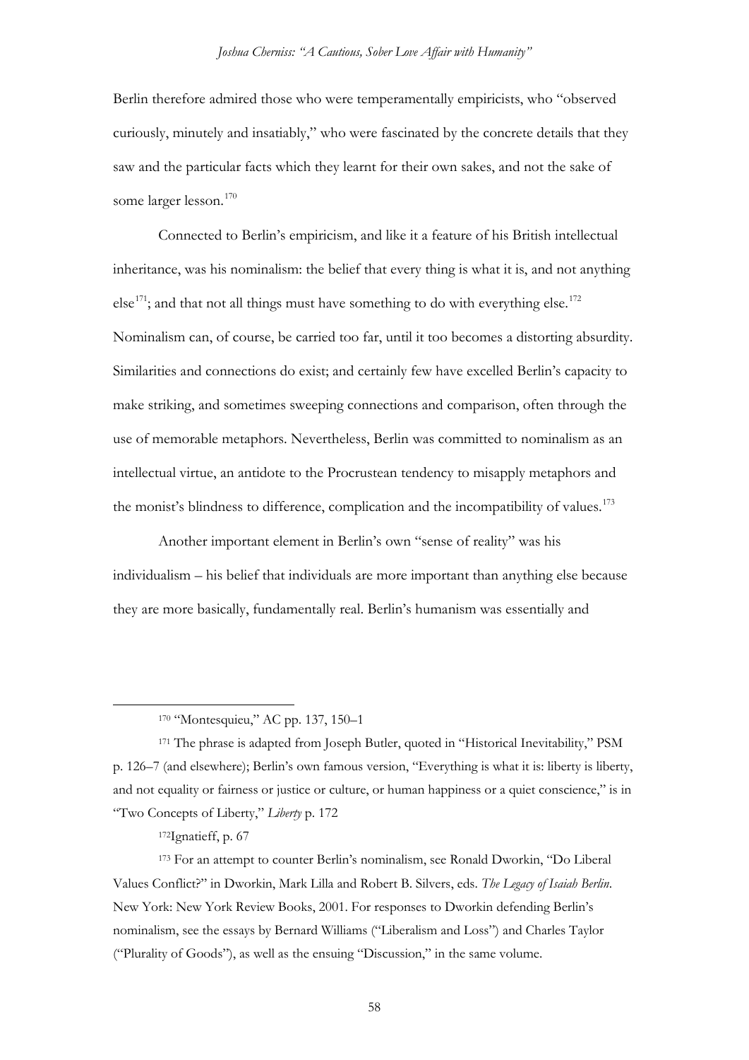Berlin therefore admired those who were temperamentally empiricists, who "observed curiously, minutely and insatiably," who were fascinated by the concrete details that they saw and the particular facts which they learnt for their own sakes, and not the sake of some larger lesson.[170]

Connected to Berlin's empiricism, and like it a feature of his British intellectual inheritance, was his nominalism: the belief that every thing is what it is, and not anything else[171]; and that not all things must have something to do with everything else.[172] Nominalism can, of course, be carried too far, until it too becomes a distorting absurdity. Similarities and connections do exist; and certainly few have excelled Berlin's capacity to make striking, and sometimes sweeping connections and comparison, often through the use of memorable metaphors. Nevertheless, Berlin was committed to nominalism as an intellectual virtue, an antidote to the Procrustean tendency to misapply metaphors and the monist's blindness to difference, complication and the incompatibility of values.[173]

Another important element in Berlin's own "sense of reality" was his individualism – his belief that individuals are more important than anything else because they are more basically, fundamentally real. Berlin's humanism was essentially and

---

[170] "Montesquieu," AC pp. 137, 150–1

[171] The phrase is adapted from Joseph Butler, quoted in "Historical Inevitability," PSM p. 126–7 (and elsewhere); Berlin's own famous version, "Everything is what it is: liberty is liberty, and not equality or fairness or justice or culture, or human happiness or a quiet conscience," is in "Two Concepts of Liberty," *Liberty* p. 172

[172] Ignatieff, p. 67

[173] For an attempt to counter Berlin's nominalism, see Ronald Dworkin, "Do Liberal Values Conflict?" in Dworkin, Mark Lilla and Robert B. Silvers, eds. *The Legacy of Isaiah Berlin*. New York: New York Review Books, 2001. For responses to Dworkin defending Berlin's nominalism, see the essays by Bernard Williams ("Liberalism and Loss") and Charles Taylor ("Plurality of Goods"), as well as the ensuing "Discussion," in the same volume.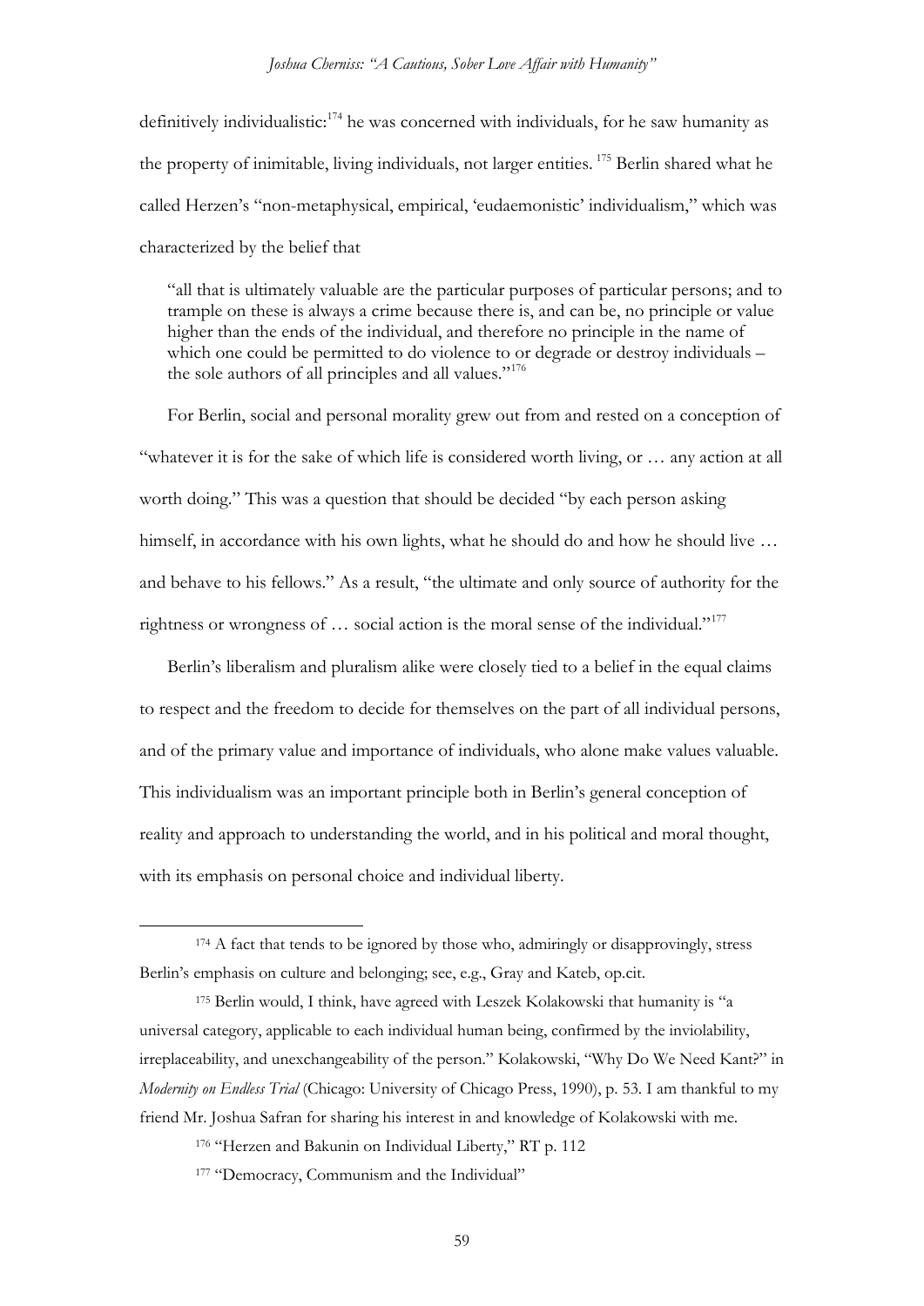definitively individualistic:[174] he was concerned with individuals, for he saw humanity as the property of inimitable, living individuals, not larger entities. [175] Berlin shared what he called Herzen's "non-metaphysical, empirical, 'eudaemonistic' individualism," which was characterized by the belief that

> "all that is ultimately valuable are the particular purposes of particular persons; and to trample on these is always a crime because there is, and can be, no principle or value higher than the ends of the individual, and therefore no principle in the name of which one could be permitted to do violence to or degrade or destroy individuals – the sole authors of all principles and all values."[176]

For Berlin, social and personal morality grew out from and rested on a conception of "whatever it is for the sake of which life is considered worth living, or … any action at all worth doing." This was a question that should be decided "by each person asking himself, in accordance with his own lights, what he should do and how he should live … and behave to his fellows." As a result, "the ultimate and only source of authority for the rightness or wrongness of … social action is the moral sense of the individual."[177]

Berlin's liberalism and pluralism alike were closely tied to a belief in the equal claims to respect and the freedom to decide for themselves on the part of all individual persons, and of the primary value and importance of individuals, who alone make values valuable. This individualism was an important principle both in Berlin's general conception of reality and approach to understanding the world, and in his political and moral thought, with its emphasis on personal choice and individual liberty.

---

[174] A fact that tends to be ignored by those who, admiringly or disapprovingly, stress Berlin's emphasis on culture and belonging; see, e.g., Gray and Kateb, op.cit.

[175] Berlin would, I think, have agreed with Leszek Kolakowski that humanity is "a universal category, applicable to each individual human being, confirmed by the inviolability, irreplaceability, and unexchangeability of the person." Kolakowski, "Why Do We Need Kant?" in *Modernity on Endless Trial* (Chicago: University of Chicago Press, 1990), p. 53. I am thankful to my friend Mr. Joshua Safran for sharing his interest in and knowledge of Kolakowski with me.

[176] "Herzen and Bakunin on Individual Liberty," RT p. 112

[177] "Democracy, Communism and the Individual"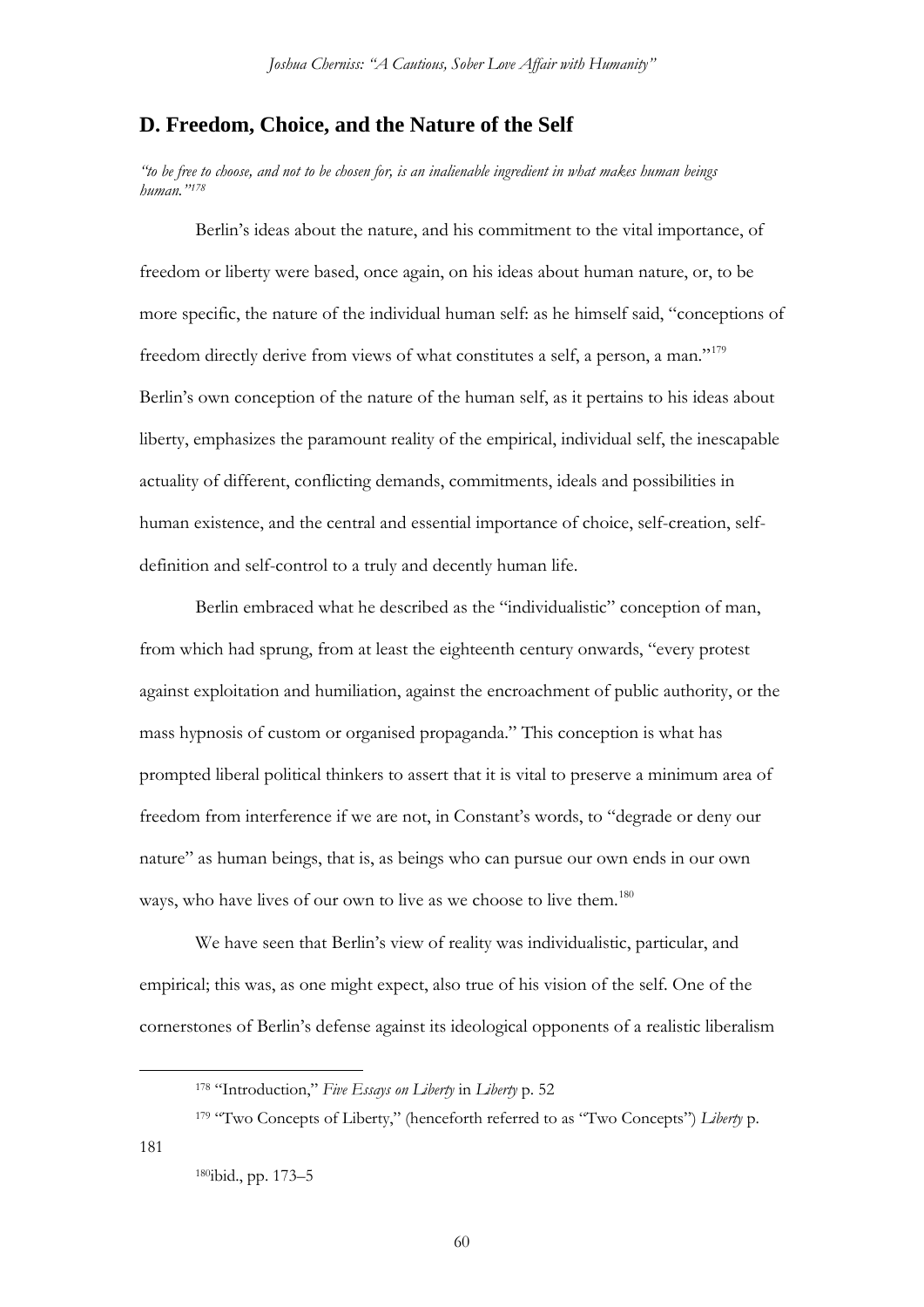## D. Freedom, Choice, and the Nature of the Self

*"to be free to choose, and not to be chosen for, is an inalienable ingredient in what makes human beings human."*[178]

Berlin's ideas about the nature, and his commitment to the vital importance, of freedom or liberty were based, once again, on his ideas about human nature, or, to be more specific, the nature of the individual human self: as he himself said, "conceptions of freedom directly derive from views of what constitutes a self, a person, a man."[179] Berlin's own conception of the nature of the human self, as it pertains to his ideas about liberty, emphasizes the paramount reality of the empirical, individual self, the inescapable actuality of different, conflicting demands, commitments, ideals and possibilities in human existence, and the central and essential importance of choice, self-creation, self-definition and self-control to a truly and decently human life.

Berlin embraced what he described as the "individualistic" conception of man, from which had sprung, from at least the eighteenth century onwards, "every protest against exploitation and humiliation, against the encroachment of public authority, or the mass hypnosis of custom or organised propaganda." This conception is what has prompted liberal political thinkers to assert that it is vital to preserve a minimum area of freedom from interference if we are not, in Constant's words, to "degrade or deny our nature" as human beings, that is, as beings who can pursue our own ends in our own ways, who have lives of our own to live as we choose to live them.[180]

We have seen that Berlin's view of reality was individualistic, particular, and empirical; this was, as one might expect, also true of his vision of the self. One of the cornerstones of Berlin's defense against its ideological opponents of a realistic liberalism

[178] "Introduction," *Five Essays on Liberty* in *Liberty* p. 52

[179] "Two Concepts of Liberty," (henceforth referred to as "Two Concepts") *Liberty* p. 181

[180] ibid., pp. 173–5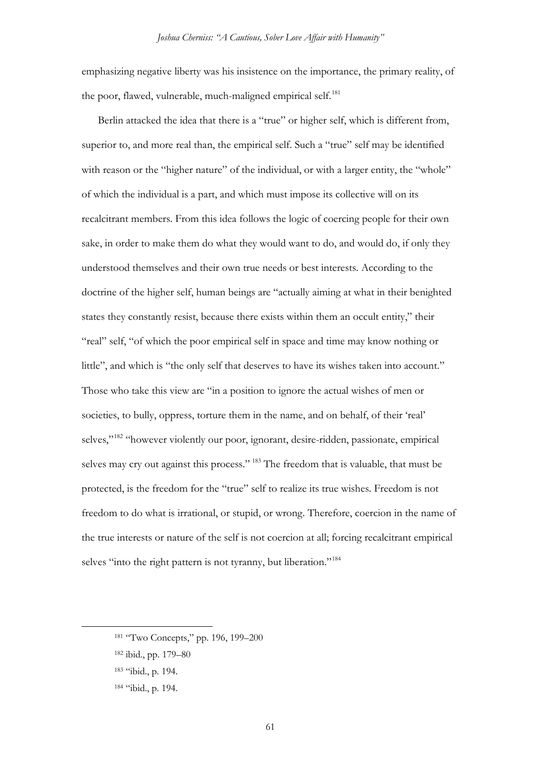emphasizing negative liberty was his insistence on the importance, the primary reality, of the poor, flawed, vulnerable, much-maligned empirical self.[181]

Berlin attacked the idea that there is a "true" or higher self, which is different from, superior to, and more real than, the empirical self. Such a "true" self may be identified with reason or the "higher nature" of the individual, or with a larger entity, the "whole" of which the individual is a part, and which must impose its collective will on its recalcitrant members. From this idea follows the logic of coercing people for their own sake, in order to make them do what they would want to do, and would do, if only they understood themselves and their own true needs or best interests. According to the doctrine of the higher self, human beings are "actually aiming at what in their benighted states they constantly resist, because there exists within them an occult entity," their "real" self, "of which the poor empirical self in space and time may know nothing or little", and which is "the only self that deserves to have its wishes taken into account." Those who take this view are "in a position to ignore the actual wishes of men or societies, to bully, oppress, torture them in the name, and on behalf, of their 'real' selves,"[182] "however violently our poor, ignorant, desire-ridden, passionate, empirical selves may cry out against this process." [183] The freedom that is valuable, that must be protected, is the freedom for the "true" self to realize its true wishes. Freedom is not freedom to do what is irrational, or stupid, or wrong. Therefore, coercion in the name of the true interests or nature of the self is not coercion at all; forcing recalcitrant empirical selves "into the right pattern is not tyranny, but liberation."[184]

---

[181] "Two Concepts," pp. 196, 199–200

[182] ibid., pp. 179–80

[183] "ibid., p. 194.

[184] "ibid., p. 194.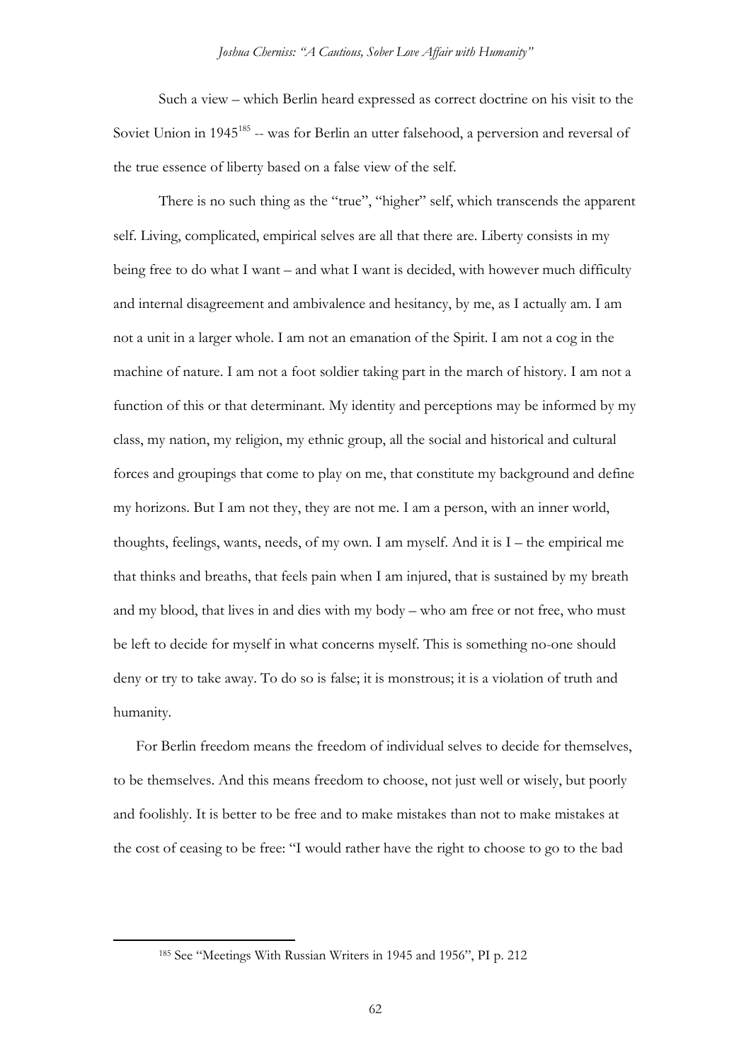Such a view – which Berlin heard expressed as correct doctrine on his visit to the Soviet Union in 1945[185] -- was for Berlin an utter falsehood, a perversion and reversal of the true essence of liberty based on a false view of the self.

There is no such thing as the "true", "higher" self, which transcends the apparent self. Living, complicated, empirical selves are all that there are. Liberty consists in my being free to do what I want – and what I want is decided, with however much difficulty and internal disagreement and ambivalence and hesitancy, by me, as I actually am. I am not a unit in a larger whole. I am not an emanation of the Spirit. I am not a cog in the machine of nature. I am not a foot soldier taking part in the march of history. I am not a function of this or that determinant. My identity and perceptions may be informed by my class, my nation, my religion, my ethnic group, all the social and historical and cultural forces and groupings that come to play on me, that constitute my background and define my horizons. But I am not they, they are not me. I am a person, with an inner world, thoughts, feelings, wants, needs, of my own. I am myself. And it is I – the empirical me that thinks and breaths, that feels pain when I am injured, that is sustained by my breath and my blood, that lives in and dies with my body – who am free or not free, who must be left to decide for myself in what concerns myself. This is something no-one should deny or try to take away. To do so is false; it is monstrous; it is a violation of truth and humanity.

For Berlin freedom means the freedom of individual selves to decide for themselves, to be themselves. And this means freedom to choose, not just well or wisely, but poorly and foolishly. It is better to be free and to make mistakes than not to make mistakes at the cost of ceasing to be free: "I would rather have the right to choose to go to the bad

---

[185] See "Meetings With Russian Writers in 1945 and 1956", PI p. 212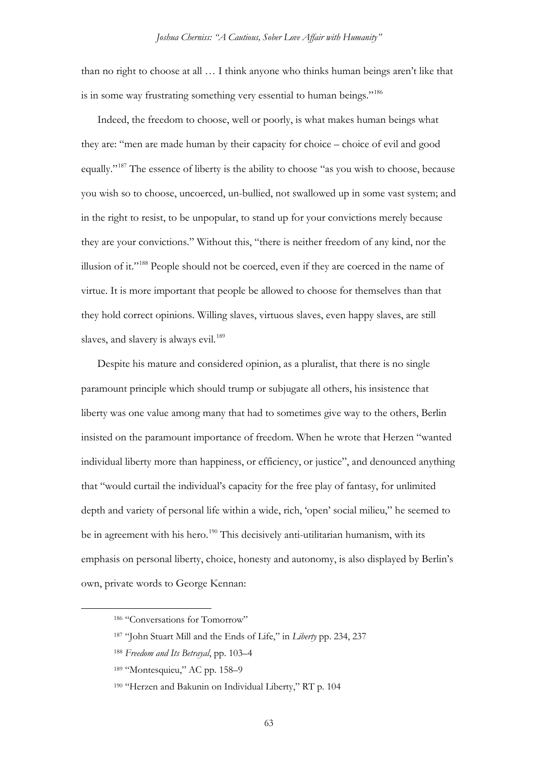than no right to choose at all … I think anyone who thinks human beings aren't like that is in some way frustrating something very essential to human beings."[186]

Indeed, the freedom to choose, well or poorly, is what makes human beings what they are: "men are made human by their capacity for choice – choice of evil and good equally."[187] The essence of liberty is the ability to choose "as you wish to choose, because you wish so to choose, uncoerced, un-bullied, not swallowed up in some vast system; and in the right to resist, to be unpopular, to stand up for your convictions merely because they are your convictions." Without this, "there is neither freedom of any kind, nor the illusion of it."[188] People should not be coerced, even if they are coerced in the name of virtue. It is more important that people be allowed to choose for themselves than that they hold correct opinions. Willing slaves, virtuous slaves, even happy slaves, are still slaves, and slavery is always evil.[189]

Despite his mature and considered opinion, as a pluralist, that there is no single paramount principle which should trump or subjugate all others, his insistence that liberty was one value among many that had to sometimes give way to the others, Berlin insisted on the paramount importance of freedom. When he wrote that Herzen "wanted individual liberty more than happiness, or efficiency, or justice", and denounced anything that "would curtail the individual's capacity for the free play of fantasy, for unlimited depth and variety of personal life within a wide, rich, 'open' social milieu," he seemed to be in agreement with his hero.[190] This decisively anti-utilitarian humanism, with its emphasis on personal liberty, choice, honesty and autonomy, is also displayed by Berlin's own, private words to George Kennan:

---

[186] "Conversations for Tomorrow"

[187] "John Stuart Mill and the Ends of Life," in *Liberty* pp. 234, 237

[188] *Freedom and Its Betrayal*, pp. 103–4

[189] "Montesquieu," AC pp. 158–9

[190] "Herzen and Bakunin on Individual Liberty," RT p. 104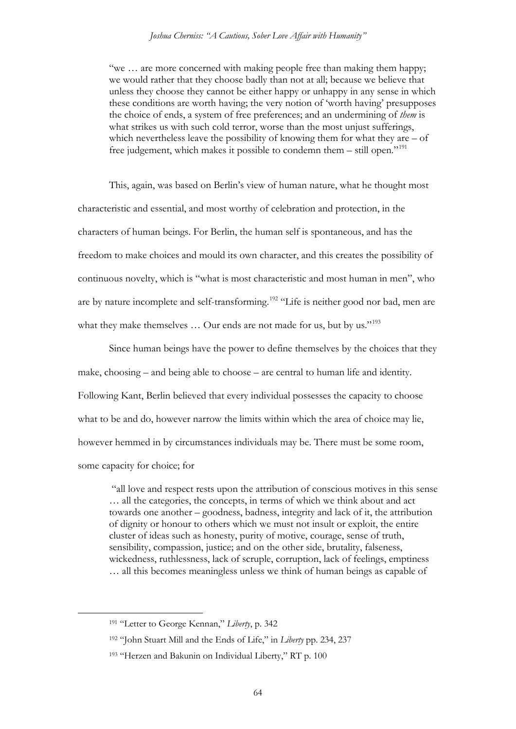> "we … are more concerned with making people free than making them happy; we would rather that they choose badly than not at all; because we believe that unless they choose they cannot be either happy or unhappy in any sense in which these conditions are worth having; the very notion of 'worth having' presupposes the choice of ends, a system of free preferences; and an undermining of *them* is what strikes us with such cold terror, worse than the most unjust sufferings, which nevertheless leave the possibility of knowing them for what they are – of free judgement, which makes it possible to condemn them – still open."[191]

This, again, was based on Berlin's view of human nature, what he thought most characteristic and essential, and most worthy of celebration and protection, in the characters of human beings. For Berlin, the human self is spontaneous, and has the freedom to make choices and mould its own character, and this creates the possibility of continuous novelty, which is "what is most characteristic and most human in men", who are by nature incomplete and self-transforming.[192] "Life is neither good nor bad, men are what they make themselves … Our ends are not made for us, but by us."[193]

Since human beings have the power to define themselves by the choices that they make, choosing – and being able to choose – are central to human life and identity. Following Kant, Berlin believed that every individual possesses the capacity to choose what to be and do, however narrow the limits within which the area of choice may lie, however hemmed in by circumstances individuals may be. There must be some room, some capacity for choice; for

> "all love and respect rests upon the attribution of conscious motives in this sense … all the categories, the concepts, in terms of which we think about and act towards one another – goodness, badness, integrity and lack of it, the attribution of dignity or honour to others which we must not insult or exploit, the entire cluster of ideas such as honesty, purity of motive, courage, sense of truth, sensibility, compassion, justice; and on the other side, brutality, falseness, wickedness, ruthlessness, lack of scruple, corruption, lack of feelings, emptiness … all this becomes meaningless unless we think of human beings as capable of

---

[191] "Letter to George Kennan," *Liberty*, p. 342

[192] "John Stuart Mill and the Ends of Life," in *Liberty* pp. 234, 237

[193] "Herzen and Bakunin on Individual Liberty," RT p. 100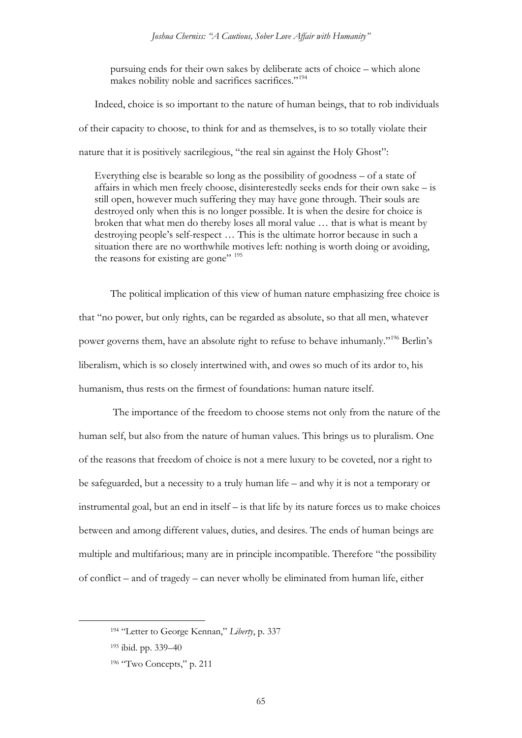> pursuing ends for their own sakes by deliberate acts of choice – which alone makes nobility noble and sacrifices sacrifices."[194]

Indeed, choice is so important to the nature of human beings, that to rob individuals of their capacity to choose, to think for and as themselves, is to so totally violate their nature that it is positively sacrilegious, "the real sin against the Holy Ghost":

> Everything else is bearable so long as the possibility of goodness – of a state of affairs in which men freely choose, disinterestedly seeks ends for their own sake – is still open, however much suffering they may have gone through. Their souls are destroyed only when this is no longer possible. It is when the desire for choice is broken that what men do thereby loses all moral value … that is what is meant by destroying people's self-respect … This is the ultimate horror because in such a situation there are no worthwhile motives left: nothing is worth doing or avoiding, the reasons for existing are gone" [195]

The political implication of this view of human nature emphasizing free choice is that "no power, but only rights, can be regarded as absolute, so that all men, whatever power governs them, have an absolute right to refuse to behave inhumanly."[196] Berlin's liberalism, which is so closely intertwined with, and owes so much of its ardor to, his humanism, thus rests on the firmest of foundations: human nature itself.

The importance of the freedom to choose stems not only from the nature of the human self, but also from the nature of human values. This brings us to pluralism. One of the reasons that freedom of choice is not a mere luxury to be coveted, nor a right to be safeguarded, but a necessity to a truly human life – and why it is not a temporary or instrumental goal, but an end in itself – is that life by its nature forces us to make choices between and among different values, duties, and desires. The ends of human beings are multiple and multifarious; many are in principle incompatible. Therefore "the possibility of conflict – and of tragedy – can never wholly be eliminated from human life, either

---

[194] "Letter to George Kennan," *Liberty*, p. 337

[195] ibid. pp. 339–40

[196] "Two Concepts," p. 211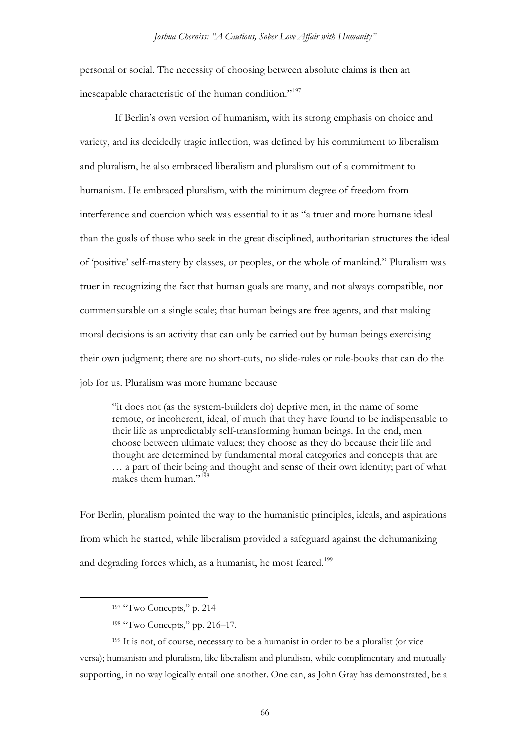personal or social. The necessity of choosing between absolute claims is then an inescapable characteristic of the human condition."[197]

If Berlin's own version of humanism, with its strong emphasis on choice and variety, and its decidedly tragic inflection, was defined by his commitment to liberalism and pluralism, he also embraced liberalism and pluralism out of a commitment to humanism. He embraced pluralism, with the minimum degree of freedom from interference and coercion which was essential to it as "a truer and more humane ideal than the goals of those who seek in the great disciplined, authoritarian structures the ideal of 'positive' self-mastery by classes, or peoples, or the whole of mankind." Pluralism was truer in recognizing the fact that human goals are many, and not always compatible, nor commensurable on a single scale; that human beings are free agents, and that making moral decisions is an activity that can only be carried out by human beings exercising their own judgment; there are no short-cuts, no slide-rules or rule-books that can do the job for us. Pluralism was more humane because

> "it does not (as the system-builders do) deprive men, in the name of some remote, or incoherent, ideal, of much that they have found to be indispensable to their life as unpredictably self-transforming human beings. In the end, men choose between ultimate values; they choose as they do because their life and thought are determined by fundamental moral categories and concepts that are … a part of their being and thought and sense of their own identity; part of what makes them human."[198]

For Berlin, pluralism pointed the way to the humanistic principles, ideals, and aspirations from which he started, while liberalism provided a safeguard against the dehumanizing and degrading forces which, as a humanist, he most feared.[199]

---

[197] "Two Concepts," p. 214

[198] "Two Concepts," pp. 216–17.

[199] It is not, of course, necessary to be a humanist in order to be a pluralist (or vice versa); humanism and pluralism, like liberalism and pluralism, while complimentary and mutually supporting, in no way logically entail one another. One can, as John Gray has demonstrated, be a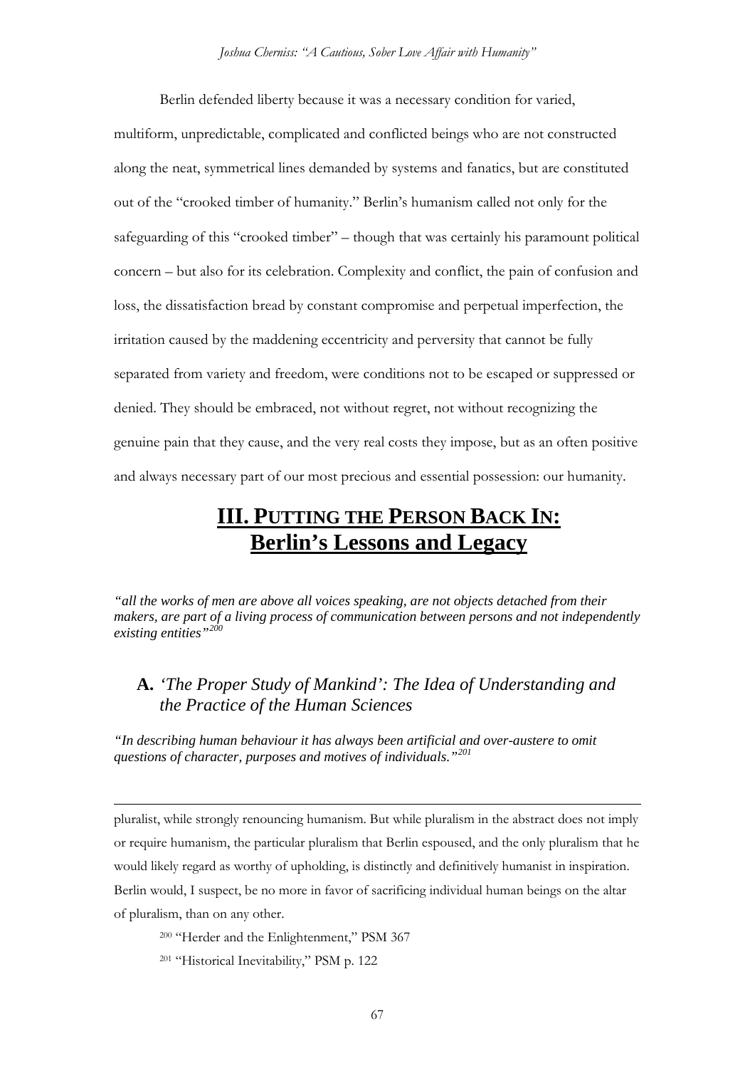Berlin defended liberty because it was a necessary condition for varied, multiform, unpredictable, complicated and conflicted beings who are not constructed along the neat, symmetrical lines demanded by systems and fanatics, but are constituted out of the "crooked timber of humanity." Berlin's humanism called not only for the safeguarding of this "crooked timber" – though that was certainly his paramount political concern – but also for its celebration. Complexity and conflict, the pain of confusion and loss, the dissatisfaction bread by constant compromise and perpetual imperfection, the irritation caused by the maddening eccentricity and perversity that cannot be fully separated from variety and freedom, were conditions not to be escaped or suppressed or denied. They should be embraced, not without regret, not without recognizing the genuine pain that they cause, and the very real costs they impose, but as an often positive and always necessary part of our most precious and essential possession: our humanity.

## III. PUTTING THE PERSON BACK IN: Berlin's Lessons and Legacy

*"all the works of men are above all voices speaking, are not objects detached from their makers, are part of a living process of communication between persons and not independently existing entities"*[200]

### A. *'The Proper Study of Mankind': The Idea of Understanding and the Practice of the Human Sciences*

*"In describing human behaviour it has always been artificial and over-austere to omit questions of character, purposes and motives of individuals."*[201]

---

pluralist, while strongly renouncing humanism. But while pluralism in the abstract does not imply or require humanism, the particular pluralism that Berlin espoused, and the only pluralism that he would likely regard as worthy of upholding, is distinctly and definitively humanist in inspiration. Berlin would, I suspect, be no more in favor of sacrificing individual human beings on the altar of pluralism, than on any other.

[200] "Herder and the Enlightenment," PSM 367

[201] "Historical Inevitability," PSM p. 122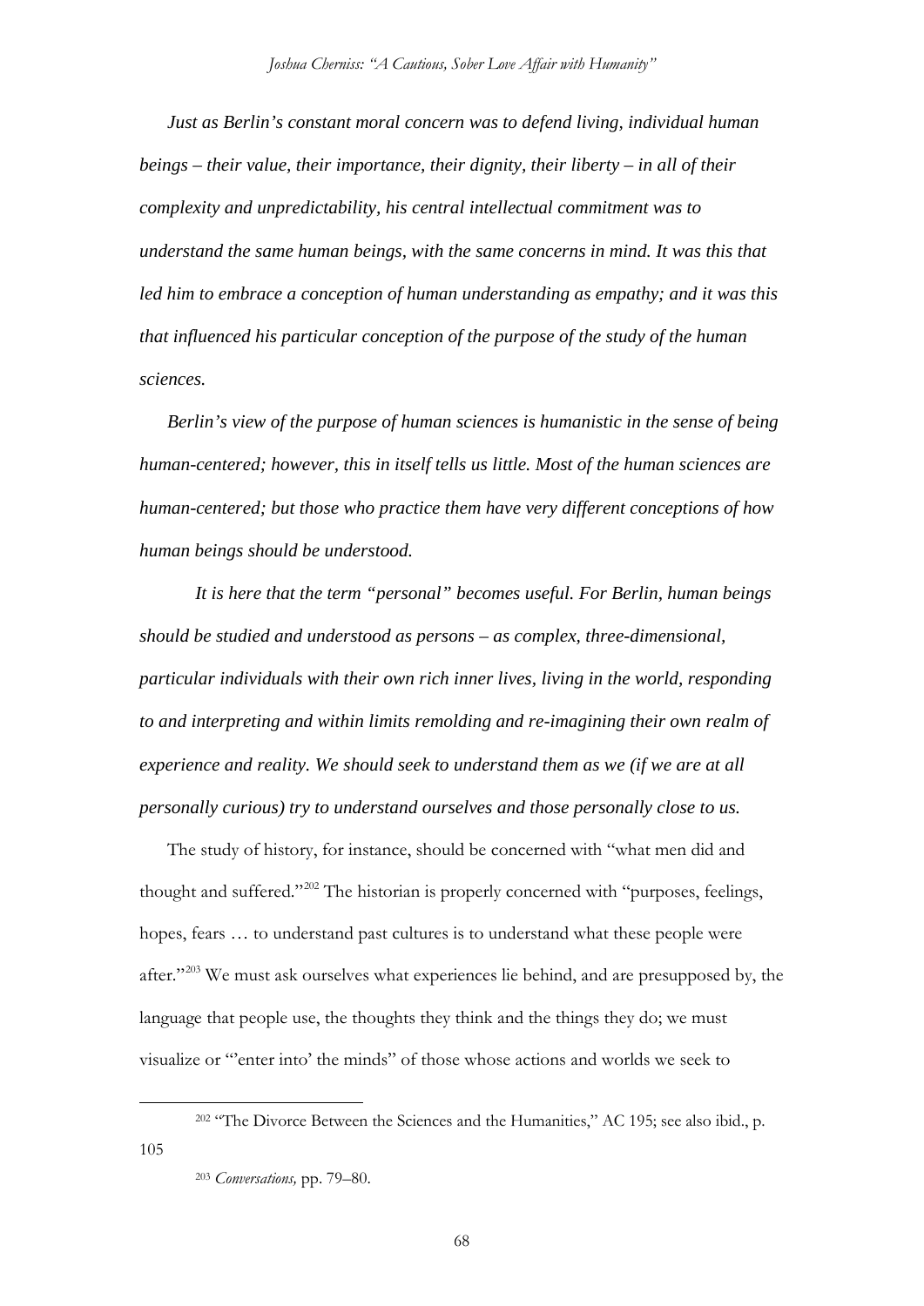*Just as Berlin's constant moral concern was to defend living, individual human beings – their value, their importance, their dignity, their liberty – in all of their complexity and unpredictability, his central intellectual commitment was to understand the same human beings, with the same concerns in mind. It was this that led him to embrace a conception of human understanding as empathy; and it was this that influenced his particular conception of the purpose of the study of the human sciences.*

*Berlin's view of the purpose of human sciences is humanistic in the sense of being human-centered; however, this in itself tells us little. Most of the human sciences are human-centered; but those who practice them have very different conceptions of how human beings should be understood.*

*It is here that the term "personal" becomes useful. For Berlin, human beings should be studied and understood as persons – as complex, three-dimensional, particular individuals with their own rich inner lives, living in the world, responding to and interpreting and within limits remolding and re-imagining their own realm of experience and reality. We should seek to understand them as we (if we are at all personally curious) try to understand ourselves and those personally close to us.*

The study of history, for instance, should be concerned with "what men did and thought and suffered."[202] The historian is properly concerned with "purposes, feelings, hopes, fears … to understand past cultures is to understand what these people were after."[203] We must ask ourselves what experiences lie behind, and are presupposed by, the language that people use, the thoughts they think and the things they do; we must visualize or "'enter into' the minds" of those whose actions and worlds we seek to

---

[202] "The Divorce Between the Sciences and the Humanities," AC 195; see also ibid., p. 105

[203] *Conversations,* pp. 79–80.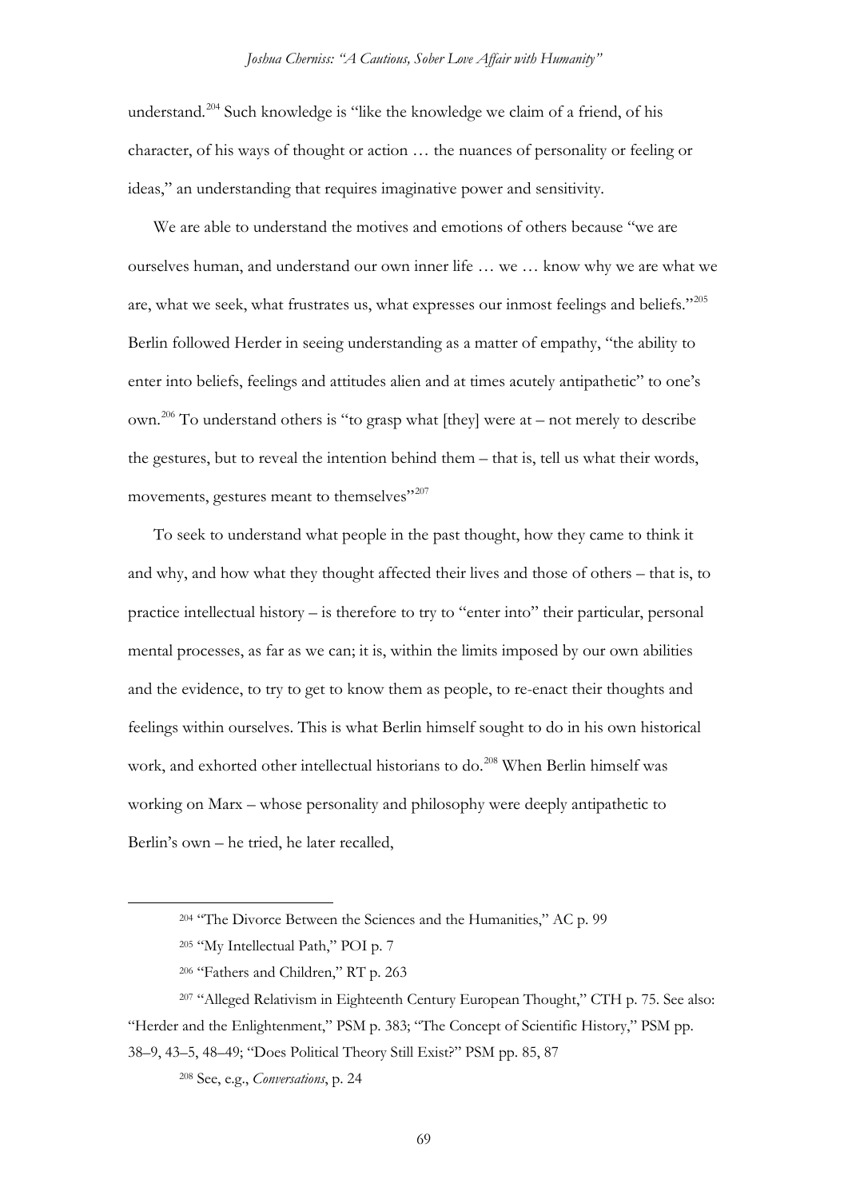understand.[204] Such knowledge is "like the knowledge we claim of a friend, of his character, of his ways of thought or action … the nuances of personality or feeling or ideas," an understanding that requires imaginative power and sensitivity.

We are able to understand the motives and emotions of others because "we are ourselves human, and understand our own inner life … we … know why we are what we are, what we seek, what frustrates us, what expresses our inmost feelings and beliefs."[205] Berlin followed Herder in seeing understanding as a matter of empathy, "the ability to enter into beliefs, feelings and attitudes alien and at times acutely antipathetic" to one's own.[206] To understand others is "to grasp what [they] were at – not merely to describe the gestures, but to reveal the intention behind them – that is, tell us what their words, movements, gestures meant to themselves"[207]

To seek to understand what people in the past thought, how they came to think it and why, and how what they thought affected their lives and those of others – that is, to practice intellectual history – is therefore to try to "enter into" their particular, personal mental processes, as far as we can; it is, within the limits imposed by our own abilities and the evidence, to try to get to know them as people, to re-enact their thoughts and feelings within ourselves. This is what Berlin himself sought to do in his own historical work, and exhorted other intellectual historians to do.[208] When Berlin himself was working on Marx – whose personality and philosophy were deeply antipathetic to Berlin's own – he tried, he later recalled,

---

[204] "The Divorce Between the Sciences and the Humanities," AC p. 99

[205] "My Intellectual Path," POI p. 7

[206] "Fathers and Children," RT p. 263

[207] "Alleged Relativism in Eighteenth Century European Thought," CTH p. 75. See also: "Herder and the Enlightenment," PSM p. 383; "The Concept of Scientific History," PSM pp. 38–9, 43–5, 48–49; "Does Political Theory Still Exist?" PSM pp. 85, 87

[208] See, e.g., *Conversations*, p. 24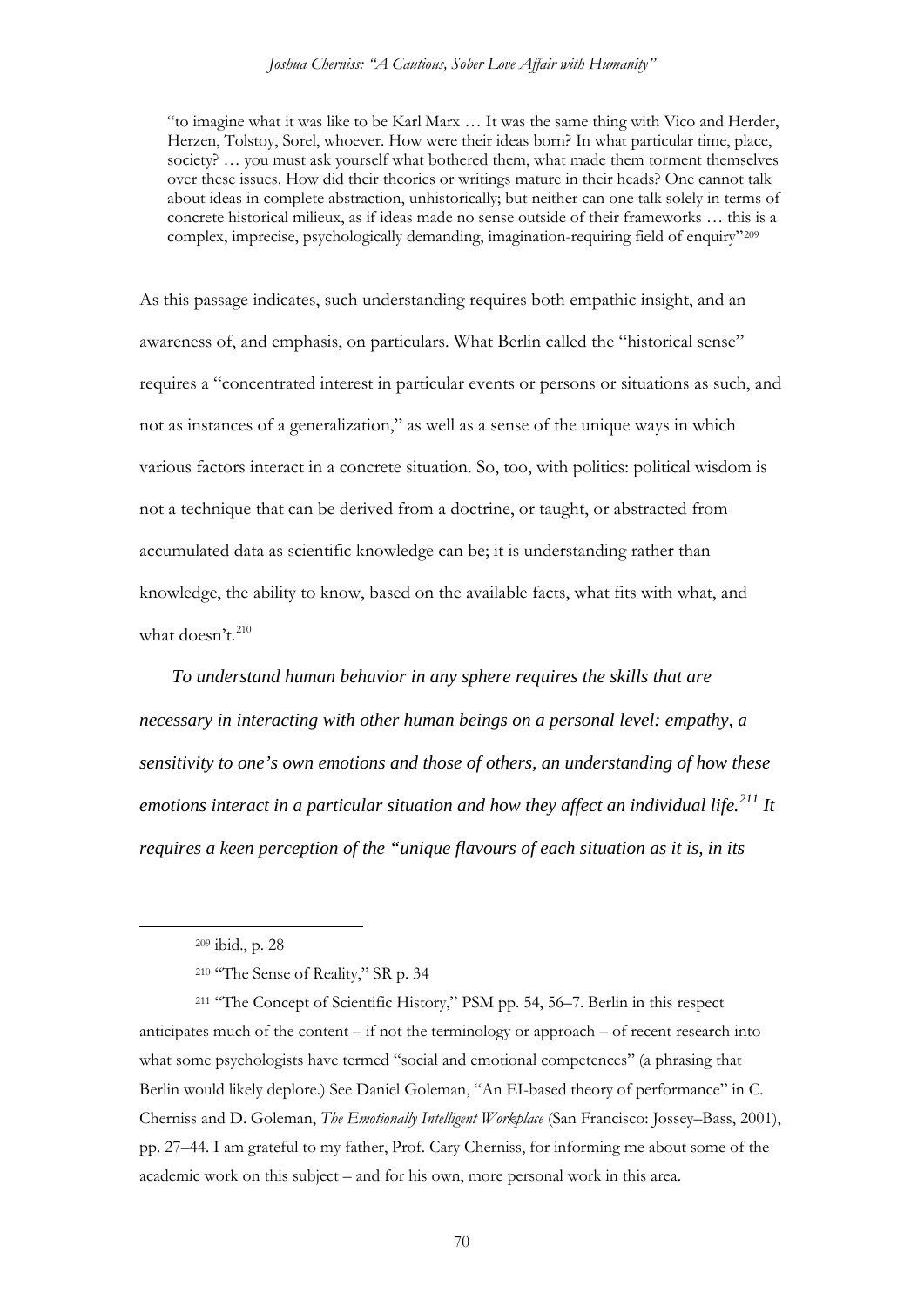> "to imagine what it was like to be Karl Marx … It was the same thing with Vico and Herder, Herzen, Tolstoy, Sorel, whoever. How were their ideas born? In what particular time, place, society? … you must ask yourself what bothered them, what made them torment themselves over these issues. How did their theories or writings mature in their heads? One cannot talk about ideas in complete abstraction, unhistorically; but neither can one talk solely in terms of concrete historical milieux, as if ideas made no sense outside of their frameworks … this is a complex, imprecise, psychologically demanding, imagination-requiring field of enquiry"[209]

As this passage indicates, such understanding requires both empathic insight, and an awareness of, and emphasis, on particulars. What Berlin called the "historical sense" requires a "concentrated interest in particular events or persons or situations as such, and not as instances of a generalization," as well as a sense of the unique ways in which various factors interact in a concrete situation. So, too, with politics: political wisdom is not a technique that can be derived from a doctrine, or taught, or abstracted from accumulated data as scientific knowledge can be; it is understanding rather than knowledge, the ability to know, based on the available facts, what fits with what, and what doesn't.[210]

*To understand human behavior in any sphere requires the skills that are necessary in interacting with other human beings on a personal level: empathy, a sensitivity to one's own emotions and those of others, an understanding of how these emotions interact in a particular situation and how they affect an individual life.*[211] *It requires a keen perception of the "unique flavours of each situation as it is, in its*

---

[209] ibid., p. 28

[210] "The Sense of Reality," SR p. 34

[211] "The Concept of Scientific History," PSM pp. 54, 56–7. Berlin in this respect anticipates much of the content – if not the terminology or approach – of recent research into what some psychologists have termed "social and emotional competences" (a phrasing that Berlin would likely deplore.) See Daniel Goleman, "An EI-based theory of performance" in C. Cherniss and D. Goleman, *The Emotionally Intelligent Workplace* (San Francisco: Jossey–Bass, 2001), pp. 27–44. I am grateful to my father, Prof. Cary Cherniss, for informing me about some of the academic work on this subject – and for his own, more personal work in this area.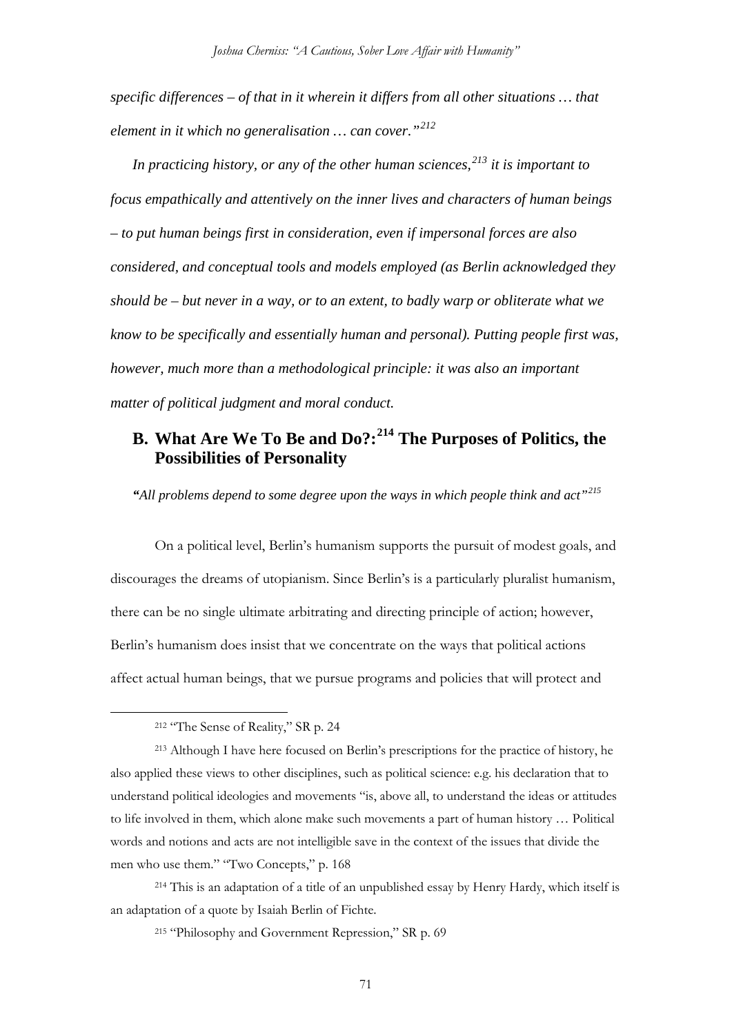*specific differences – of that in it wherein it differs from all other situations … that element in it which no generalisation … can cover."*[212]

*In practicing history, or any of the other human sciences,*[213] *it is important to focus empathically and attentively on the inner lives and characters of human beings – to put human beings first in consideration, even if impersonal forces are also considered, and conceptual tools and models employed (as Berlin acknowledged they should be – but never in a way, or to an extent, to badly warp or obliterate what we know to be specifically and essentially human and personal). Putting people first was, however, much more than a methodological principle: it was also an important matter of political judgment and moral conduct.*

## B. What Are We To Be and Do?:[214] The Purposes of Politics, the Possibilities of Personality

***"****All problems depend to some degree upon the ways in which people think and act"*[215]

On a political level, Berlin's humanism supports the pursuit of modest goals, and discourages the dreams of utopianism. Since Berlin's is a particularly pluralist humanism, there can be no single ultimate arbitrating and directing principle of action; however, Berlin's humanism does insist that we concentrate on the ways that political actions affect actual human beings, that we pursue programs and policies that will protect and

---

[212] "The Sense of Reality," SR p. 24

[213] Although I have here focused on Berlin's prescriptions for the practice of history, he also applied these views to other disciplines, such as political science: e.g. his declaration that to understand political ideologies and movements "is, above all, to understand the ideas or attitudes to life involved in them, which alone make such movements a part of human history … Political words and notions and acts are not intelligible save in the context of the issues that divide the men who use them." "Two Concepts," p. 168

[214] This is an adaptation of a title of an unpublished essay by Henry Hardy, which itself is an adaptation of a quote by Isaiah Berlin of Fichte.

[215] "Philosophy and Government Repression," SR p. 69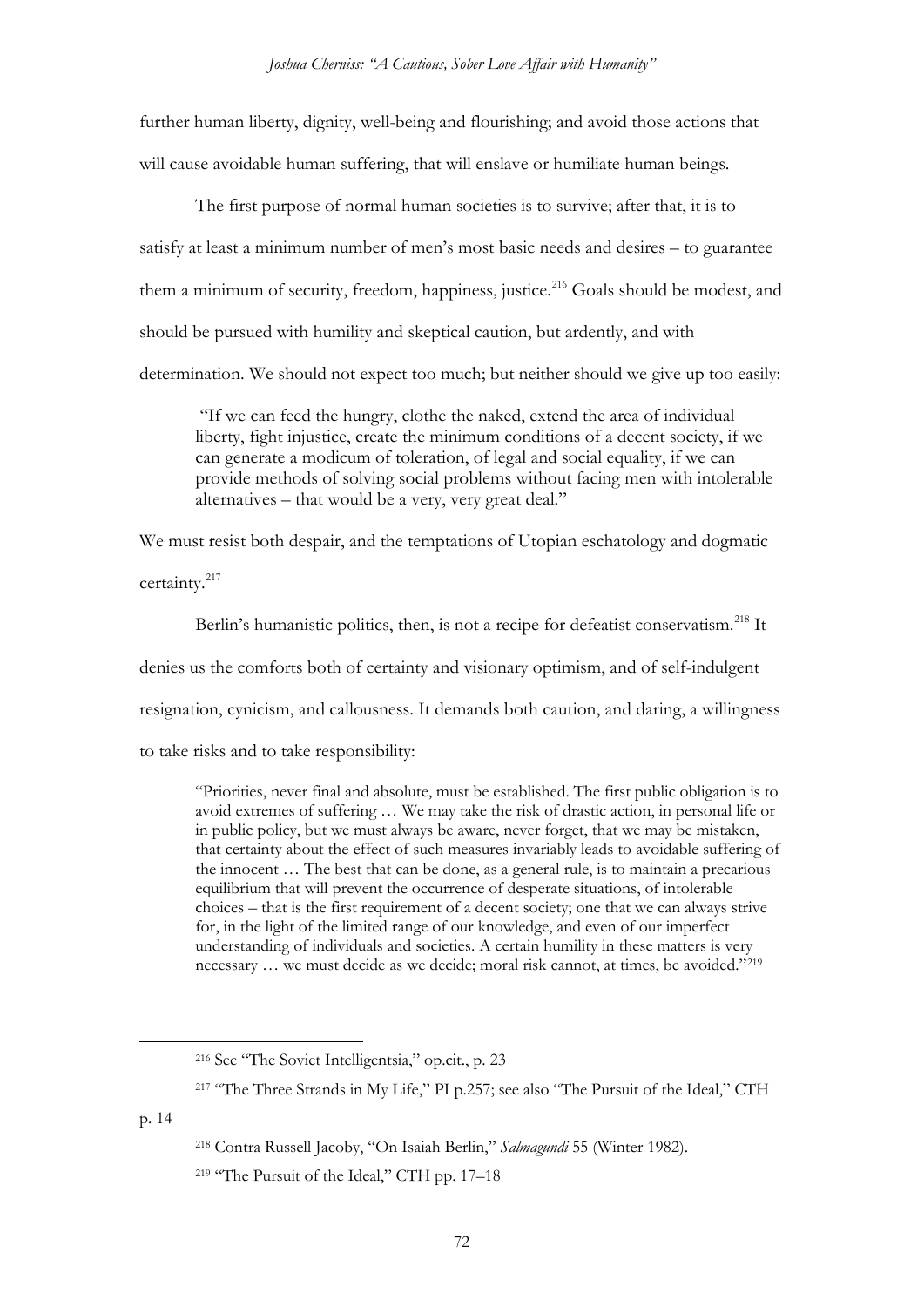further human liberty, dignity, well-being and flourishing; and avoid those actions that will cause avoidable human suffering, that will enslave or humiliate human beings.

The first purpose of normal human societies is to survive; after that, it is to satisfy at least a minimum number of men's most basic needs and desires – to guarantee them a minimum of security, freedom, happiness, justice.[216] Goals should be modest, and should be pursued with humility and skeptical caution, but ardently, and with determination. We should not expect too much; but neither should we give up too easily:

> "If we can feed the hungry, clothe the naked, extend the area of individual liberty, fight injustice, create the minimum conditions of a decent society, if we can generate a modicum of toleration, of legal and social equality, if we can provide methods of solving social problems without facing men with intolerable alternatives – that would be a very, very great deal."

We must resist both despair, and the temptations of Utopian eschatology and dogmatic certainty.[217]

Berlin's humanistic politics, then, is not a recipe for defeatist conservatism.[218] It denies us the comforts both of certainty and visionary optimism, and of self-indulgent resignation, cynicism, and callousness. It demands both caution, and daring, a willingness to take risks and to take responsibility:

> "Priorities, never final and absolute, must be established. The first public obligation is to avoid extremes of suffering … We may take the risk of drastic action, in personal life or in public policy, but we must always be aware, never forget, that we may be mistaken, that certainty about the effect of such measures invariably leads to avoidable suffering of the innocent … The best that can be done, as a general rule, is to maintain a precarious equilibrium that will prevent the occurrence of desperate situations, of intolerable choices – that is the first requirement of a decent society; one that we can always strive for, in the light of the limited range of our knowledge, and even of our imperfect understanding of individuals and societies. A certain humility in these matters is very necessary … we must decide as we decide; moral risk cannot, at times, be avoided."[219]

---

[216] See "The Soviet Intelligentsia," op.cit., p. 23

[217] "The Three Strands in My Life," PI p.257; see also "The Pursuit of the Ideal," CTH p. 14

[218] Contra Russell Jacoby, "On Isaiah Berlin," *Salmagundi* 55 (Winter 1982).

[219] "The Pursuit of the Ideal," CTH pp. 17–18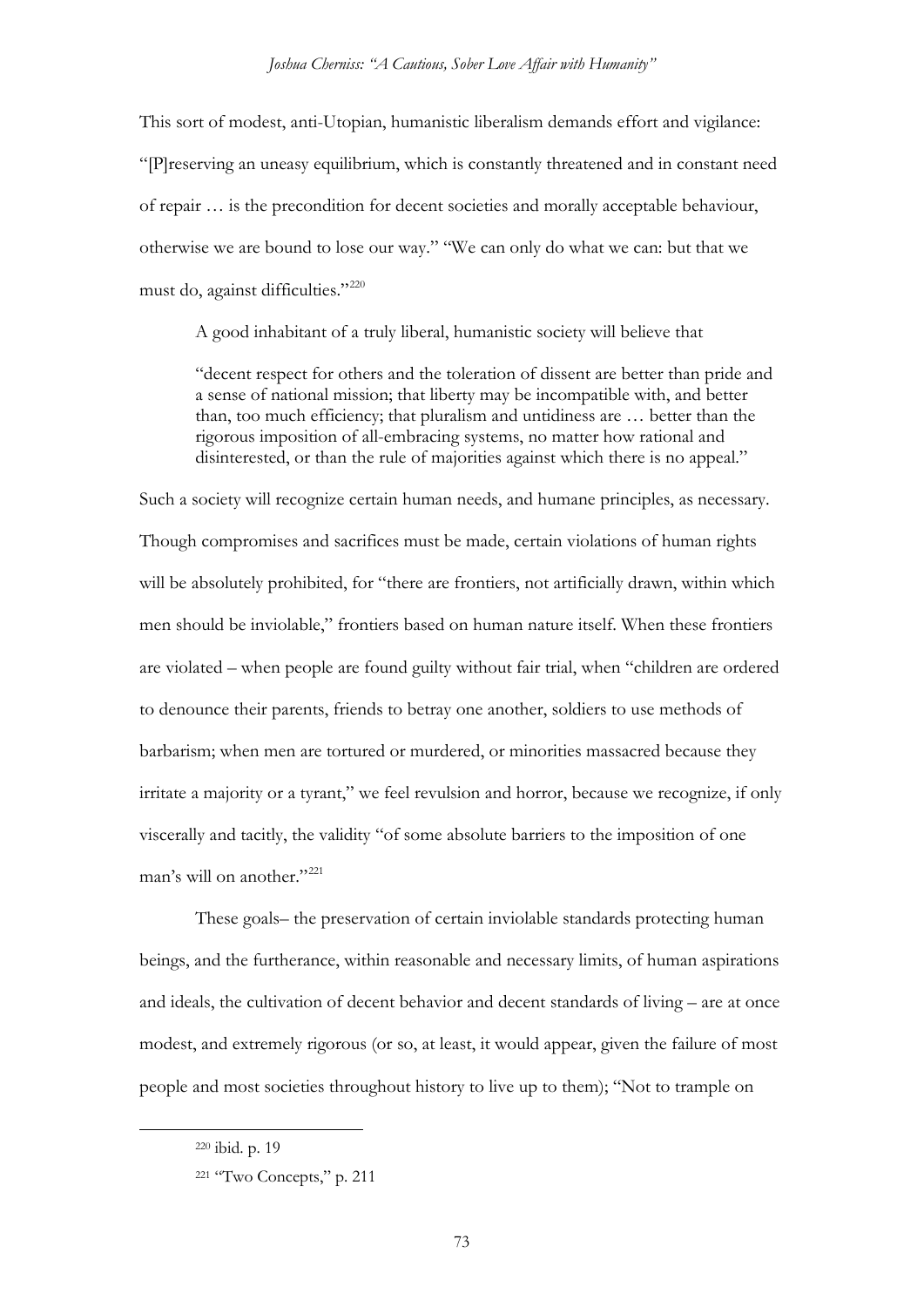This sort of modest, anti-Utopian, humanistic liberalism demands effort and vigilance: "[P]reserving an uneasy equilibrium, which is constantly threatened and in constant need of repair … is the precondition for decent societies and morally acceptable behaviour, otherwise we are bound to lose our way." "We can only do what we can: but that we must do, against difficulties."[220]

A good inhabitant of a truly liberal, humanistic society will believe that

> "decent respect for others and the toleration of dissent are better than pride and a sense of national mission; that liberty may be incompatible with, and better than, too much efficiency; that pluralism and untidiness are … better than the rigorous imposition of all-embracing systems, no matter how rational and disinterested, or than the rule of majorities against which there is no appeal."

Such a society will recognize certain human needs, and humane principles, as necessary. Though compromises and sacrifices must be made, certain violations of human rights will be absolutely prohibited, for "there are frontiers, not artificially drawn, within which men should be inviolable," frontiers based on human nature itself. When these frontiers are violated – when people are found guilty without fair trial, when "children are ordered to denounce their parents, friends to betray one another, soldiers to use methods of barbarism; when men are tortured or murdered, or minorities massacred because they irritate a majority or a tyrant," we feel revulsion and horror, because we recognize, if only viscerally and tacitly, the validity "of some absolute barriers to the imposition of one man's will on another."[221]

These goals– the preservation of certain inviolable standards protecting human beings, and the furtherance, within reasonable and necessary limits, of human aspirations and ideals, the cultivation of decent behavior and decent standards of living – are at once modest, and extremely rigorous (or so, at least, it would appear, given the failure of most people and most societies throughout history to live up to them); "Not to trample on

---

[220] ibid. p. 19

[221] "Two Concepts," p. 211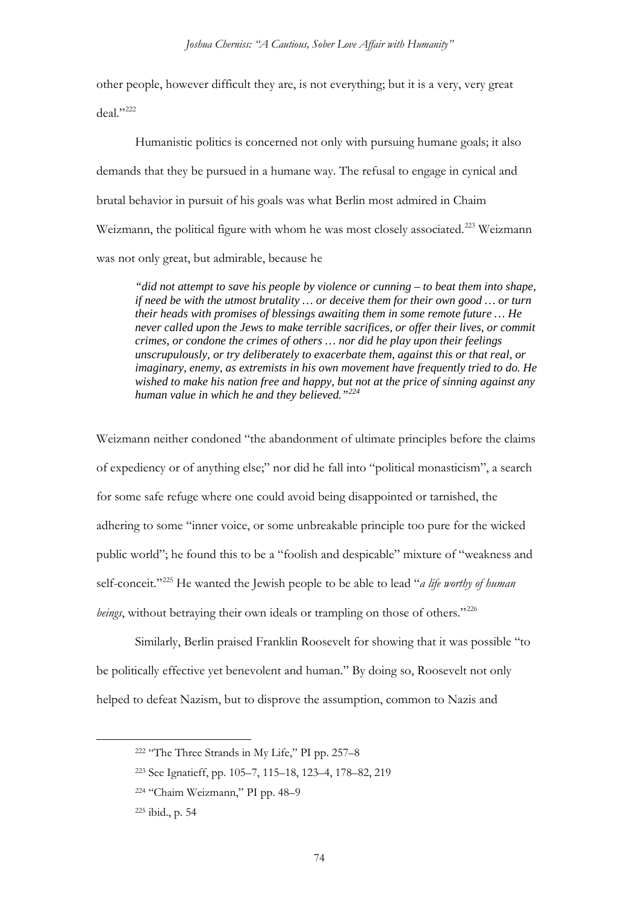other people, however difficult they are, is not everything; but it is a very, very great deal."[222]

Humanistic politics is concerned not only with pursuing humane goals; it also demands that they be pursued in a humane way. The refusal to engage in cynical and brutal behavior in pursuit of his goals was what Berlin most admired in Chaim Weizmann, the political figure with whom he was most closely associated.[223] Weizmann was not only great, but admirable, because he

> *"did not attempt to save his people by violence or cunning – to beat them into shape, if need be with the utmost brutality … or deceive them for their own good … or turn their heads with promises of blessings awaiting them in some remote future … He never called upon the Jews to make terrible sacrifices, or offer their lives, or commit crimes, or condone the crimes of others … nor did he play upon their feelings unscrupulously, or try deliberately to exacerbate them, against this or that real, or imaginary, enemy, as extremists in his own movement have frequently tried to do. He wished to make his nation free and happy, but not at the price of sinning against any human value in which he and they believed."*[224]

Weizmann neither condoned "the abandonment of ultimate principles before the claims of expediency or of anything else;" nor did he fall into "political monasticism", a search for some safe refuge where one could avoid being disappointed or tarnished, the adhering to some "inner voice, or some unbreakable principle too pure for the wicked public world"; he found this to be a "foolish and despicable" mixture of "weakness and self-conceit."[225] He wanted the Jewish people to be able to lead "*a life worthy of human beings*, without betraying their own ideals or trampling on those of others."[226]

Similarly, Berlin praised Franklin Roosevelt for showing that it was possible "to be politically effective yet benevolent and human." By doing so, Roosevelt not only helped to defeat Nazism, but to disprove the assumption, common to Nazis and

---

[222] "The Three Strands in My Life," PI pp. 257–8

[223] See Ignatieff, pp. 105–7, 115–18, 123–4, 178–82, 219

[224] "Chaim Weizmann," PI pp. 48–9

[225] ibid., p. 54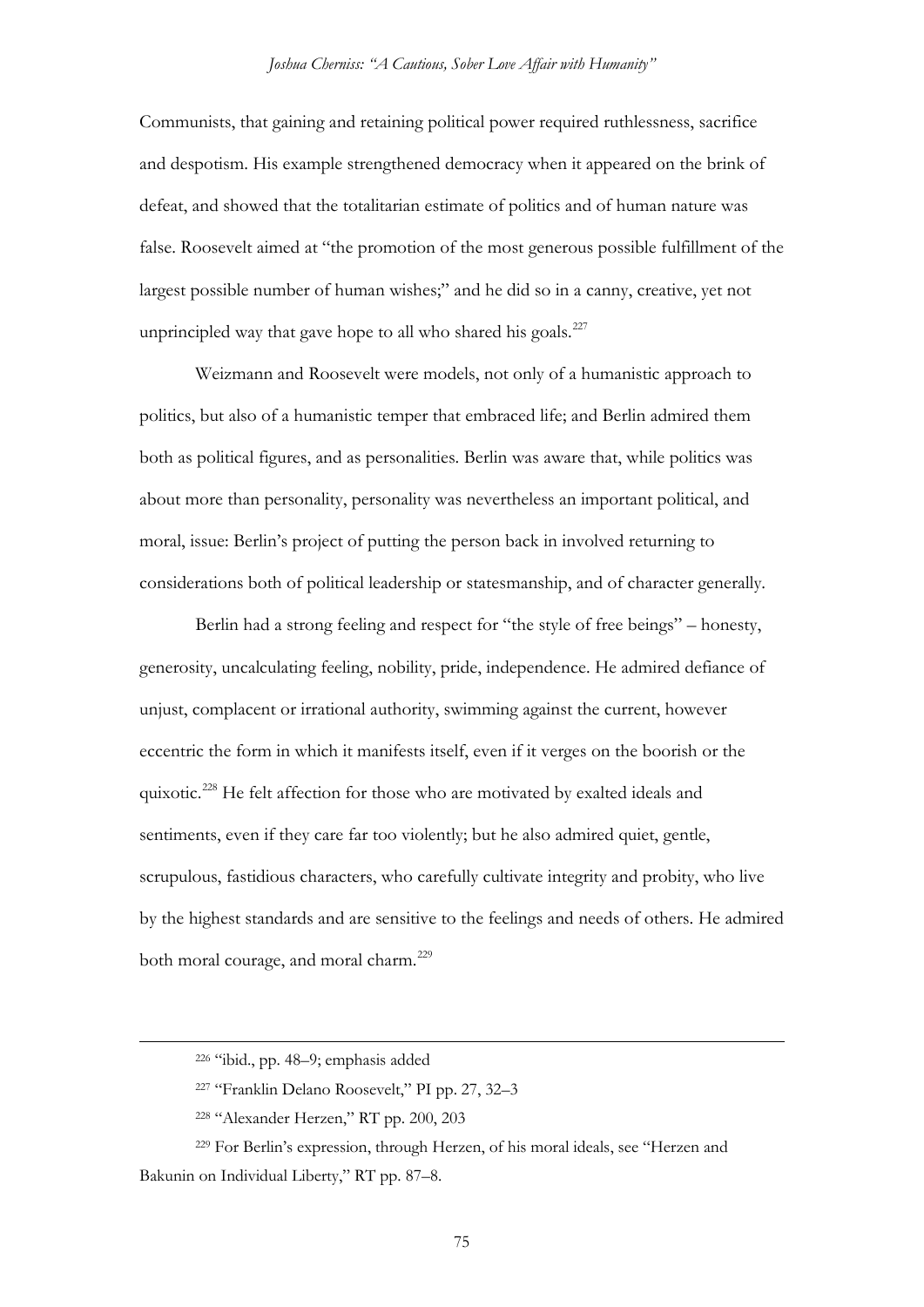Communists, that gaining and retaining political power required ruthlessness, sacrifice and despotism. His example strengthened democracy when it appeared on the brink of defeat, and showed that the totalitarian estimate of politics and of human nature was false. Roosevelt aimed at "the promotion of the most generous possible fulfillment of the largest possible number of human wishes;" and he did so in a canny, creative, yet not unprincipled way that gave hope to all who shared his goals.[227]

Weizmann and Roosevelt were models, not only of a humanistic approach to politics, but also of a humanistic temper that embraced life; and Berlin admired them both as political figures, and as personalities. Berlin was aware that, while politics was about more than personality, personality was nevertheless an important political, and moral, issue: Berlin's project of putting the person back in involved returning to considerations both of political leadership or statesmanship, and of character generally.

Berlin had a strong feeling and respect for "the style of free beings" – honesty, generosity, uncalculating feeling, nobility, pride, independence. He admired defiance of unjust, complacent or irrational authority, swimming against the current, however eccentric the form in which it manifests itself, even if it verges on the boorish or the quixotic.[228] He felt affection for those who are motivated by exalted ideals and sentiments, even if they care far too violently; but he also admired quiet, gentle, scrupulous, fastidious characters, who carefully cultivate integrity and probity, who live by the highest standards and are sensitive to the feelings and needs of others. He admired both moral courage, and moral charm.[229]

---

[226] "ibid., pp. 48–9; emphasis added

[227] "Franklin Delano Roosevelt," PI pp. 27, 32–3

[228] "Alexander Herzen," RT pp. 200, 203

[229] For Berlin's expression, through Herzen, of his moral ideals, see "Herzen and Bakunin on Individual Liberty," RT pp. 87–8.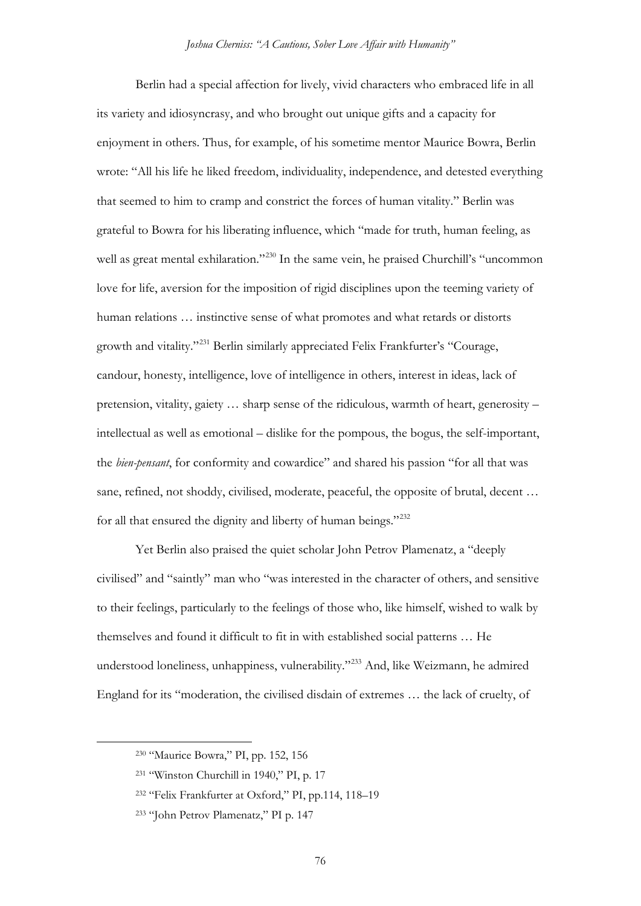Berlin had a special affection for lively, vivid characters who embraced life in all its variety and idiosyncrasy, and who brought out unique gifts and a capacity for enjoyment in others. Thus, for example, of his sometime mentor Maurice Bowra, Berlin wrote: "All his life he liked freedom, individuality, independence, and detested everything that seemed to him to cramp and constrict the forces of human vitality." Berlin was grateful to Bowra for his liberating influence, which "made for truth, human feeling, as well as great mental exhilaration."[230] In the same vein, he praised Churchill's "uncommon love for life, aversion for the imposition of rigid disciplines upon the teeming variety of human relations … instinctive sense of what promotes and what retards or distorts growth and vitality."[231] Berlin similarly appreciated Felix Frankfurter's "Courage, candour, honesty, intelligence, love of intelligence in others, interest in ideas, lack of pretension, vitality, gaiety … sharp sense of the ridiculous, warmth of heart, generosity – intellectual as well as emotional – dislike for the pompous, the bogus, the self-important, the *bien-pensant*, for conformity and cowardice" and shared his passion "for all that was sane, refined, not shoddy, civilised, moderate, peaceful, the opposite of brutal, decent … for all that ensured the dignity and liberty of human beings."[232]

Yet Berlin also praised the quiet scholar John Petrov Plamenatz, a "deeply civilised" and "saintly" man who "was interested in the character of others, and sensitive to their feelings, particularly to the feelings of those who, like himself, wished to walk by themselves and found it difficult to fit in with established social patterns … He understood loneliness, unhappiness, vulnerability."[233] And, like Weizmann, he admired England for its "moderation, the civilised disdain of extremes … the lack of cruelty, of

---

[230] "Maurice Bowra," PI, pp. 152, 156

[231] "Winston Churchill in 1940," PI, p. 17

[232] "Felix Frankfurter at Oxford," PI, pp.114, 118–19

[233] "John Petrov Plamenatz," PI p. 147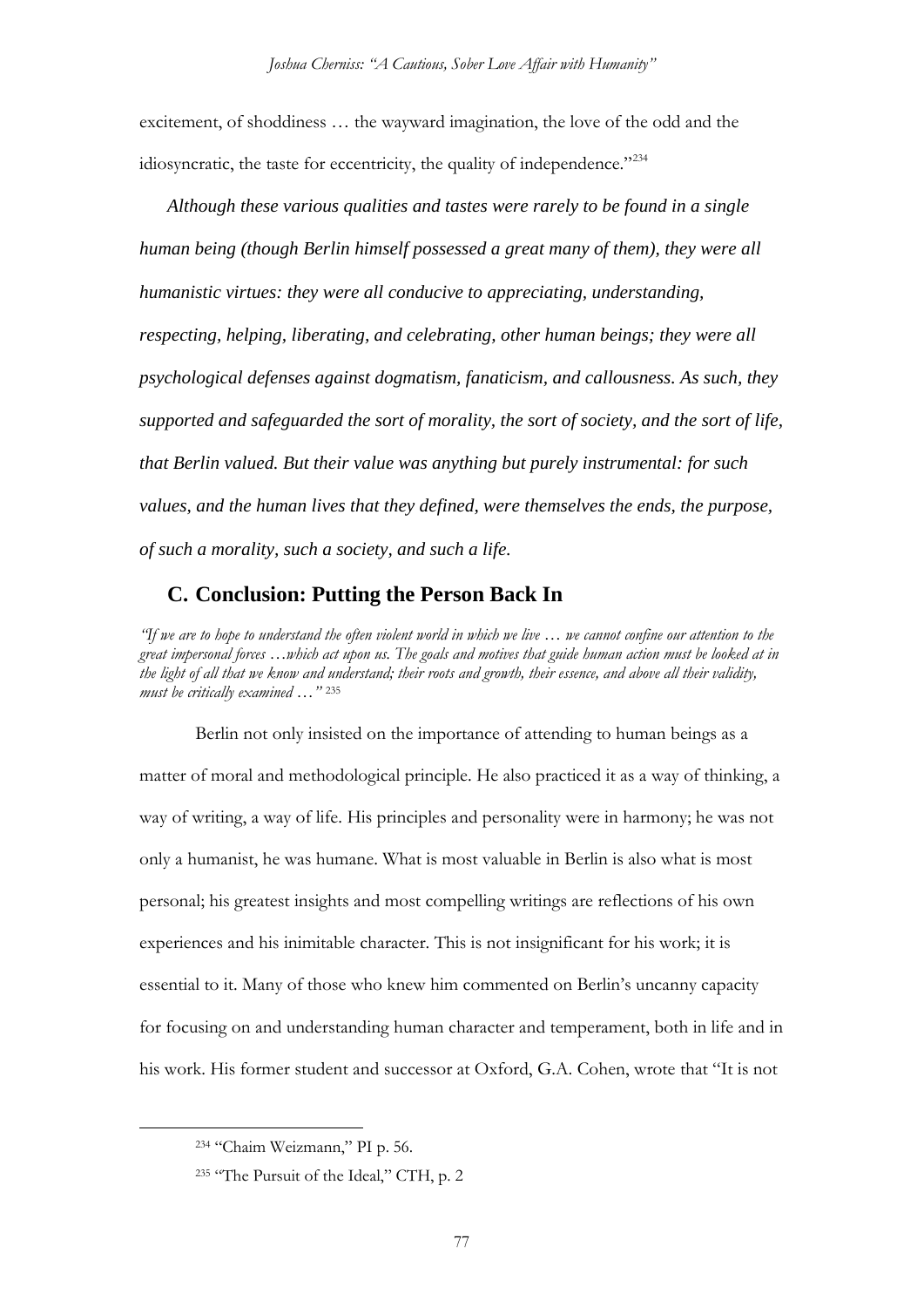excitement, of shoddiness … the wayward imagination, the love of the odd and the idiosyncratic, the taste for eccentricity, the quality of independence."[234]

***Although these various qualities and tastes were rarely to be found in a single human being (though Berlin himself possessed a great many of them), they were all humanistic virtues: they were all conducive to appreciating, understanding, respecting, helping, liberating, and celebrating, other human beings; they were all psychological defenses against dogmatism, fanaticism, and callousness. As such, they supported and safeguarded the sort of morality, the sort of society, and the sort of life, that Berlin valued. But their value was anything but purely instrumental: for such values, and the human lives that they defined, were themselves the ends, the purpose, of such a morality, such a society, and such a life.***

## C. Conclusion: Putting the Person Back In

*"If we are to hope to understand the often violent world in which we live … we cannot confine our attention to the great impersonal forces …which act upon us. The goals and motives that guide human action must be looked at in the light of all that we know and understand; their roots and growth, their essence, and above all their validity, must be critically examined …"* [235]

Berlin not only insisted on the importance of attending to human beings as a matter of moral and methodological principle. He also practiced it as a way of thinking, a way of writing, a way of life. His principles and personality were in harmony; he was not only a humanist, he was humane. What is most valuable in Berlin is also what is most personal; his greatest insights and most compelling writings are reflections of his own experiences and his inimitable character. This is not insignificant for his work; it is essential to it. Many of those who knew him commented on Berlin's uncanny capacity for focusing on and understanding human character and temperament, both in life and in his work. His former student and successor at Oxford, G.A. Cohen, wrote that "It is not

---

[234] "Chaim Weizmann," PI p. 56.

[235] "The Pursuit of the Ideal," CTH, p. 2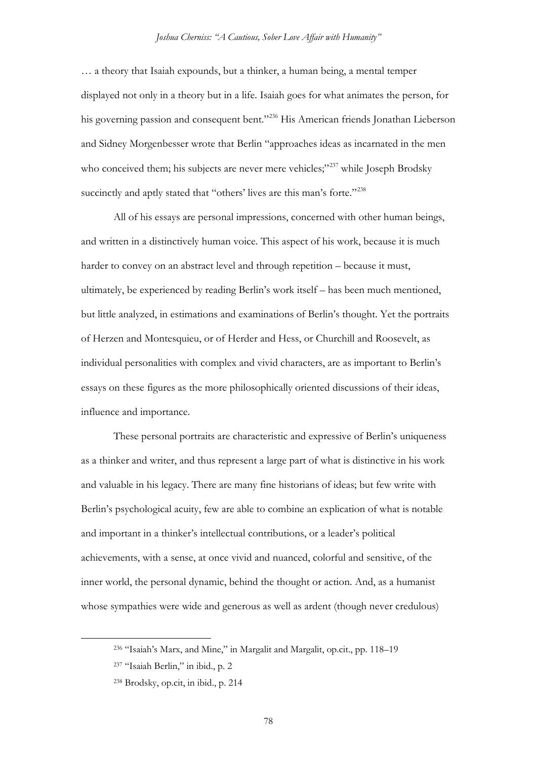… a theory that Isaiah expounds, but a thinker, a human being, a mental temper displayed not only in a theory but in a life. Isaiah goes for what animates the person, for his governing passion and consequent bent."[236] His American friends Jonathan Lieberson and Sidney Morgenbesser wrote that Berlin "approaches ideas as incarnated in the men who conceived them; his subjects are never mere vehicles;"[237] while Joseph Brodsky succinctly and aptly stated that "others' lives are this man's forte."[238]

All of his essays are personal impressions, concerned with other human beings, and written in a distinctively human voice. This aspect of his work, because it is much harder to convey on an abstract level and through repetition – because it must, ultimately, be experienced by reading Berlin's work itself – has been much mentioned, but little analyzed, in estimations and examinations of Berlin's thought. Yet the portraits of Herzen and Montesquieu, or of Herder and Hess, or Churchill and Roosevelt, as individual personalities with complex and vivid characters, are as important to Berlin's essays on these figures as the more philosophically oriented discussions of their ideas, influence and importance.

These personal portraits are characteristic and expressive of Berlin's uniqueness as a thinker and writer, and thus represent a large part of what is distinctive in his work and valuable in his legacy. There are many fine historians of ideas; but few write with Berlin's psychological acuity, few are able to combine an explication of what is notable and important in a thinker's intellectual contributions, or a leader's political achievements, with a sense, at once vivid and nuanced, colorful and sensitive, of the inner world, the personal dynamic, behind the thought or action. And, as a humanist whose sympathies were wide and generous as well as ardent (though never credulous)

---

[236] "Isaiah's Marx, and Mine," in Margalit and Margalit, op.cit., pp. 118–19

[237] "Isaiah Berlin," in ibid., p. 2

[238] Brodsky, op.cit, in ibid., p. 214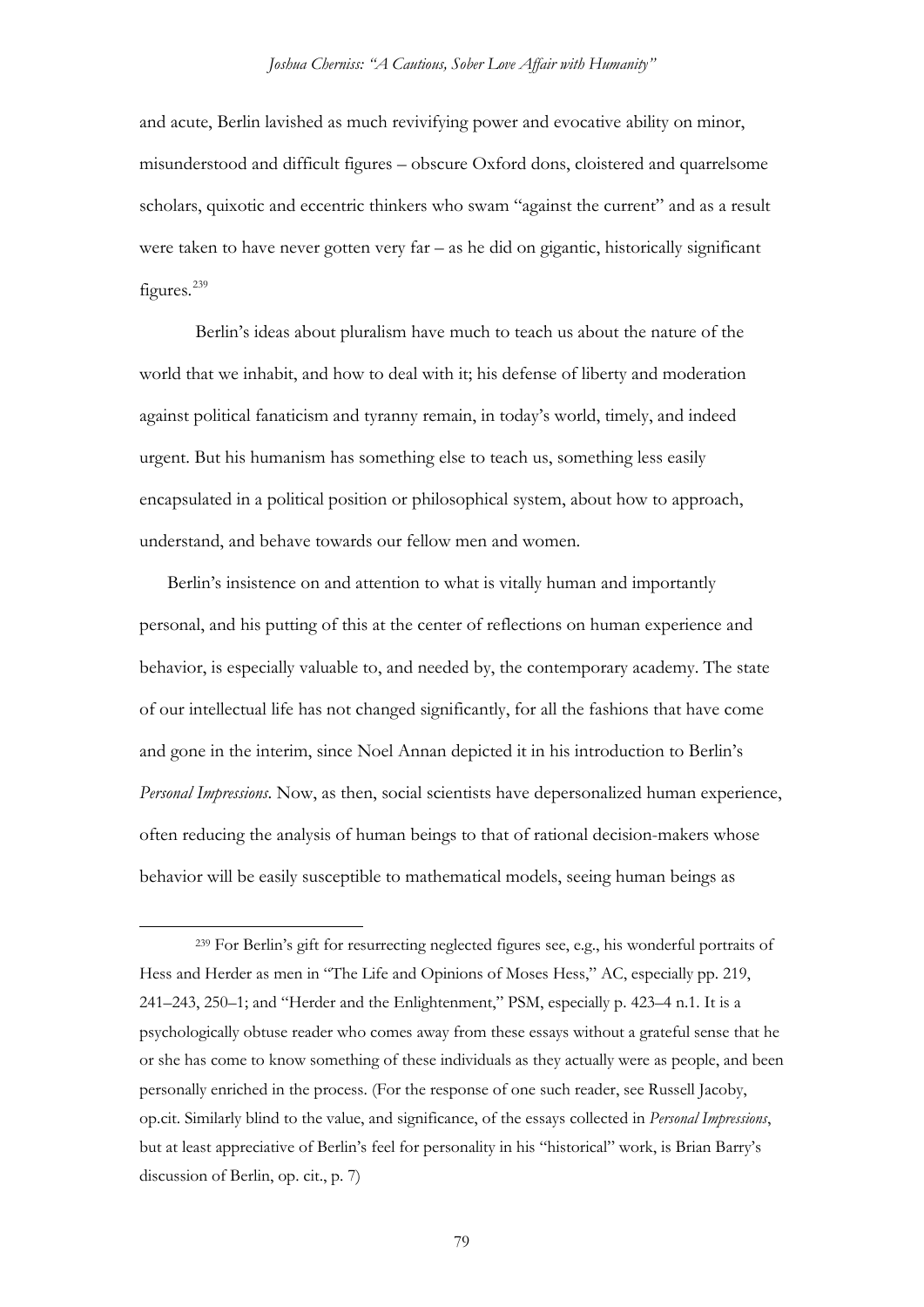and acute, Berlin lavished as much revivifying power and evocative ability on minor, misunderstood and difficult figures – obscure Oxford dons, cloistered and quarrelsome scholars, quixotic and eccentric thinkers who swam "against the current" and as a result were taken to have never gotten very far – as he did on gigantic, historically significant figures.[239]

Berlin's ideas about pluralism have much to teach us about the nature of the world that we inhabit, and how to deal with it; his defense of liberty and moderation against political fanaticism and tyranny remain, in today's world, timely, and indeed urgent. But his humanism has something else to teach us, something less easily encapsulated in a political position or philosophical system, about how to approach, understand, and behave towards our fellow men and women.

Berlin's insistence on and attention to what is vitally human and importantly personal, and his putting of this at the center of reflections on human experience and behavior, is especially valuable to, and needed by, the contemporary academy. The state of our intellectual life has not changed significantly, for all the fashions that have come and gone in the interim, since Noel Annan depicted it in his introduction to Berlin's *Personal Impressions*. Now, as then, social scientists have depersonalized human experience, often reducing the analysis of human beings to that of rational decision-makers whose behavior will be easily susceptible to mathematical models, seeing human beings as

[239] For Berlin's gift for resurrecting neglected figures see, e.g., his wonderful portraits of Hess and Herder as men in "The Life and Opinions of Moses Hess," AC, especially pp. 219, 241–243, 250–1; and "Herder and the Enlightenment," PSM, especially p. 423–4 n.1. It is a psychologically obtuse reader who comes away from these essays without a grateful sense that he or she has come to know something of these individuals as they actually were as people, and been personally enriched in the process. (For the response of one such reader, see Russell Jacoby, op.cit. Similarly blind to the value, and significance, of the essays collected in *Personal Impressions*, but at least appreciative of Berlin's feel for personality in his "historical" work, is Brian Barry's discussion of Berlin, op. cit., p. 7)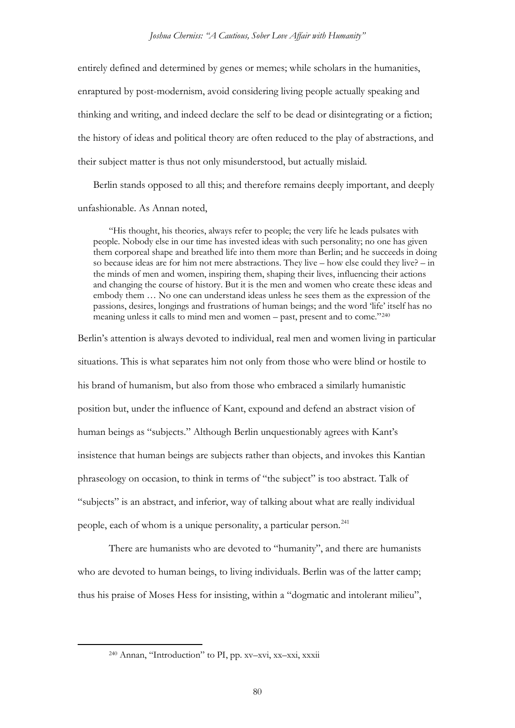entirely defined and determined by genes or memes; while scholars in the humanities, enraptured by post-modernism, avoid considering living people actually speaking and thinking and writing, and indeed declare the self to be dead or disintegrating or a fiction; the history of ideas and political theory are often reduced to the play of abstractions, and their subject matter is thus not only misunderstood, but actually mislaid.

Berlin stands opposed to all this; and therefore remains deeply important, and deeply unfashionable. As Annan noted,

> "His thought, his theories, always refer to people; the very life he leads pulsates with people. Nobody else in our time has invested ideas with such personality; no one has given them corporeal shape and breathed life into them more than Berlin; and he succeeds in doing so because ideas are for him not mere abstractions. They live – how else could they live? – in the minds of men and women, inspiring them, shaping their lives, influencing their actions and changing the course of history. But it is the men and women who create these ideas and embody them … No one can understand ideas unless he sees them as the expression of the passions, desires, longings and frustrations of human beings; and the word 'life' itself has no meaning unless it calls to mind men and women – past, present and to come."[240]

Berlin's attention is always devoted to individual, real men and women living in particular situations. This is what separates him not only from those who were blind or hostile to his brand of humanism, but also from those who embraced a similarly humanistic position but, under the influence of Kant, expound and defend an abstract vision of human beings as "subjects." Although Berlin unquestionably agrees with Kant's insistence that human beings are subjects rather than objects, and invokes this Kantian phraseology on occasion, to think in terms of "the subject" is too abstract. Talk of "subjects" is an abstract, and inferior, way of talking about what are really individual people, each of whom is a unique personality, a particular person.[241]

There are humanists who are devoted to "humanity", and there are humanists who are devoted to human beings, to living individuals. Berlin was of the latter camp; thus his praise of Moses Hess for insisting, within a "dogmatic and intolerant milieu",

---

[240] Annan, "Introduction" to PI, pp. xv–xvi, xx–xxi, xxxii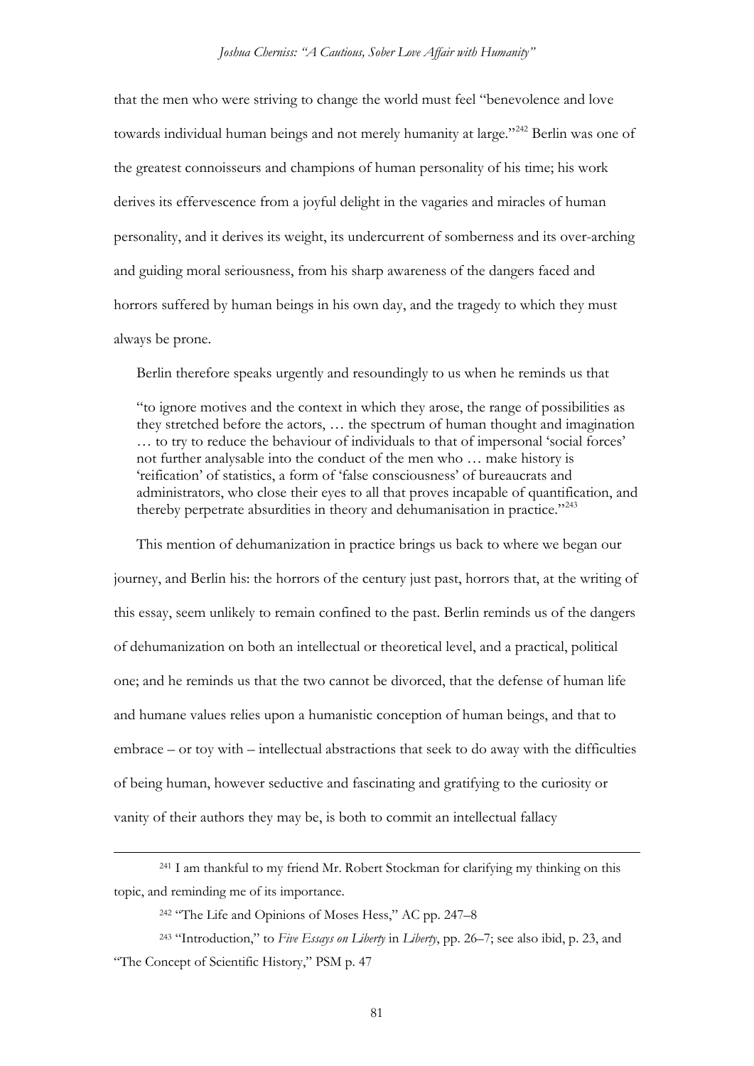that the men who were striving to change the world must feel "benevolence and love towards individual human beings and not merely humanity at large."[242] Berlin was one of the greatest connoisseurs and champions of human personality of his time; his work derives its effervescence from a joyful delight in the vagaries and miracles of human personality, and it derives its weight, its undercurrent of somberness and its over-arching and guiding moral seriousness, from his sharp awareness of the dangers faced and horrors suffered by human beings in his own day, and the tragedy to which they must always be prone.

Berlin therefore speaks urgently and resoundingly to us when he reminds us that

> "to ignore motives and the context in which they arose, the range of possibilities as they stretched before the actors, … the spectrum of human thought and imagination … to try to reduce the behaviour of individuals to that of impersonal 'social forces' not further analysable into the conduct of the men who … make history is 'reification' of statistics, a form of 'false consciousness' of bureaucrats and administrators, who close their eyes to all that proves incapable of quantification, and thereby perpetrate absurdities in theory and dehumanisation in practice."[243]

This mention of dehumanization in practice brings us back to where we began our journey, and Berlin his: the horrors of the century just past, horrors that, at the writing of this essay, seem unlikely to remain confined to the past. Berlin reminds us of the dangers of dehumanization on both an intellectual or theoretical level, and a practical, political one; and he reminds us that the two cannot be divorced, that the defense of human life and humane values relies upon a humanistic conception of human beings, and that to embrace – or toy with – intellectual abstractions that seek to do away with the difficulties of being human, however seductive and fascinating and gratifying to the curiosity or vanity of their authors they may be, is both to commit an intellectual fallacy

---

[241] I am thankful to my friend Mr. Robert Stockman for clarifying my thinking on this topic, and reminding me of its importance.

[242] "The Life and Opinions of Moses Hess," AC pp. 247–8

[243] "Introduction," to *Five Essays on Liberty* in *Liberty*, pp. 26–7; see also ibid, p. 23, and "The Concept of Scientific History," PSM p. 47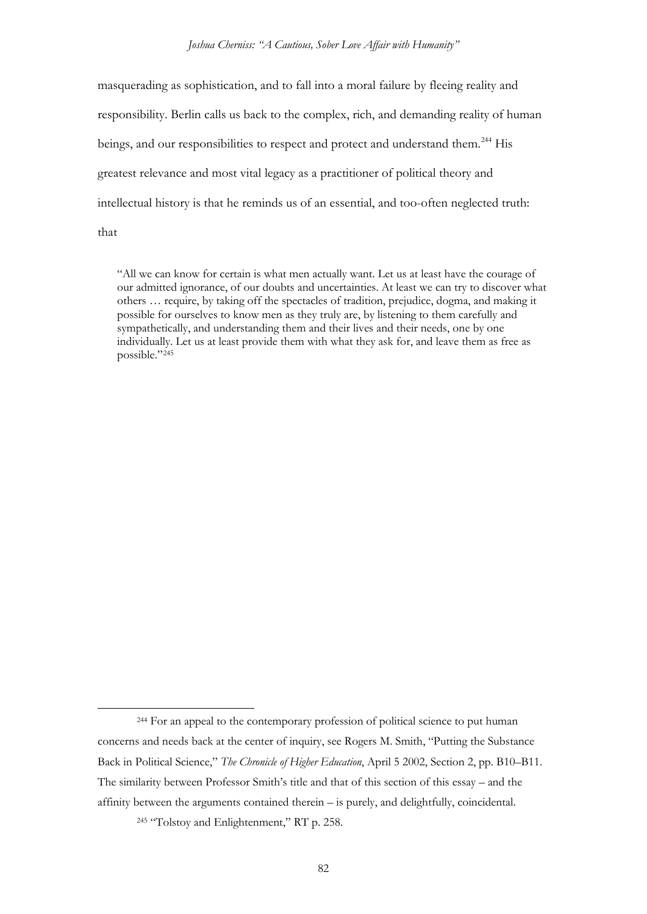masquerading as sophistication, and to fall into a moral failure by fleeing reality and responsibility. Berlin calls us back to the complex, rich, and demanding reality of human beings, and our responsibilities to respect and protect and understand them.[244] His greatest relevance and most vital legacy as a practitioner of political theory and intellectual history is that he reminds us of an essential, and too-often neglected truth: that

> "All we can know for certain is what men actually want. Let us at least have the courage of our admitted ignorance, of our doubts and uncertainties. At least we can try to discover what others … require, by taking off the spectacles of tradition, prejudice, dogma, and making it possible for ourselves to know men as they truly are, by listening to them carefully and sympathetically, and understanding them and their lives and their needs, one by one individually. Let us at least provide them with what they ask for, and leave them as free as possible."[245]

---

[244] For an appeal to the contemporary profession of political science to put human concerns and needs back at the center of inquiry, see Rogers M. Smith, "Putting the Substance Back in Political Science," *The Chronicle of Higher Education*, April 5 2002, Section 2, pp. B10–B11. The similarity between Professor Smith's title and that of this section of this essay – and the affinity between the arguments contained therein – is purely, and delightfully, coincidental.

[245] "Tolstoy and Enlightenment," RT p. 258.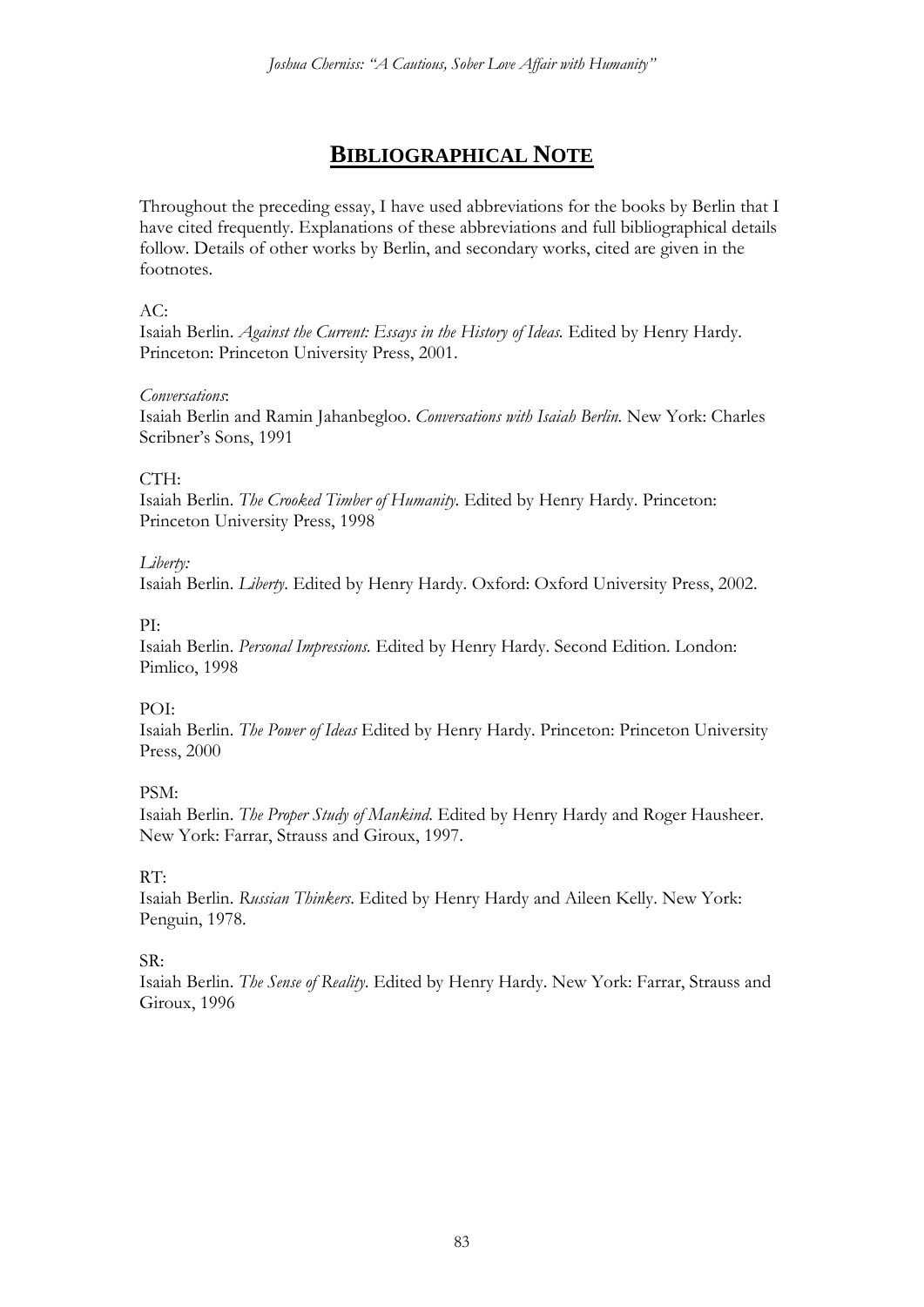# BIBLIOGRAPHICAL NOTE

Throughout the preceding essay, I have used abbreviations for the books by Berlin that I have cited frequently. Explanations of these abbreviations and full bibliographical details follow. Details of other works by Berlin, and secondary works, cited are given in the footnotes.

AC:
Isaiah Berlin. *Against the Current: Essays in the History of Ideas.* Edited by Henry Hardy. Princeton: Princeton University Press, 2001.

*Conversations*:
Isaiah Berlin and Ramin Jahanbegloo. *Conversations with Isaiah Berlin.* New York: Charles Scribner's Sons, 1991

CTH:
Isaiah Berlin. *The Crooked Timber of Humanity.* Edited by Henry Hardy. Princeton: Princeton University Press, 1998

*Liberty:*
Isaiah Berlin. *Liberty.* Edited by Henry Hardy. Oxford: Oxford University Press, 2002.

PI:
Isaiah Berlin. *Personal Impressions.* Edited by Henry Hardy. Second Edition. London: Pimlico, 1998

POI:
Isaiah Berlin. *The Power of Ideas* Edited by Henry Hardy. Princeton: Princeton University Press, 2000

PSM:
Isaiah Berlin. *The Proper Study of Mankind.* Edited by Henry Hardy and Roger Hausheer. New York: Farrar, Strauss and Giroux, 1997.

RT:
Isaiah Berlin. *Russian Thinkers.* Edited by Henry Hardy and Aileen Kelly. New York: Penguin, 1978.

SR:
Isaiah Berlin. *The Sense of Reality.* Edited by Henry Hardy. New York: Farrar, Strauss and Giroux, 1996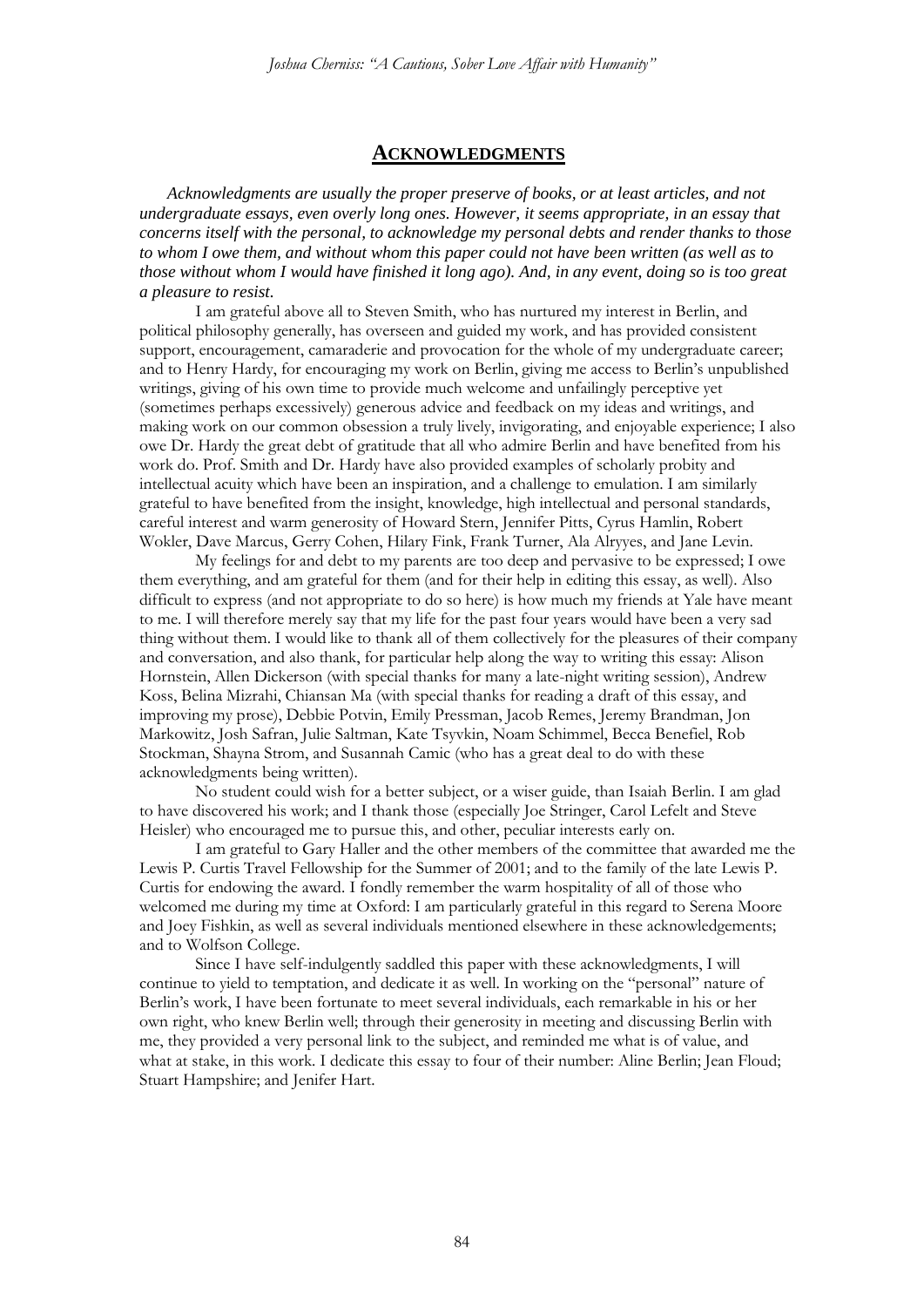## ACKNOWLEDGMENTS

***Acknowledgments are usually the proper preserve of books, or at least articles, and not undergraduate essays, even overly long ones. However, it seems appropriate, in an essay that concerns itself with the personal, to acknowledge my personal debts and render thanks to those to whom I owe them, and without whom this paper could not have been written (as well as to those without whom I would have finished it long ago). And, in any event, doing so is too great a pleasure to resist.***

I am grateful above all to Steven Smith, who has nurtured my interest in Berlin, and political philosophy generally, has overseen and guided my work, and has provided consistent support, encouragement, camaraderie and provocation for the whole of my undergraduate career; and to Henry Hardy, for encouraging my work on Berlin, giving me access to Berlin's unpublished writings, giving of his own time to provide much welcome and unfailingly perceptive yet (sometimes perhaps excessively) generous advice and feedback on my ideas and writings, and making work on our common obsession a truly lively, invigorating, and enjoyable experience; I also owe Dr. Hardy the great debt of gratitude that all who admire Berlin and have benefited from his work do. Prof. Smith and Dr. Hardy have also provided examples of scholarly probity and intellectual acuity which have been an inspiration, and a challenge to emulation. I am similarly grateful to have benefited from the insight, knowledge, high intellectual and personal standards, careful interest and warm generosity of Howard Stern, Jennifer Pitts, Cyrus Hamlin, Robert Wokler, Dave Marcus, Gerry Cohen, Hilary Fink, Frank Turner, Ala Alryyes, and Jane Levin.

My feelings for and debt to my parents are too deep and pervasive to be expressed; I owe them everything, and am grateful for them (and for their help in editing this essay, as well). Also difficult to express (and not appropriate to do so here) is how much my friends at Yale have meant to me. I will therefore merely say that my life for the past four years would have been a very sad thing without them. I would like to thank all of them collectively for the pleasures of their company and conversation, and also thank, for particular help along the way to writing this essay: Alison Hornstein, Allen Dickerson (with special thanks for many a late-night writing session), Andrew Koss, Belina Mizrahi, Chiansan Ma (with special thanks for reading a draft of this essay, and improving my prose), Debbie Potvin, Emily Pressman, Jacob Remes, Jeremy Brandman, Jon Markowitz, Josh Safran, Julie Saltman, Kate Tsyvkin, Noam Schimmel, Becca Benefiel, Rob Stockman, Shayna Strom, and Susannah Camic (who has a great deal to do with these acknowledgments being written).

No student could wish for a better subject, or a wiser guide, than Isaiah Berlin. I am glad to have discovered his work; and I thank those (especially Joe Stringer, Carol Lefelt and Steve Heisler) who encouraged me to pursue this, and other, peculiar interests early on.

I am grateful to Gary Haller and the other members of the committee that awarded me the Lewis P. Curtis Travel Fellowship for the Summer of 2001; and to the family of the late Lewis P. Curtis for endowing the award. I fondly remember the warm hospitality of all of those who welcomed me during my time at Oxford: I am particularly grateful in this regard to Serena Moore and Joey Fishkin, as well as several individuals mentioned elsewhere in these acknowledgements; and to Wolfson College.

Since I have self-indulgently saddled this paper with these acknowledgments, I will continue to yield to temptation, and dedicate it as well. In working on the "personal" nature of Berlin's work, I have been fortunate to meet several individuals, each remarkable in his or her own right, who knew Berlin well; through their generosity in meeting and discussing Berlin with me, they provided a very personal link to the subject, and reminded me what is of value, and what at stake, in this work. I dedicate this essay to four of their number: Aline Berlin; Jean Floud; Stuart Hampshire; and Jenifer Hart.